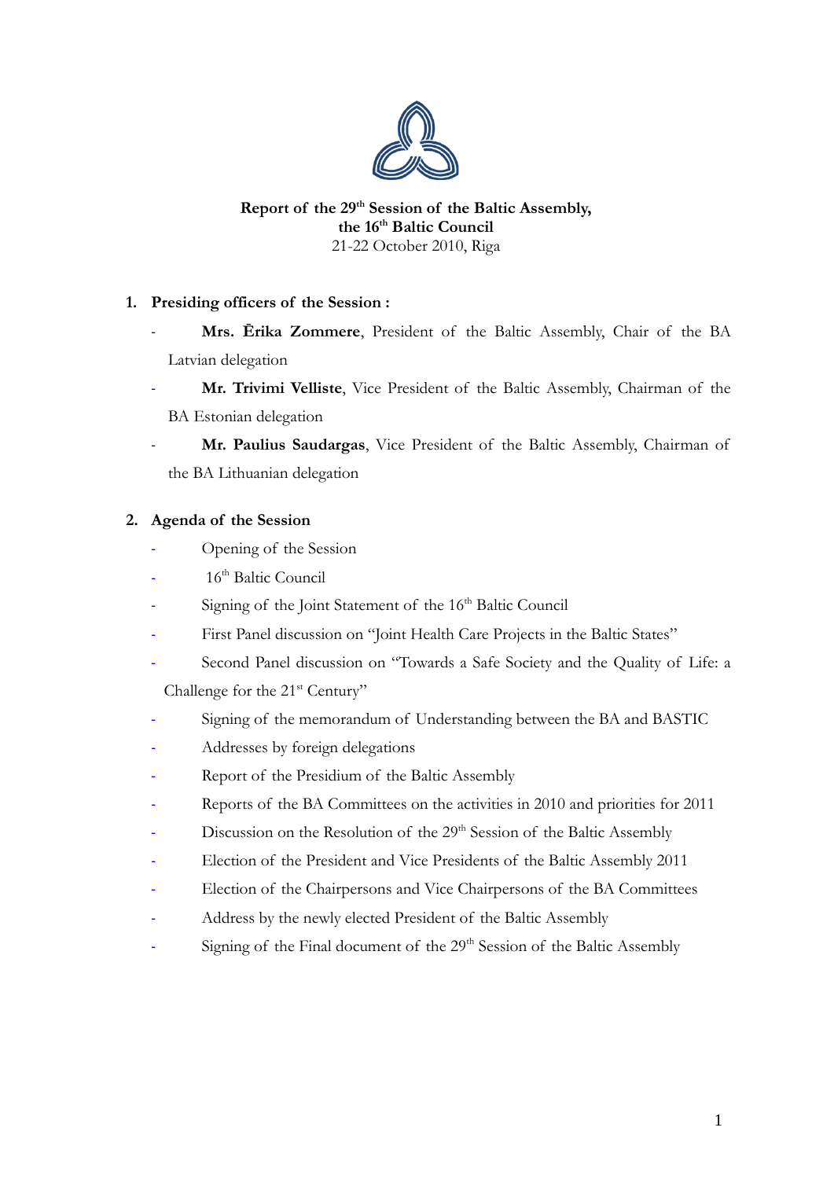**Report of the 29th Session of the Baltic Assembly,**
**the 16th Baltic Council**
21-22 October 2010, Riga

1. **Presiding officers of the Session :**
   - **Mrs. Ērika Zommere**, President of the Baltic Assembly, Chair of the BA Latvian delegation
   - **Mr. Trivimi Velliste**, Vice President of the Baltic Assembly, Chairman of the BA Estonian delegation
   - **Mr. Paulius Saudargas**, Vice President of the Baltic Assembly, Chairman of the BA Lithuanian delegation

2. **Agenda of the Session**
   - Opening of the Session
   - 16th Baltic Council
   - Signing of the Joint Statement of the 16th Baltic Council
   - First Panel discussion on "Joint Health Care Projects in the Baltic States"
   - Second Panel discussion on "Towards a Safe Society and the Quality of Life: a Challenge for the 21st Century"
   - Signing of the memorandum of Understanding between the BA and BASTIC
   - Addresses by foreign delegations
   - Report of the Presidium of the Baltic Assembly
   - Reports of the BA Committees on the activities in 2010 and priorities for 2011
   - Discussion on the Resolution of the 29th Session of the Baltic Assembly
   - Election of the President and Vice Presidents of the Baltic Assembly 2011
   - Election of the Chairpersons and Vice Chairpersons of the BA Committees
   - Address by the newly elected President of the Baltic Assembly
   - Signing of the Final document of the 29th Session of the Baltic Assembly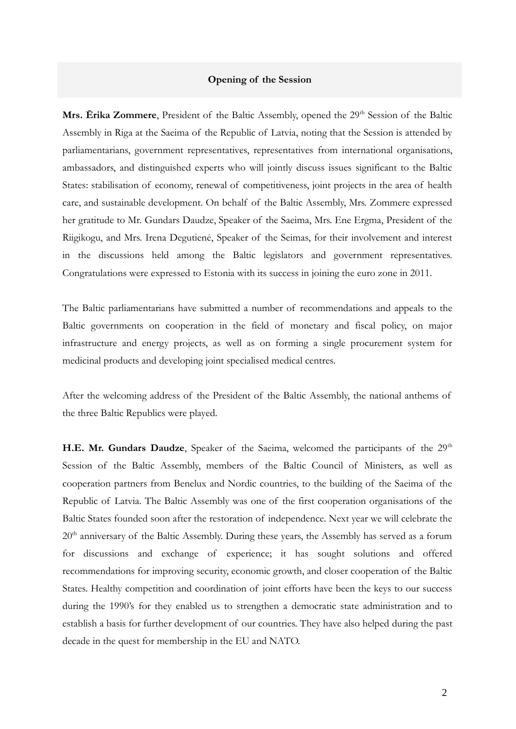## Opening of the Session

**Mrs. Ērika Zommere**, President of the Baltic Assembly, opened the 29th Session of the Baltic Assembly in Riga at the Saeima of the Republic of Latvia, noting that the Session is attended by parliamentarians, government representatives, representatives from international organisations, ambassadors, and distinguished experts who will jointly discuss issues significant to the Baltic States: stabilisation of economy, renewal of competitiveness, joint projects in the area of health care, and sustainable development. On behalf of the Baltic Assembly, Mrs. Zommere expressed her gratitude to Mr. Gundars Daudze, Speaker of the Saeima, Mrs. Ene Ergma, President of the Riigikogu, and Mrs. Irena Degutienė, Speaker of the Seimas, for their involvement and interest in the discussions held among the Baltic legislators and government representatives. Congratulations were expressed to Estonia with its success in joining the euro zone in 2011.

The Baltic parliamentarians have submitted a number of recommendations and appeals to the Baltic governments on cooperation in the field of monetary and fiscal policy, on major infrastructure and energy projects, as well as on forming a single procurement system for medicinal products and developing joint specialised medical centres.

After the welcoming address of the President of the Baltic Assembly, the national anthems of the three Baltic Republics were played.

**H.E. Mr. Gundars Daudze**, Speaker of the Saeima, welcomed the participants of the 29th Session of the Baltic Assembly, members of the Baltic Council of Ministers, as well as cooperation partners from Benelux and Nordic countries, to the building of the Saeima of the Republic of Latvia. The Baltic Assembly was one of the first cooperation organisations of the Baltic States founded soon after the restoration of independence. Next year we will celebrate the 20th anniversary of the Baltic Assembly. During these years, the Assembly has served as a forum for discussions and exchange of experience; it has sought solutions and offered recommendations for improving security, economic growth, and closer cooperation of the Baltic States. Healthy competition and coordination of joint efforts have been the keys to our success during the 1990's for they enabled us to strengthen a democratic state administration and to establish a basis for further development of our countries. They have also helped during the past decade in the quest for membership in the EU and NATO.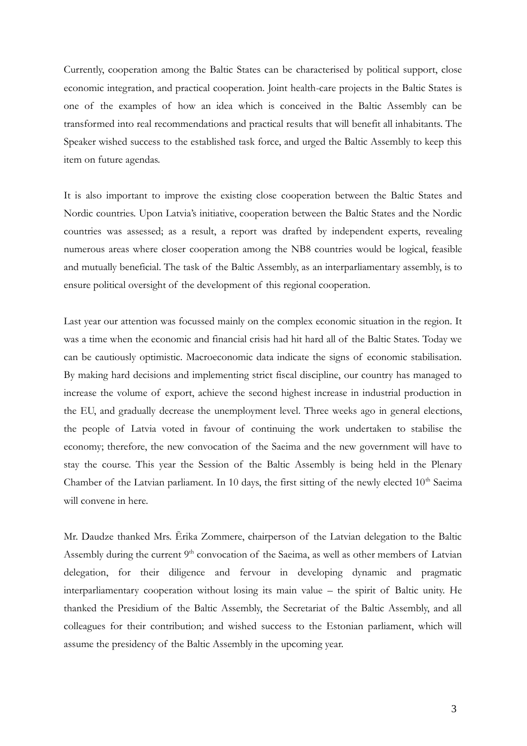Currently, cooperation among the Baltic States can be characterised by political support, close economic integration, and practical cooperation. Joint health-care projects in the Baltic States is one of the examples of how an idea which is conceived in the Baltic Assembly can be transformed into real recommendations and practical results that will benefit all inhabitants. The Speaker wished success to the established task force, and urged the Baltic Assembly to keep this item on future agendas.

It is also important to improve the existing close cooperation between the Baltic States and Nordic countries. Upon Latvia's initiative, cooperation between the Baltic States and the Nordic countries was assessed; as a result, a report was drafted by independent experts, revealing numerous areas where closer cooperation among the NB8 countries would be logical, feasible and mutually beneficial. The task of the Baltic Assembly, as an interparliamentary assembly, is to ensure political oversight of the development of this regional cooperation.

Last year our attention was focussed mainly on the complex economic situation in the region. It was a time when the economic and financial crisis had hit hard all of the Baltic States. Today we can be cautiously optimistic. Macroeconomic data indicate the signs of economic stabilisation. By making hard decisions and implementing strict fiscal discipline, our country has managed to increase the volume of export, achieve the second highest increase in industrial production in the EU, and gradually decrease the unemployment level. Three weeks ago in general elections, the people of Latvia voted in favour of continuing the work undertaken to stabilise the economy; therefore, the new convocation of the Saeima and the new government will have to stay the course. This year the Session of the Baltic Assembly is being held in the Plenary Chamber of the Latvian parliament. In 10 days, the first sitting of the newly elected 10th Saeima will convene in here.

Mr. Daudze thanked Mrs. Ērika Zommere, chairperson of the Latvian delegation to the Baltic Assembly during the current 9th convocation of the Saeima, as well as other members of Latvian delegation, for their diligence and fervour in developing dynamic and pragmatic interparliamentary cooperation without losing its main value – the spirit of Baltic unity. He thanked the Presidium of the Baltic Assembly, the Secretariat of the Baltic Assembly, and all colleagues for their contribution; and wished success to the Estonian parliament, which will assume the presidency of the Baltic Assembly in the upcoming year.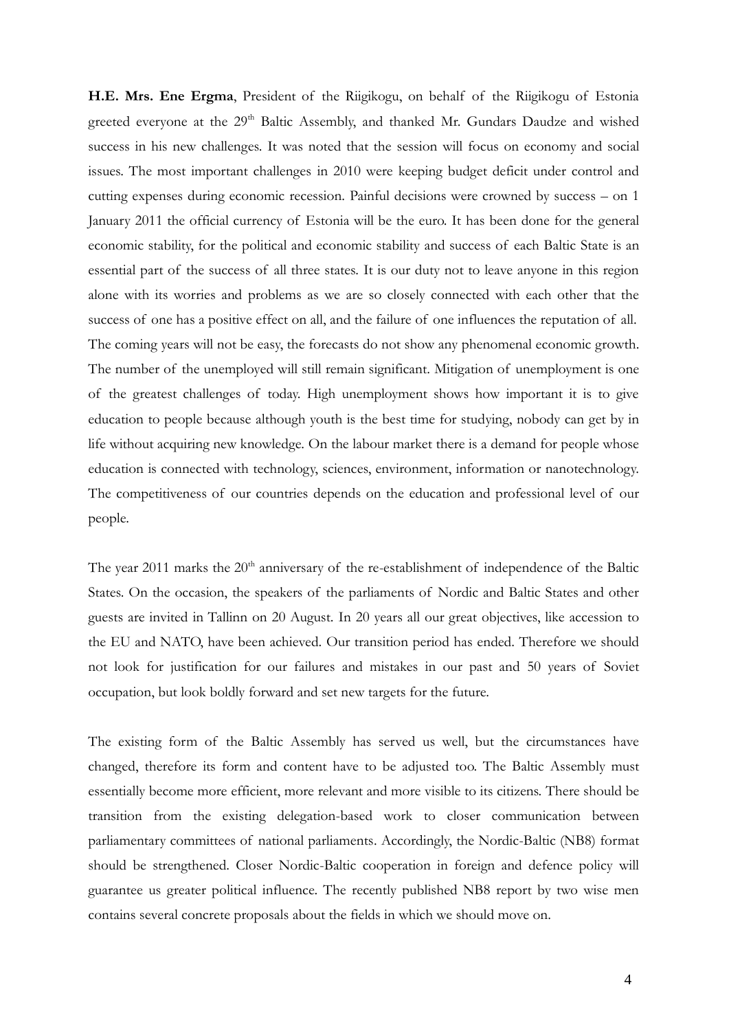**H.E. Mrs. Ene Ergma**, President of the Riigikogu, on behalf of the Riigikogu of Estonia greeted everyone at the 29th Baltic Assembly, and thanked Mr. Gundars Daudze and wished success in his new challenges. It was noted that the session will focus on economy and social issues. The most important challenges in 2010 were keeping budget deficit under control and cutting expenses during economic recession. Painful decisions were crowned by success – on 1 January 2011 the official currency of Estonia will be the euro. It has been done for the general economic stability, for the political and economic stability and success of each Baltic State is an essential part of the success of all three states. It is our duty not to leave anyone in this region alone with its worries and problems as we are so closely connected with each other that the success of one has a positive effect on all, and the failure of one influences the reputation of all. The coming years will not be easy, the forecasts do not show any phenomenal economic growth. The number of the unemployed will still remain significant. Mitigation of unemployment is one of the greatest challenges of today. High unemployment shows how important it is to give education to people because although youth is the best time for studying, nobody can get by in life without acquiring new knowledge. On the labour market there is a demand for people whose education is connected with technology, sciences, environment, information or nanotechnology. The competitiveness of our countries depends on the education and professional level of our people.

The year 2011 marks the 20th anniversary of the re-establishment of independence of the Baltic States. On the occasion, the speakers of the parliaments of Nordic and Baltic States and other guests are invited in Tallinn on 20 August. In 20 years all our great objectives, like accession to the EU and NATO, have been achieved. Our transition period has ended. Therefore we should not look for justification for our failures and mistakes in our past and 50 years of Soviet occupation, but look boldly forward and set new targets for the future.

The existing form of the Baltic Assembly has served us well, but the circumstances have changed, therefore its form and content have to be adjusted too. The Baltic Assembly must essentially become more efficient, more relevant and more visible to its citizens. There should be transition from the existing delegation-based work to closer communication between parliamentary committees of national parliaments. Accordingly, the Nordic-Baltic (NB8) format should be strengthened. Closer Nordic-Baltic cooperation in foreign and defence policy will guarantee us greater political influence. The recently published NB8 report by two wise men contains several concrete proposals about the fields in which we should move on.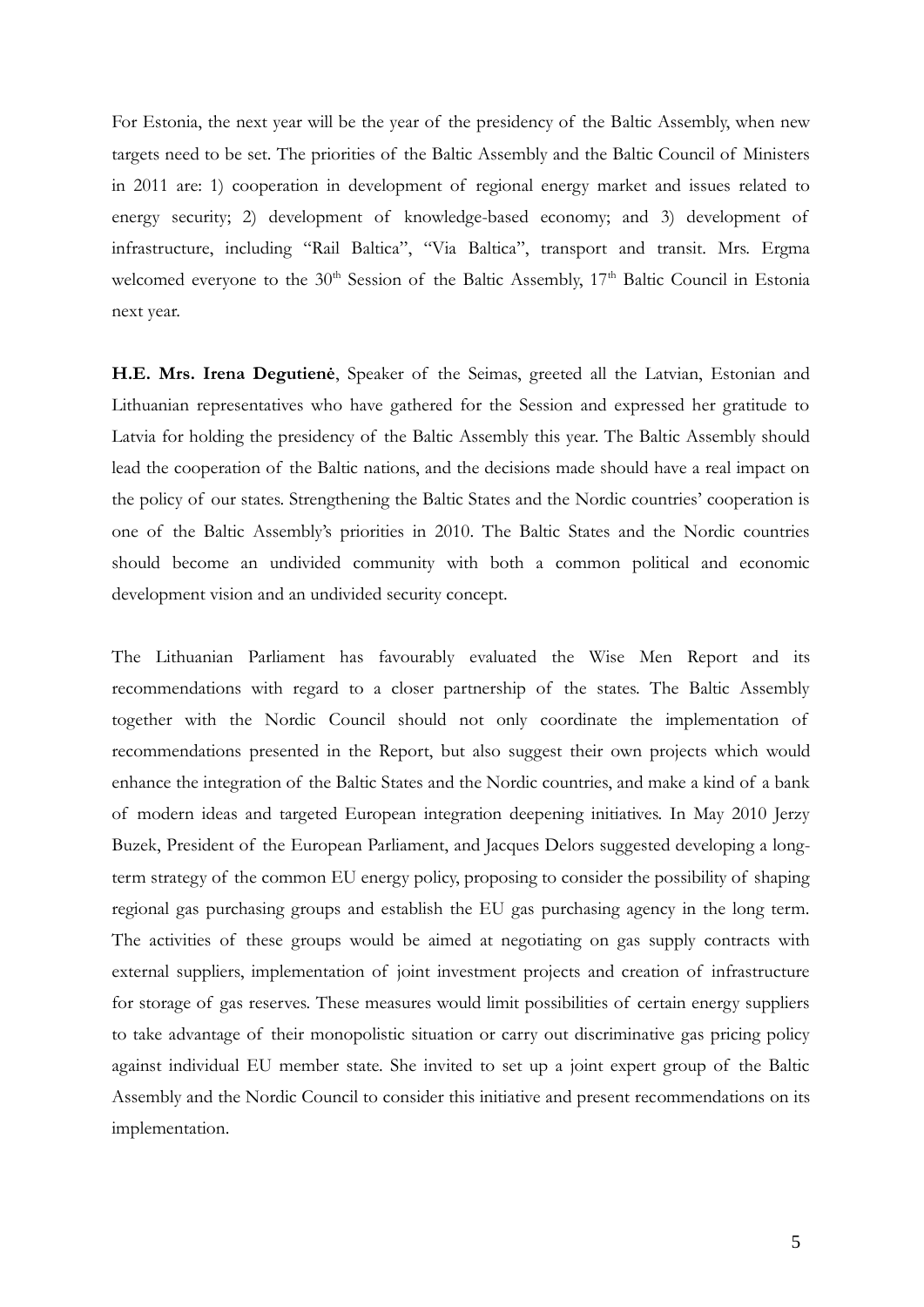For Estonia, the next year will be the year of the presidency of the Baltic Assembly, when new targets need to be set. The priorities of the Baltic Assembly and the Baltic Council of Ministers in 2011 are: 1) cooperation in development of regional energy market and issues related to energy security; 2) development of knowledge-based economy; and 3) development of infrastructure, including "Rail Baltica", "Via Baltica", transport and transit. Mrs. Ergma welcomed everyone to the 30th Session of the Baltic Assembly, 17th Baltic Council in Estonia next year.

**H.E. Mrs. Irena Degutienė**, Speaker of the Seimas, greeted all the Latvian, Estonian and Lithuanian representatives who have gathered for the Session and expressed her gratitude to Latvia for holding the presidency of the Baltic Assembly this year. The Baltic Assembly should lead the cooperation of the Baltic nations, and the decisions made should have a real impact on the policy of our states. Strengthening the Baltic States and the Nordic countries' cooperation is one of the Baltic Assembly's priorities in 2010. The Baltic States and the Nordic countries should become an undivided community with both a common political and economic development vision and an undivided security concept.

The Lithuanian Parliament has favourably evaluated the Wise Men Report and its recommendations with regard to a closer partnership of the states. The Baltic Assembly together with the Nordic Council should not only coordinate the implementation of recommendations presented in the Report, but also suggest their own projects which would enhance the integration of the Baltic States and the Nordic countries, and make a kind of a bank of modern ideas and targeted European integration deepening initiatives. In May 2010 Jerzy Buzek, President of the European Parliament, and Jacques Delors suggested developing a long-term strategy of the common EU energy policy, proposing to consider the possibility of shaping regional gas purchasing groups and establish the EU gas purchasing agency in the long term. The activities of these groups would be aimed at negotiating on gas supply contracts with external suppliers, implementation of joint investment projects and creation of infrastructure for storage of gas reserves. These measures would limit possibilities of certain energy suppliers to take advantage of their monopolistic situation or carry out discriminative gas pricing policy against individual EU member state. She invited to set up a joint expert group of the Baltic Assembly and the Nordic Council to consider this initiative and present recommendations on its implementation.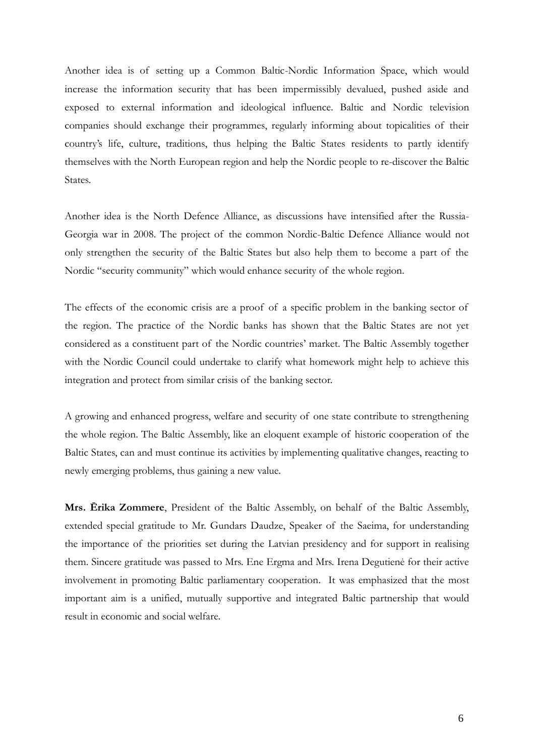Another idea is of setting up a Common Baltic-Nordic Information Space, which would increase the information security that has been impermissibly devalued, pushed aside and exposed to external information and ideological influence. Baltic and Nordic television companies should exchange their programmes, regularly informing about topicalities of their country's life, culture, traditions, thus helping the Baltic States residents to partly identify themselves with the North European region and help the Nordic people to re-discover the Baltic States.

Another idea is the North Defence Alliance, as discussions have intensified after the Russia-Georgia war in 2008. The project of the common Nordic-Baltic Defence Alliance would not only strengthen the security of the Baltic States but also help them to become a part of the Nordic "security community" which would enhance security of the whole region.

The effects of the economic crisis are a proof of a specific problem in the banking sector of the region. The practice of the Nordic banks has shown that the Baltic States are not yet considered as a constituent part of the Nordic countries' market. The Baltic Assembly together with the Nordic Council could undertake to clarify what homework might help to achieve this integration and protect from similar crisis of the banking sector.

A growing and enhanced progress, welfare and security of one state contribute to strengthening the whole region. The Baltic Assembly, like an eloquent example of historic cooperation of the Baltic States, can and must continue its activities by implementing qualitative changes, reacting to newly emerging problems, thus gaining a new value.

**Mrs. Ērika Zommere**, President of the Baltic Assembly, on behalf of the Baltic Assembly, extended special gratitude to Mr. Gundars Daudze, Speaker of the Saeima, for understanding the importance of the priorities set during the Latvian presidency and for support in realising them. Sincere gratitude was passed to Mrs. Ene Ergma and Mrs. Irena Degutienė for their active involvement in promoting Baltic parliamentary cooperation. It was emphasized that the most important aim is a unified, mutually supportive and integrated Baltic partnership that would result in economic and social welfare.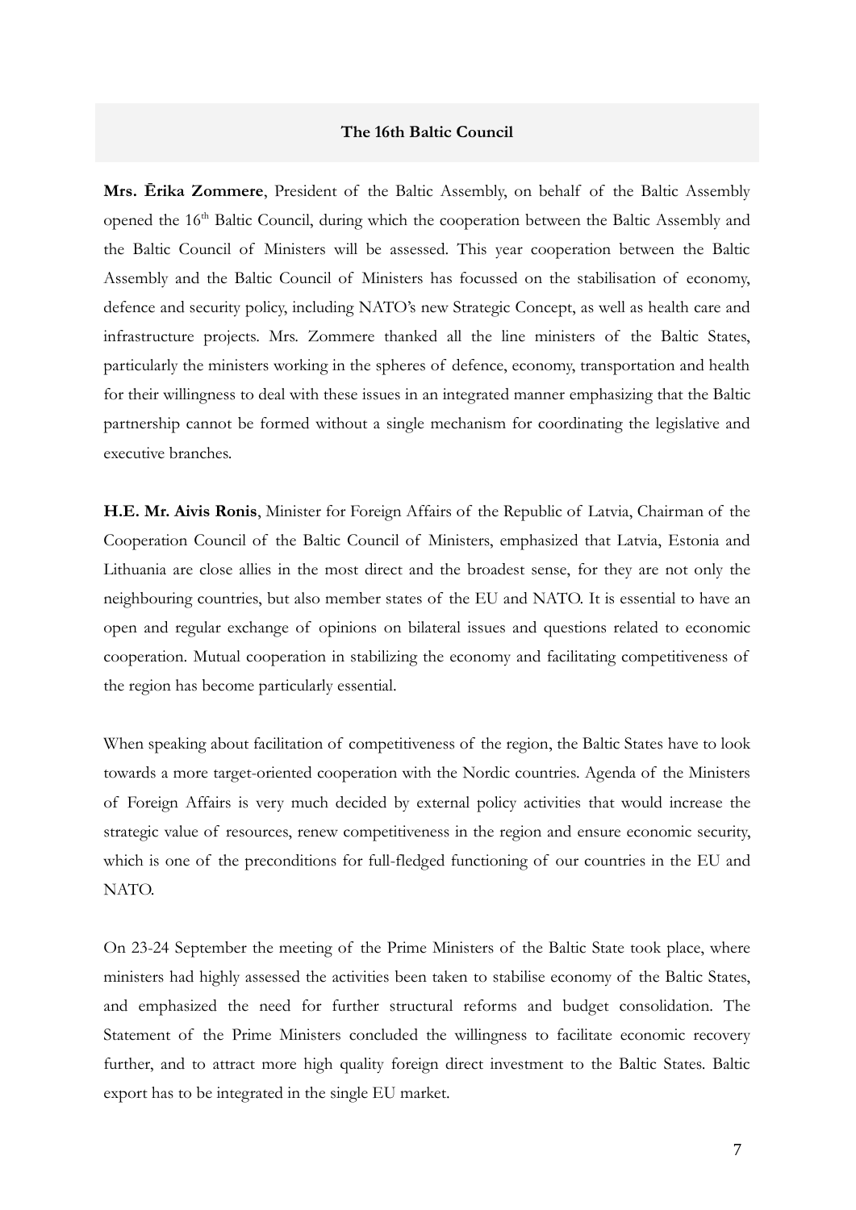## The 16th Baltic Council

**Mrs. Ērika Zommere**, President of the Baltic Assembly, on behalf of the Baltic Assembly opened the 16th Baltic Council, during which the cooperation between the Baltic Assembly and the Baltic Council of Ministers will be assessed. This year cooperation between the Baltic Assembly and the Baltic Council of Ministers has focussed on the stabilisation of economy, defence and security policy, including NATO's new Strategic Concept, as well as health care and infrastructure projects. Mrs. Zommere thanked all the line ministers of the Baltic States, particularly the ministers working in the spheres of defence, economy, transportation and health for their willingness to deal with these issues in an integrated manner emphasizing that the Baltic partnership cannot be formed without a single mechanism for coordinating the legislative and executive branches.

**H.E. Mr. Aivis Ronis**, Minister for Foreign Affairs of the Republic of Latvia, Chairman of the Cooperation Council of the Baltic Council of Ministers, emphasized that Latvia, Estonia and Lithuania are close allies in the most direct and the broadest sense, for they are not only the neighbouring countries, but also member states of the EU and NATO. It is essential to have an open and regular exchange of opinions on bilateral issues and questions related to economic cooperation. Mutual cooperation in stabilizing the economy and facilitating competitiveness of the region has become particularly essential.

When speaking about facilitation of competitiveness of the region, the Baltic States have to look towards a more target-oriented cooperation with the Nordic countries. Agenda of the Ministers of Foreign Affairs is very much decided by external policy activities that would increase the strategic value of resources, renew competitiveness in the region and ensure economic security, which is one of the preconditions for full-fledged functioning of our countries in the EU and NATO.

On 23-24 September the meeting of the Prime Ministers of the Baltic State took place, where ministers had highly assessed the activities been taken to stabilise economy of the Baltic States, and emphasized the need for further structural reforms and budget consolidation. The Statement of the Prime Ministers concluded the willingness to facilitate economic recovery further, and to attract more high quality foreign direct investment to the Baltic States. Baltic export has to be integrated in the single EU market.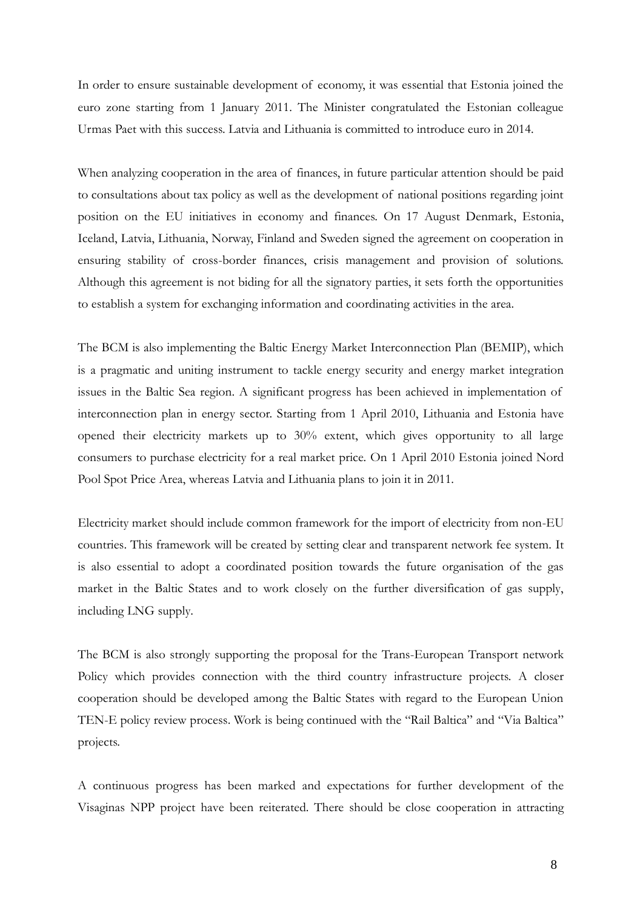In order to ensure sustainable development of economy, it was essential that Estonia joined the euro zone starting from 1 January 2011. The Minister congratulated the Estonian colleague Urmas Paet with this success. Latvia and Lithuania is committed to introduce euro in 2014.

When analyzing cooperation in the area of finances, in future particular attention should be paid to consultations about tax policy as well as the development of national positions regarding joint position on the EU initiatives in economy and finances. On 17 August Denmark, Estonia, Iceland, Latvia, Lithuania, Norway, Finland and Sweden signed the agreement on cooperation in ensuring stability of cross-border finances, crisis management and provision of solutions. Although this agreement is not biding for all the signatory parties, it sets forth the opportunities to establish a system for exchanging information and coordinating activities in the area.

The BCM is also implementing the Baltic Energy Market Interconnection Plan (BEMIP), which is a pragmatic and uniting instrument to tackle energy security and energy market integration issues in the Baltic Sea region. A significant progress has been achieved in implementation of interconnection plan in energy sector. Starting from 1 April 2010, Lithuania and Estonia have opened their electricity markets up to 30% extent, which gives opportunity to all large consumers to purchase electricity for a real market price. On 1 April 2010 Estonia joined Nord Pool Spot Price Area, whereas Latvia and Lithuania plans to join it in 2011.

Electricity market should include common framework for the import of electricity from non-EU countries. This framework will be created by setting clear and transparent network fee system. It is also essential to adopt a coordinated position towards the future organisation of the gas market in the Baltic States and to work closely on the further diversification of gas supply, including LNG supply.

The BCM is also strongly supporting the proposal for the Trans-European Transport network Policy which provides connection with the third country infrastructure projects. A closer cooperation should be developed among the Baltic States with regard to the European Union TEN-E policy review process. Work is being continued with the "Rail Baltica" and "Via Baltica" projects.

A continuous progress has been marked and expectations for further development of the Visaginas NPP project have been reiterated. There should be close cooperation in attracting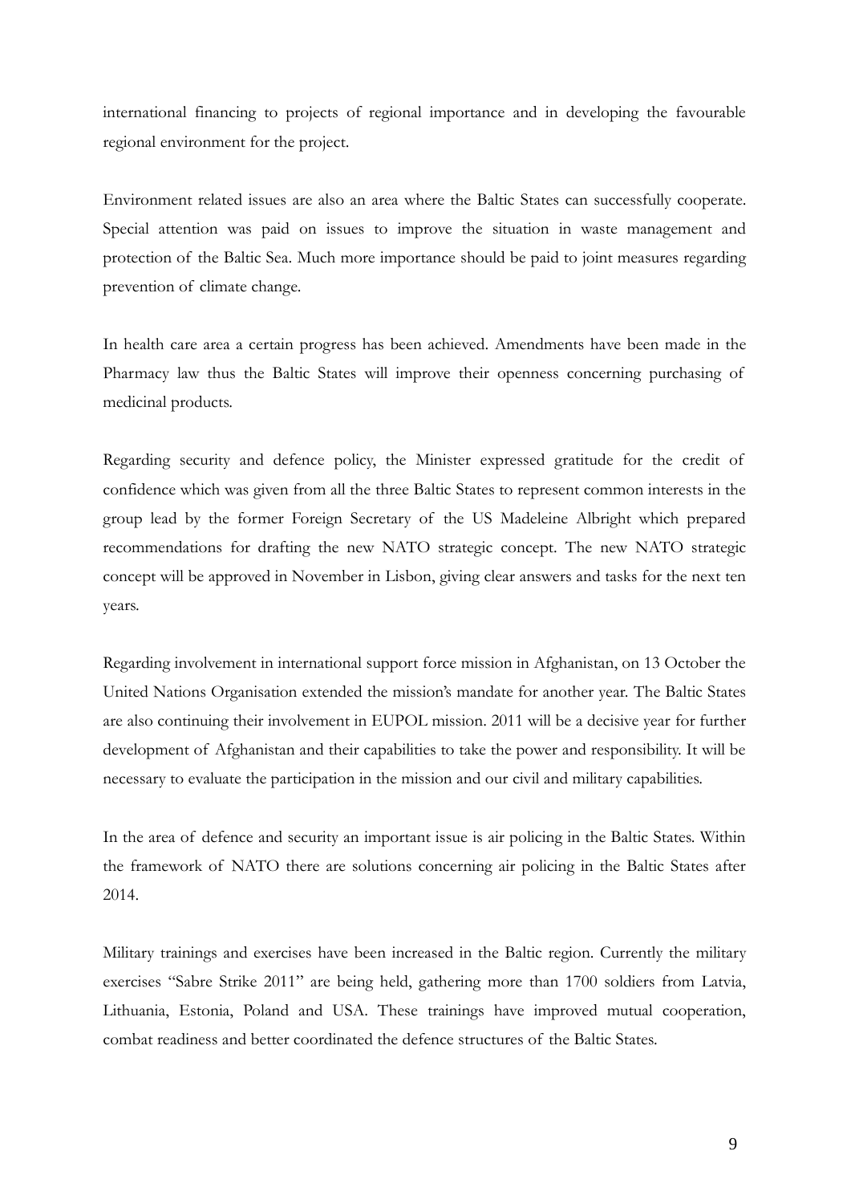international financing to projects of regional importance and in developing the favourable regional environment for the project.

Environment related issues are also an area where the Baltic States can successfully cooperate. Special attention was paid on issues to improve the situation in waste management and protection of the Baltic Sea. Much more importance should be paid to joint measures regarding prevention of climate change.

In health care area a certain progress has been achieved. Amendments have been made in the Pharmacy law thus the Baltic States will improve their openness concerning purchasing of medicinal products.

Regarding security and defence policy, the Minister expressed gratitude for the credit of confidence which was given from all the three Baltic States to represent common interests in the group lead by the former Foreign Secretary of the US Madeleine Albright which prepared recommendations for drafting the new NATO strategic concept. The new NATO strategic concept will be approved in November in Lisbon, giving clear answers and tasks for the next ten years.

Regarding involvement in international support force mission in Afghanistan, on 13 October the United Nations Organisation extended the mission's mandate for another year. The Baltic States are also continuing their involvement in EUPOL mission. 2011 will be a decisive year for further development of Afghanistan and their capabilities to take the power and responsibility. It will be necessary to evaluate the participation in the mission and our civil and military capabilities.

In the area of defence and security an important issue is air policing in the Baltic States. Within the framework of NATO there are solutions concerning air policing in the Baltic States after 2014.

Military trainings and exercises have been increased in the Baltic region. Currently the military exercises "Sabre Strike 2011" are being held, gathering more than 1700 soldiers from Latvia, Lithuania, Estonia, Poland and USA. These trainings have improved mutual cooperation, combat readiness and better coordinated the defence structures of the Baltic States.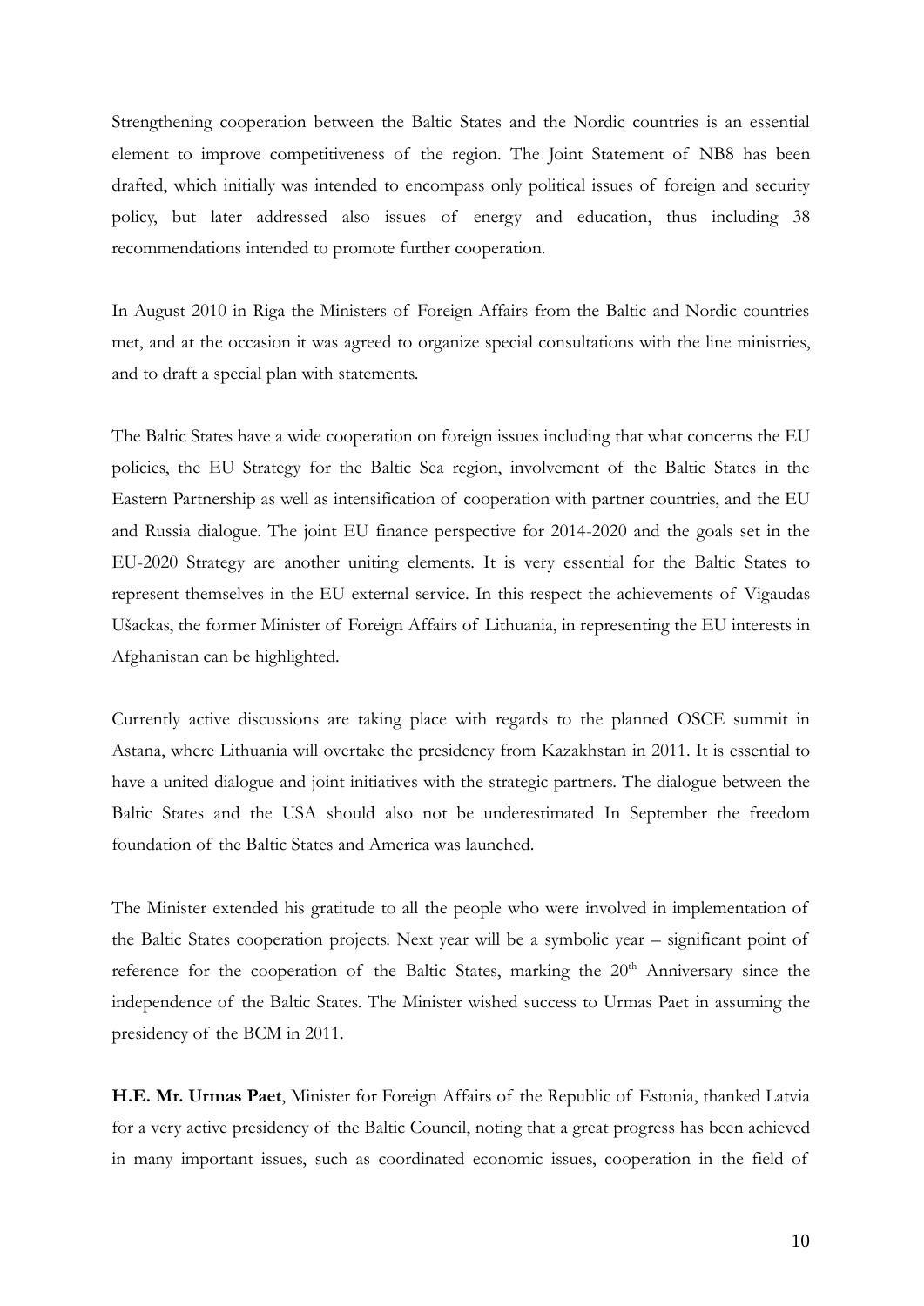Strengthening cooperation between the Baltic States and the Nordic countries is an essential element to improve competitiveness of the region. The Joint Statement of NB8 has been drafted, which initially was intended to encompass only political issues of foreign and security policy, but later addressed also issues of energy and education, thus including 38 recommendations intended to promote further cooperation.

In August 2010 in Riga the Ministers of Foreign Affairs from the Baltic and Nordic countries met, and at the occasion it was agreed to organize special consultations with the line ministries, and to draft a special plan with statements.

The Baltic States have a wide cooperation on foreign issues including that what concerns the EU policies, the EU Strategy for the Baltic Sea region, involvement of the Baltic States in the Eastern Partnership as well as intensification of cooperation with partner countries, and the EU and Russia dialogue. The joint EU finance perspective for 2014-2020 and the goals set in the EU-2020 Strategy are another uniting elements. It is very essential for the Baltic States to represent themselves in the EU external service. In this respect the achievements of Vigaudas Ušackas, the former Minister of Foreign Affairs of Lithuania, in representing the EU interests in Afghanistan can be highlighted.

Currently active discussions are taking place with regards to the planned OSCE summit in Astana, where Lithuania will overtake the presidency from Kazakhstan in 2011. It is essential to have a united dialogue and joint initiatives with the strategic partners. The dialogue between the Baltic States and the USA should also not be underestimated In September the freedom foundation of the Baltic States and America was launched.

The Minister extended his gratitude to all the people who were involved in implementation of the Baltic States cooperation projects. Next year will be a symbolic year – significant point of reference for the cooperation of the Baltic States, marking the 20th Anniversary since the independence of the Baltic States. The Minister wished success to Urmas Paet in assuming the presidency of the BCM in 2011.

**H.E. Mr. Urmas Paet**, Minister for Foreign Affairs of the Republic of Estonia, thanked Latvia for a very active presidency of the Baltic Council, noting that a great progress has been achieved in many important issues, such as coordinated economic issues, cooperation in the field of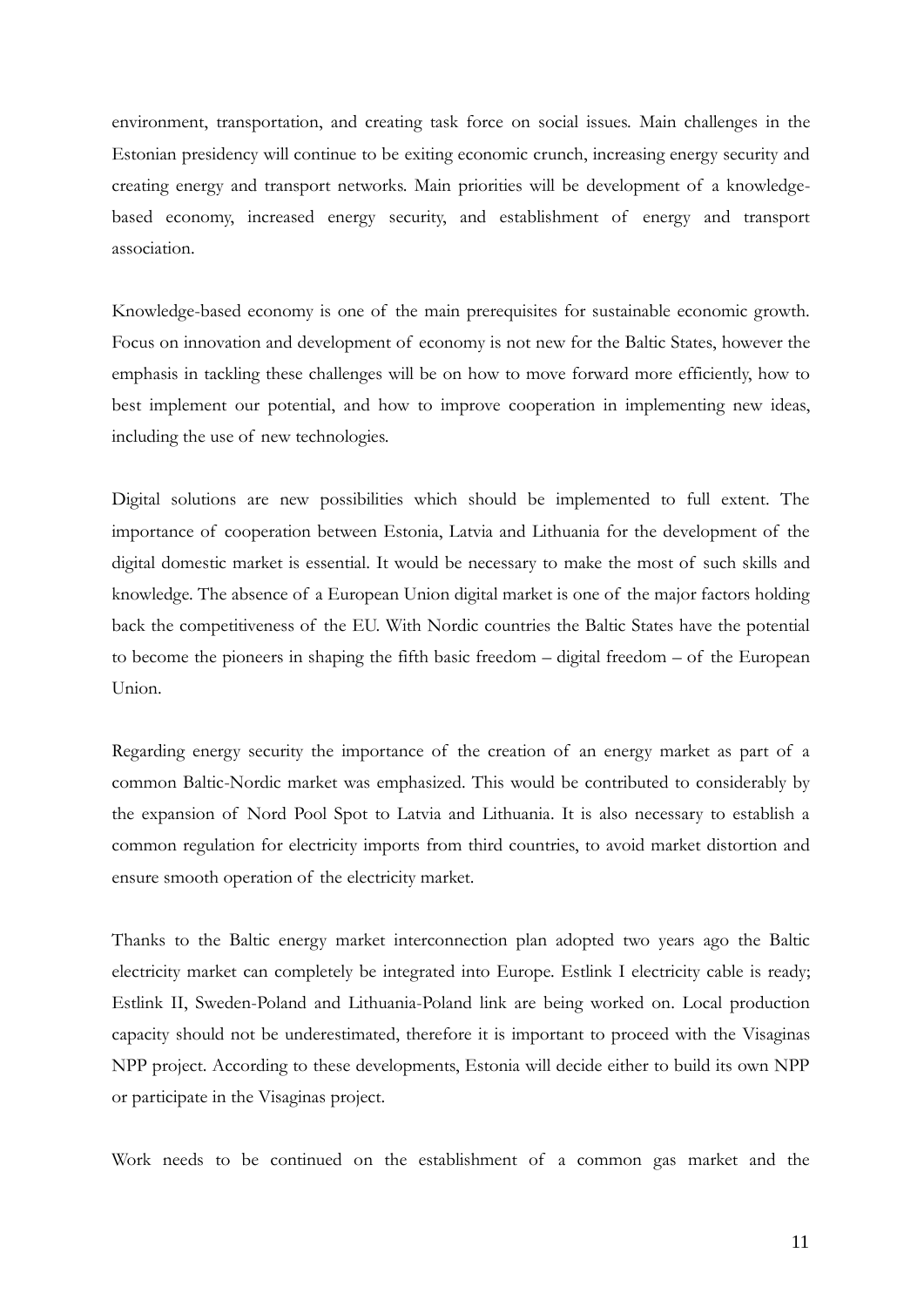environment, transportation, and creating task force on social issues. Main challenges in the Estonian presidency will continue to be exiting economic crunch, increasing energy security and creating energy and transport networks. Main priorities will be development of a knowledge-based economy, increased energy security, and establishment of energy and transport association.

Knowledge-based economy is one of the main prerequisites for sustainable economic growth. Focus on innovation and development of economy is not new for the Baltic States, however the emphasis in tackling these challenges will be on how to move forward more efficiently, how to best implement our potential, and how to improve cooperation in implementing new ideas, including the use of new technologies.

Digital solutions are new possibilities which should be implemented to full extent. The importance of cooperation between Estonia, Latvia and Lithuania for the development of the digital domestic market is essential. It would be necessary to make the most of such skills and knowledge. The absence of a European Union digital market is one of the major factors holding back the competitiveness of the EU. With Nordic countries the Baltic States have the potential to become the pioneers in shaping the fifth basic freedom – digital freedom – of the European Union.

Regarding energy security the importance of the creation of an energy market as part of a common Baltic-Nordic market was emphasized. This would be contributed to considerably by the expansion of Nord Pool Spot to Latvia and Lithuania. It is also necessary to establish a common regulation for electricity imports from third countries, to avoid market distortion and ensure smooth operation of the electricity market.

Thanks to the Baltic energy market interconnection plan adopted two years ago the Baltic electricity market can completely be integrated into Europe. Estlink I electricity cable is ready; Estlink II, Sweden-Poland and Lithuania-Poland link are being worked on. Local production capacity should not be underestimated, therefore it is important to proceed with the Visaginas NPP project. According to these developments, Estonia will decide either to build its own NPP or participate in the Visaginas project.

Work needs to be continued on the establishment of a common gas market and the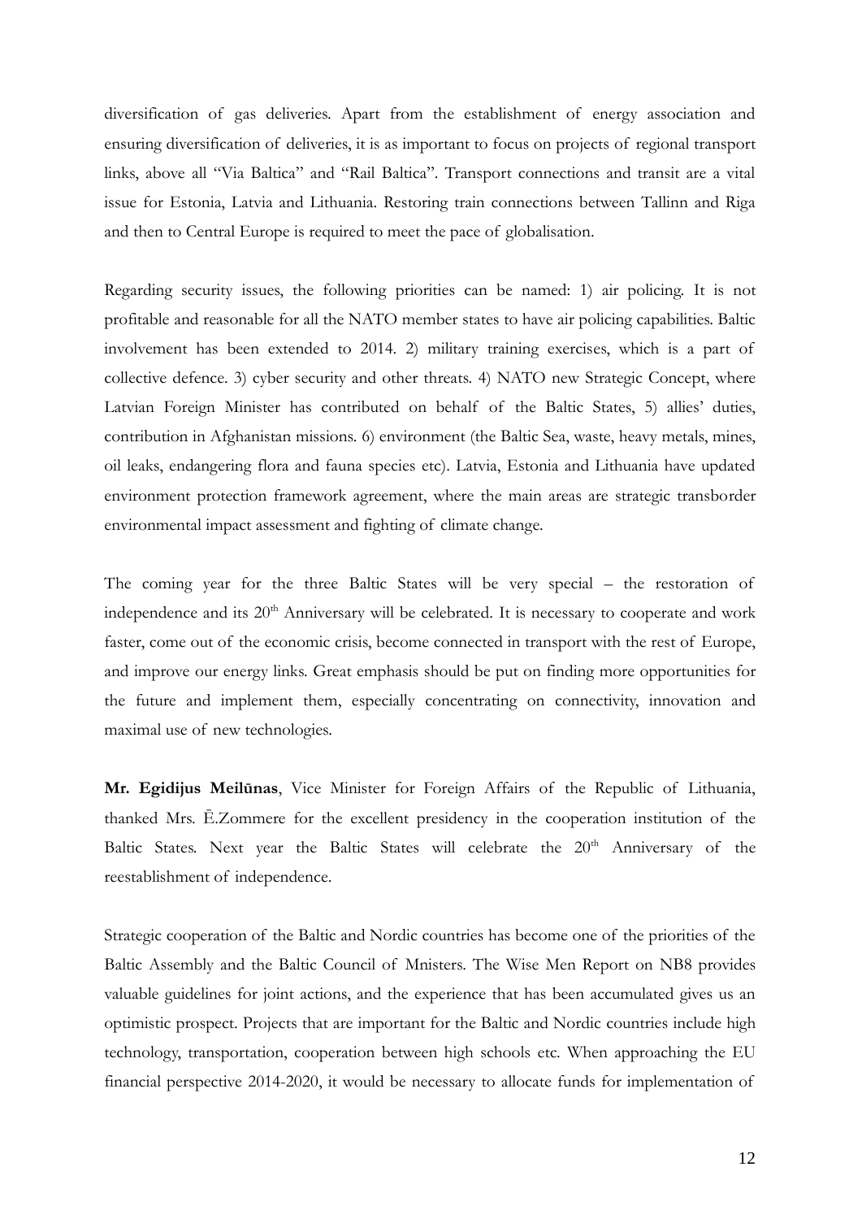diversification of gas deliveries. Apart from the establishment of energy association and ensuring diversification of deliveries, it is as important to focus on projects of regional transport links, above all "Via Baltica" and "Rail Baltica". Transport connections and transit are a vital issue for Estonia, Latvia and Lithuania. Restoring train connections between Tallinn and Riga and then to Central Europe is required to meet the pace of globalisation.

Regarding security issues, the following priorities can be named: 1) air policing. It is not profitable and reasonable for all the NATO member states to have air policing capabilities. Baltic involvement has been extended to 2014. 2) military training exercises, which is a part of collective defence. 3) cyber security and other threats. 4) NATO new Strategic Concept, where Latvian Foreign Minister has contributed on behalf of the Baltic States, 5) allies' duties, contribution in Afghanistan missions. 6) environment (the Baltic Sea, waste, heavy metals, mines, oil leaks, endangering flora and fauna species etc). Latvia, Estonia and Lithuania have updated environment protection framework agreement, where the main areas are strategic transborder environmental impact assessment and fighting of climate change.

The coming year for the three Baltic States will be very special – the restoration of independence and its 20th Anniversary will be celebrated. It is necessary to cooperate and work faster, come out of the economic crisis, become connected in transport with the rest of Europe, and improve our energy links. Great emphasis should be put on finding more opportunities for the future and implement them, especially concentrating on connectivity, innovation and maximal use of new technologies.

**Mr. Egidijus Meilūnas**, Vice Minister for Foreign Affairs of the Republic of Lithuania, thanked Mrs. Ē.Zommere for the excellent presidency in the cooperation institution of the Baltic States. Next year the Baltic States will celebrate the 20th Anniversary of the reestablishment of independence.

Strategic cooperation of the Baltic and Nordic countries has become one of the priorities of the Baltic Assembly and the Baltic Council of Mnisters. The Wise Men Report on NB8 provides valuable guidelines for joint actions, and the experience that has been accumulated gives us an optimistic prospect. Projects that are important for the Baltic and Nordic countries include high technology, transportation, cooperation between high schools etc. When approaching the EU financial perspective 2014-2020, it would be necessary to allocate funds for implementation of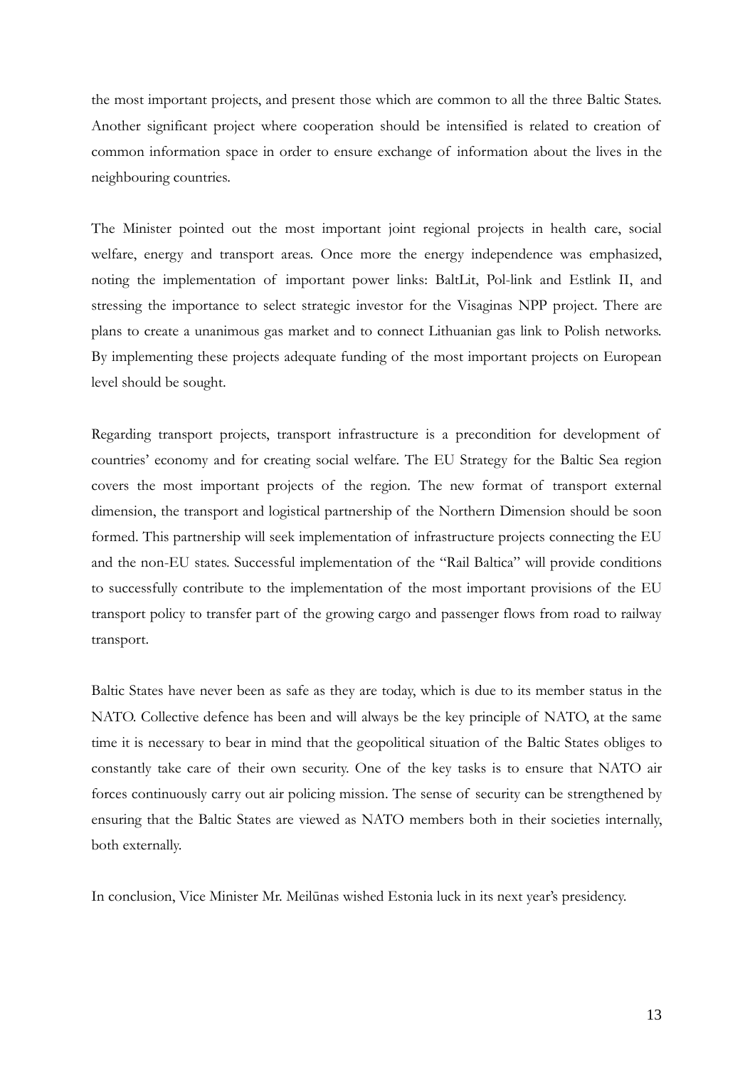the most important projects, and present those which are common to all the three Baltic States. Another significant project where cooperation should be intensified is related to creation of common information space in order to ensure exchange of information about the lives in the neighbouring countries.

The Minister pointed out the most important joint regional projects in health care, social welfare, energy and transport areas. Once more the energy independence was emphasized, noting the implementation of important power links: BaltLit, Pol-link and Estlink II, and stressing the importance to select strategic investor for the Visaginas NPP project. There are plans to create a unanimous gas market and to connect Lithuanian gas link to Polish networks. By implementing these projects adequate funding of the most important projects on European level should be sought.

Regarding transport projects, transport infrastructure is a precondition for development of countries' economy and for creating social welfare. The EU Strategy for the Baltic Sea region covers the most important projects of the region. The new format of transport external dimension, the transport and logistical partnership of the Northern Dimension should be soon formed. This partnership will seek implementation of infrastructure projects connecting the EU and the non-EU states. Successful implementation of the "Rail Baltica" will provide conditions to successfully contribute to the implementation of the most important provisions of the EU transport policy to transfer part of the growing cargo and passenger flows from road to railway transport.

Baltic States have never been as safe as they are today, which is due to its member status in the NATO. Collective defence has been and will always be the key principle of NATO, at the same time it is necessary to bear in mind that the geopolitical situation of the Baltic States obliges to constantly take care of their own security. One of the key tasks is to ensure that NATO air forces continuously carry out air policing mission. The sense of security can be strengthened by ensuring that the Baltic States are viewed as NATO members both in their societies internally, both externally.

In conclusion, Vice Minister Mr. Meilūnas wished Estonia luck in its next year's presidency.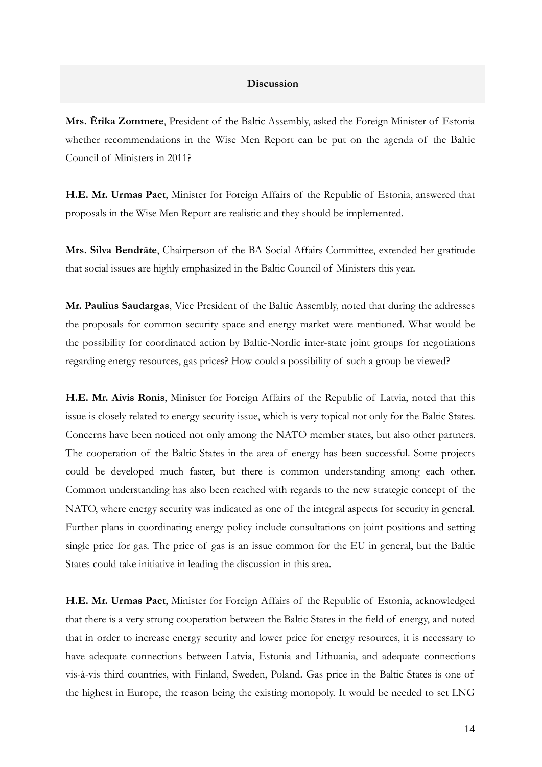## Discussion

**Mrs. Ērika Zommere**, President of the Baltic Assembly, asked the Foreign Minister of Estonia whether recommendations in the Wise Men Report can be put on the agenda of the Baltic Council of Ministers in 2011?

**H.E. Mr. Urmas Paet**, Minister for Foreign Affairs of the Republic of Estonia, answered that proposals in the Wise Men Report are realistic and they should be implemented.

**Mrs. Silva Bendrāte**, Chairperson of the BA Social Affairs Committee, extended her gratitude that social issues are highly emphasized in the Baltic Council of Ministers this year.

**Mr. Paulius Saudargas**, Vice President of the Baltic Assembly, noted that during the addresses the proposals for common security space and energy market were mentioned. What would be the possibility for coordinated action by Baltic-Nordic inter-state joint groups for negotiations regarding energy resources, gas prices? How could a possibility of such a group be viewed?

**H.E. Mr. Aivis Ronis**, Minister for Foreign Affairs of the Republic of Latvia, noted that this issue is closely related to energy security issue, which is very topical not only for the Baltic States. Concerns have been noticed not only among the NATO member states, but also other partners. The cooperation of the Baltic States in the area of energy has been successful. Some projects could be developed much faster, but there is common understanding among each other. Common understanding has also been reached with regards to the new strategic concept of the NATO, where energy security was indicated as one of the integral aspects for security in general. Further plans in coordinating energy policy include consultations on joint positions and setting single price for gas. The price of gas is an issue common for the EU in general, but the Baltic States could take initiative in leading the discussion in this area.

**H.E. Mr. Urmas Paet**, Minister for Foreign Affairs of the Republic of Estonia, acknowledged that there is a very strong cooperation between the Baltic States in the field of energy, and noted that in order to increase energy security and lower price for energy resources, it is necessary to have adequate connections between Latvia, Estonia and Lithuania, and adequate connections vis-à-vis third countries, with Finland, Sweden, Poland. Gas price in the Baltic States is one of the highest in Europe, the reason being the existing monopoly. It would be needed to set LNG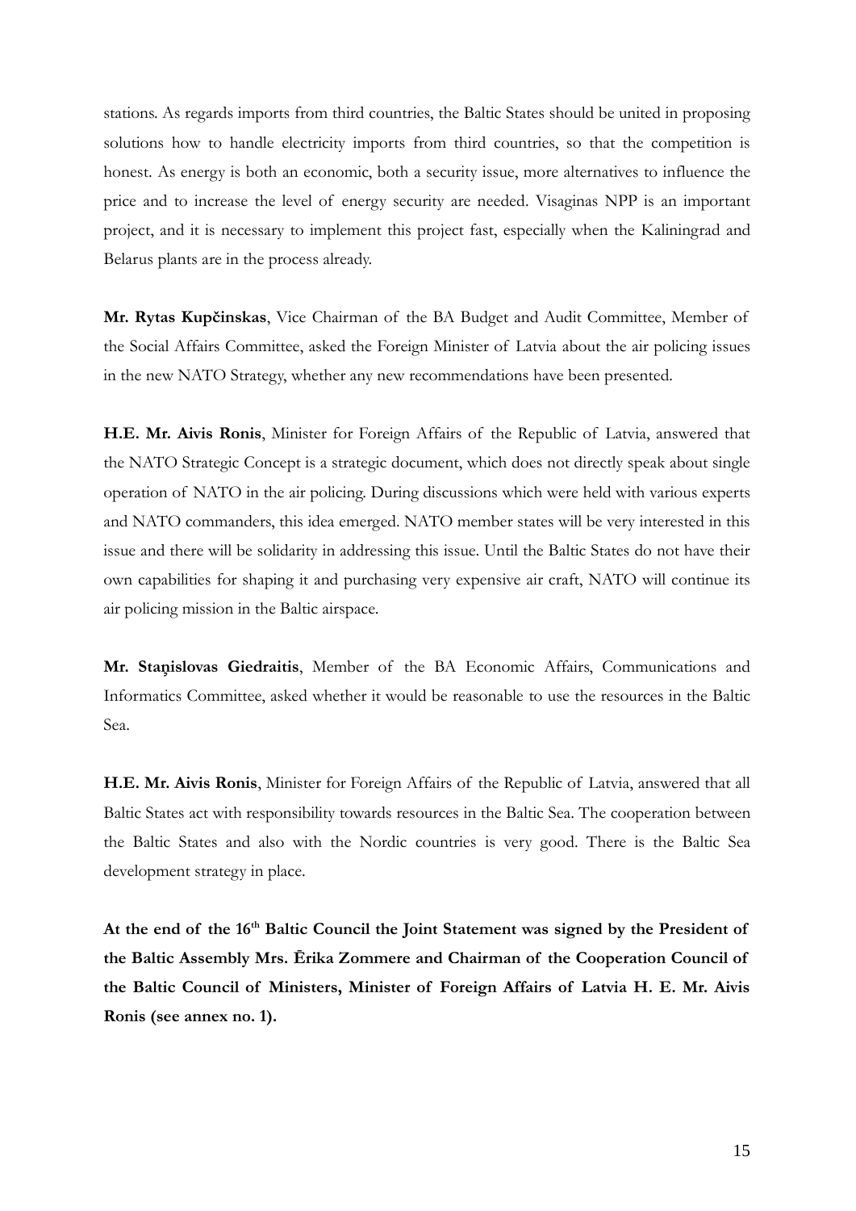stations. As regards imports from third countries, the Baltic States should be united in proposing solutions how to handle electricity imports from third countries, so that the competition is honest. As energy is both an economic, both a security issue, more alternatives to influence the price and to increase the level of energy security are needed. Visaginas NPP is an important project, and it is necessary to implement this project fast, especially when the Kaliningrad and Belarus plants are in the process already.

**Mr. Rytas Kupčinskas**, Vice Chairman of the BA Budget and Audit Committee, Member of the Social Affairs Committee, asked the Foreign Minister of Latvia about the air policing issues in the new NATO Strategy, whether any new recommendations have been presented.

**H.E. Mr. Aivis Ronis**, Minister for Foreign Affairs of the Republic of Latvia, answered that the NATO Strategic Concept is a strategic document, which does not directly speak about single operation of NATO in the air policing. During discussions which were held with various experts and NATO commanders, this idea emerged. NATO member states will be very interested in this issue and there will be solidarity in addressing this issue. Until the Baltic States do not have their own capabilities for shaping it and purchasing very expensive air craft, NATO will continue its air policing mission in the Baltic airspace.

**Mr. Staņislovas Giedraitis**, Member of the BA Economic Affairs, Communications and Informatics Committee, asked whether it would be reasonable to use the resources in the Baltic Sea.

**H.E. Mr. Aivis Ronis**, Minister for Foreign Affairs of the Republic of Latvia, answered that all Baltic States act with responsibility towards resources in the Baltic Sea. The cooperation between the Baltic States and also with the Nordic countries is very good. There is the Baltic Sea development strategy in place.

**At the end of the 16th Baltic Council the Joint Statement was signed by the President of the Baltic Assembly Mrs. Ērika Zommere and Chairman of the Cooperation Council of the Baltic Council of Ministers, Minister of Foreign Affairs of Latvia H. E. Mr. Aivis Ronis (see annex no. 1).**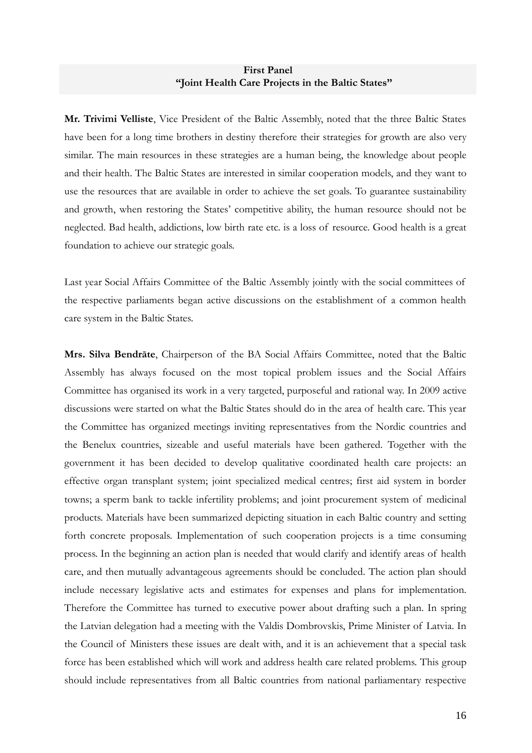**First Panel**
**"Joint Health Care Projects in the Baltic States"**

**Mr. Trivimi Velliste**, Vice President of the Baltic Assembly, noted that the three Baltic States have been for a long time brothers in destiny therefore their strategies for growth are also very similar. The main resources in these strategies are a human being, the knowledge about people and their health. The Baltic States are interested in similar cooperation models, and they want to use the resources that are available in order to achieve the set goals. To guarantee sustainability and growth, when restoring the States' competitive ability, the human resource should not be neglected. Bad health, addictions, low birth rate etc. is a loss of resource. Good health is a great foundation to achieve our strategic goals.

Last year Social Affairs Committee of the Baltic Assembly jointly with the social committees of the respective parliaments began active discussions on the establishment of a common health care system in the Baltic States.

**Mrs. Silva Bendrāte**, Chairperson of the BA Social Affairs Committee, noted that the Baltic Assembly has always focused on the most topical problem issues and the Social Affairs Committee has organised its work in a very targeted, purposeful and rational way. In 2009 active discussions were started on what the Baltic States should do in the area of health care. This year the Committee has organized meetings inviting representatives from the Nordic countries and the Benelux countries, sizeable and useful materials have been gathered. Together with the government it has been decided to develop qualitative coordinated health care projects: an effective organ transplant system; joint specialized medical centres; first aid system in border towns; a sperm bank to tackle infertility problems; and joint procurement system of medicinal products. Materials have been summarized depicting situation in each Baltic country and setting forth concrete proposals. Implementation of such cooperation projects is a time consuming process. In the beginning an action plan is needed that would clarify and identify areas of health care, and then mutually advantageous agreements should be concluded. The action plan should include necessary legislative acts and estimates for expenses and plans for implementation. Therefore the Committee has turned to executive power about drafting such a plan. In spring the Latvian delegation had a meeting with the Valdis Dombrovskis, Prime Minister of Latvia. In the Council of Ministers these issues are dealt with, and it is an achievement that a special task force has been established which will work and address health care related problems. This group should include representatives from all Baltic countries from national parliamentary respective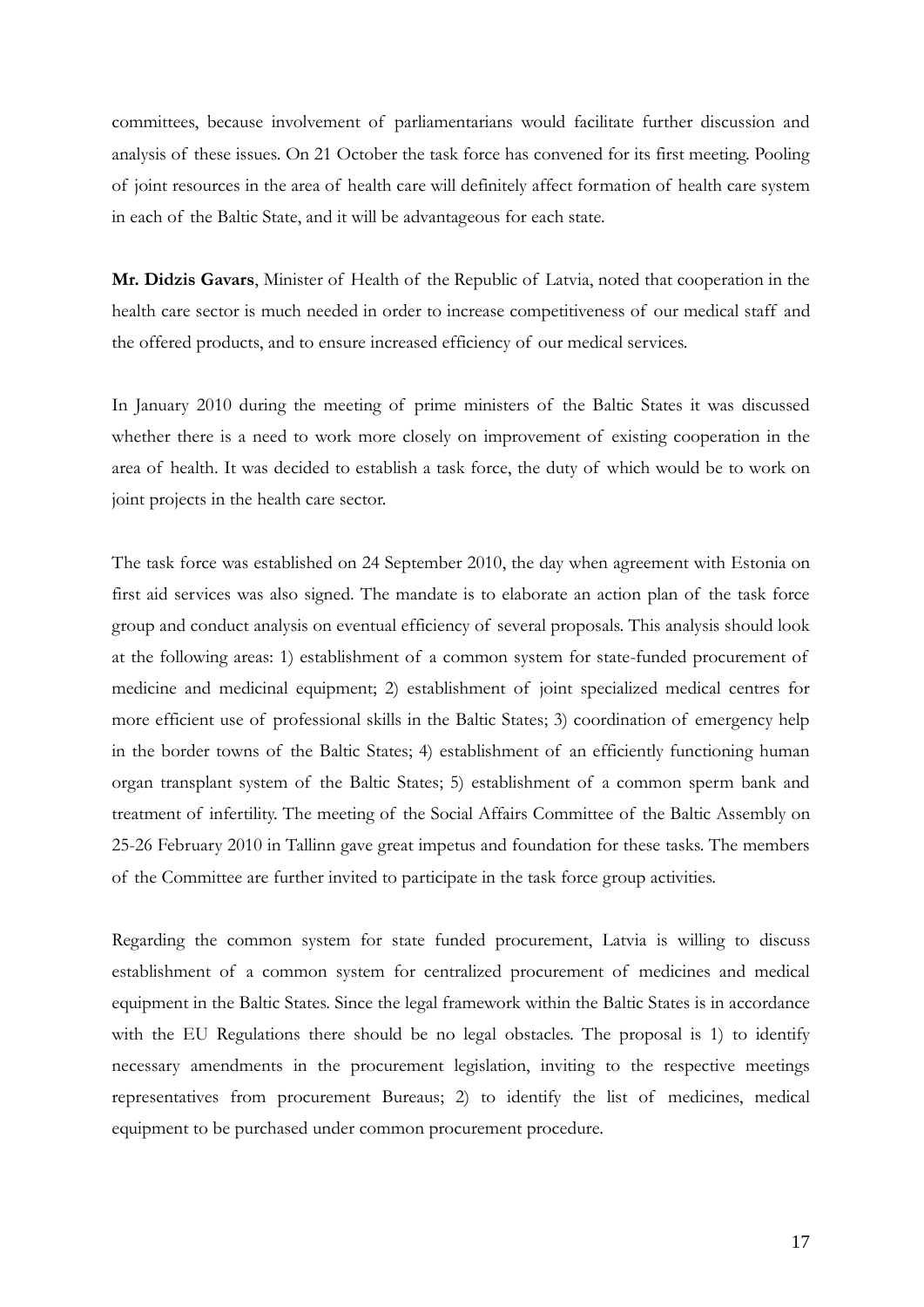committees, because involvement of parliamentarians would facilitate further discussion and analysis of these issues. On 21 October the task force has convened for its first meeting. Pooling of joint resources in the area of health care will definitely affect formation of health care system in each of the Baltic State, and it will be advantageous for each state.

**Mr. Didzis Gavars**, Minister of Health of the Republic of Latvia, noted that cooperation in the health care sector is much needed in order to increase competitiveness of our medical staff and the offered products, and to ensure increased efficiency of our medical services.

In January 2010 during the meeting of prime ministers of the Baltic States it was discussed whether there is a need to work more closely on improvement of existing cooperation in the area of health. It was decided to establish a task force, the duty of which would be to work on joint projects in the health care sector.

The task force was established on 24 September 2010, the day when agreement with Estonia on first aid services was also signed. The mandate is to elaborate an action plan of the task force group and conduct analysis on eventual efficiency of several proposals. This analysis should look at the following areas: 1) establishment of a common system for state-funded procurement of medicine and medicinal equipment; 2) establishment of joint specialized medical centres for more efficient use of professional skills in the Baltic States; 3) coordination of emergency help in the border towns of the Baltic States; 4) establishment of an efficiently functioning human organ transplant system of the Baltic States; 5) establishment of a common sperm bank and treatment of infertility. The meeting of the Social Affairs Committee of the Baltic Assembly on 25-26 February 2010 in Tallinn gave great impetus and foundation for these tasks. The members of the Committee are further invited to participate in the task force group activities.

Regarding the common system for state funded procurement, Latvia is willing to discuss establishment of a common system for centralized procurement of medicines and medical equipment in the Baltic States. Since the legal framework within the Baltic States is in accordance with the EU Regulations there should be no legal obstacles. The proposal is 1) to identify necessary amendments in the procurement legislation, inviting to the respective meetings representatives from procurement Bureaus; 2) to identify the list of medicines, medical equipment to be purchased under common procurement procedure.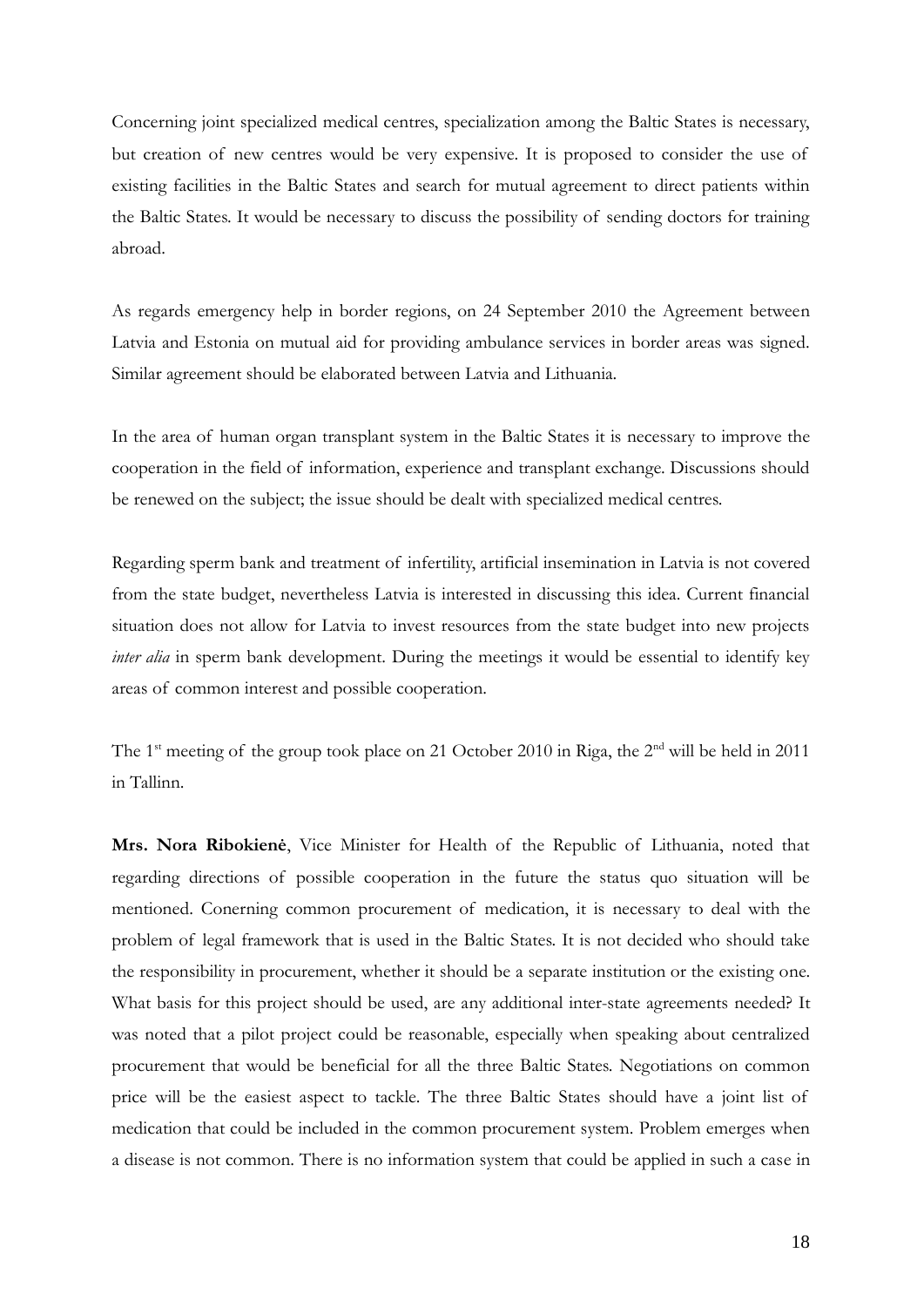Concerning joint specialized medical centres, specialization among the Baltic States is necessary, but creation of new centres would be very expensive. It is proposed to consider the use of existing facilities in the Baltic States and search for mutual agreement to direct patients within the Baltic States. It would be necessary to discuss the possibility of sending doctors for training abroad.

As regards emergency help in border regions, on 24 September 2010 the Agreement between Latvia and Estonia on mutual aid for providing ambulance services in border areas was signed. Similar agreement should be elaborated between Latvia and Lithuania.

In the area of human organ transplant system in the Baltic States it is necessary to improve the cooperation in the field of information, experience and transplant exchange. Discussions should be renewed on the subject; the issue should be dealt with specialized medical centres.

Regarding sperm bank and treatment of infertility, artificial insemination in Latvia is not covered from the state budget, nevertheless Latvia is interested in discussing this idea. Current financial situation does not allow for Latvia to invest resources from the state budget into new projects *inter alia* in sperm bank development. During the meetings it would be essential to identify key areas of common interest and possible cooperation.

The 1st meeting of the group took place on 21 October 2010 in Riga, the 2nd will be held in 2011 in Tallinn.

**Mrs. Nora Ribokienė**, Vice Minister for Health of the Republic of Lithuania, noted that regarding directions of possible cooperation in the future the status quo situation will be mentioned. Conerning common procurement of medication, it is necessary to deal with the problem of legal framework that is used in the Baltic States. It is not decided who should take the responsibility in procurement, whether it should be a separate institution or the existing one. What basis for this project should be used, are any additional inter-state agreements needed? It was noted that a pilot project could be reasonable, especially when speaking about centralized procurement that would be beneficial for all the three Baltic States. Negotiations on common price will be the easiest aspect to tackle. The three Baltic States should have a joint list of medication that could be included in the common procurement system. Problem emerges when a disease is not common. There is no information system that could be applied in such a case in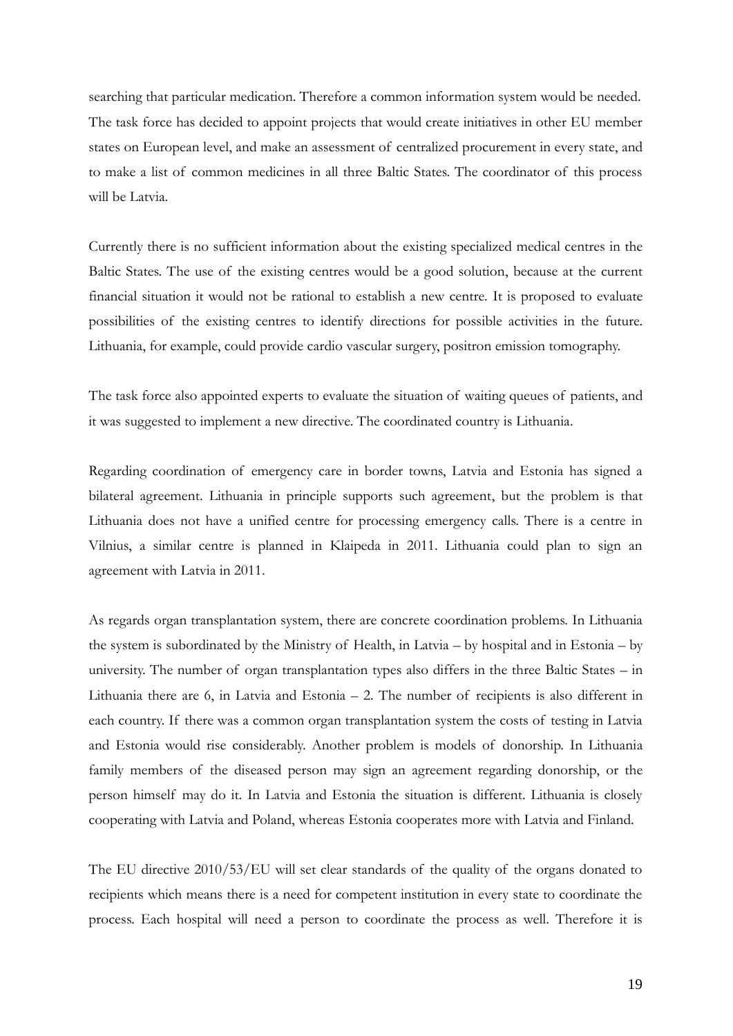searching that particular medication. Therefore a common information system would be needed. The task force has decided to appoint projects that would create initiatives in other EU member states on European level, and make an assessment of centralized procurement in every state, and to make a list of common medicines in all three Baltic States. The coordinator of this process will be Latvia.

Currently there is no sufficient information about the existing specialized medical centres in the Baltic States. The use of the existing centres would be a good solution, because at the current financial situation it would not be rational to establish a new centre. It is proposed to evaluate possibilities of the existing centres to identify directions for possible activities in the future. Lithuania, for example, could provide cardio vascular surgery, positron emission tomography.

The task force also appointed experts to evaluate the situation of waiting queues of patients, and it was suggested to implement a new directive. The coordinated country is Lithuania.

Regarding coordination of emergency care in border towns, Latvia and Estonia has signed a bilateral agreement. Lithuania in principle supports such agreement, but the problem is that Lithuania does not have a unified centre for processing emergency calls. There is a centre in Vilnius, a similar centre is planned in Klaipeda in 2011. Lithuania could plan to sign an agreement with Latvia in 2011.

As regards organ transplantation system, there are concrete coordination problems. In Lithuania the system is subordinated by the Ministry of Health, in Latvia – by hospital and in Estonia – by university. The number of organ transplantation types also differs in the three Baltic States – in Lithuania there are 6, in Latvia and Estonia – 2. The number of recipients is also different in each country. If there was a common organ transplantation system the costs of testing in Latvia and Estonia would rise considerably. Another problem is models of donorship. In Lithuania family members of the diseased person may sign an agreement regarding donorship, or the person himself may do it. In Latvia and Estonia the situation is different. Lithuania is closely cooperating with Latvia and Poland, whereas Estonia cooperates more with Latvia and Finland.

The EU directive 2010/53/EU will set clear standards of the quality of the organs donated to recipients which means there is a need for competent institution in every state to coordinate the process. Each hospital will need a person to coordinate the process as well. Therefore it is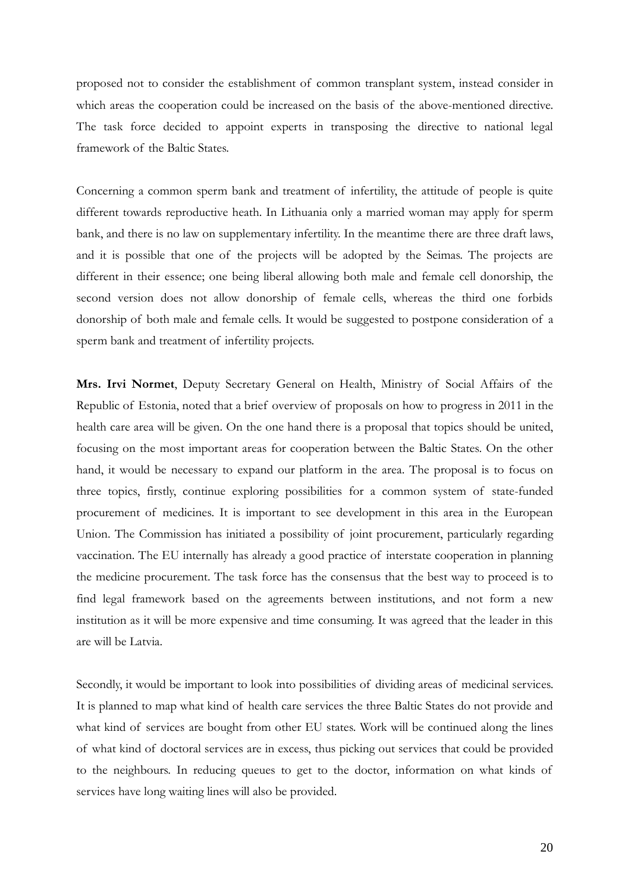proposed not to consider the establishment of common transplant system, instead consider in which areas the cooperation could be increased on the basis of the above-mentioned directive. The task force decided to appoint experts in transposing the directive to national legal framework of the Baltic States.

Concerning a common sperm bank and treatment of infertility, the attitude of people is quite different towards reproductive heath. In Lithuania only a married woman may apply for sperm bank, and there is no law on supplementary infertility. In the meantime there are three draft laws, and it is possible that one of the projects will be adopted by the Seimas. The projects are different in their essence; one being liberal allowing both male and female cell donorship, the second version does not allow donorship of female cells, whereas the third one forbids donorship of both male and female cells. It would be suggested to postpone consideration of a sperm bank and treatment of infertility projects.

**Mrs. Irvi Normet**, Deputy Secretary General on Health, Ministry of Social Affairs of the Republic of Estonia, noted that a brief overview of proposals on how to progress in 2011 in the health care area will be given. On the one hand there is a proposal that topics should be united, focusing on the most important areas for cooperation between the Baltic States. On the other hand, it would be necessary to expand our platform in the area. The proposal is to focus on three topics, firstly, continue exploring possibilities for a common system of state-funded procurement of medicines. It is important to see development in this area in the European Union. The Commission has initiated a possibility of joint procurement, particularly regarding vaccination. The EU internally has already a good practice of interstate cooperation in planning the medicine procurement. The task force has the consensus that the best way to proceed is to find legal framework based on the agreements between institutions, and not form a new institution as it will be more expensive and time consuming. It was agreed that the leader in this are will be Latvia.

Secondly, it would be important to look into possibilities of dividing areas of medicinal services. It is planned to map what kind of health care services the three Baltic States do not provide and what kind of services are bought from other EU states. Work will be continued along the lines of what kind of doctoral services are in excess, thus picking out services that could be provided to the neighbours. In reducing queues to get to the doctor, information on what kinds of services have long waiting lines will also be provided.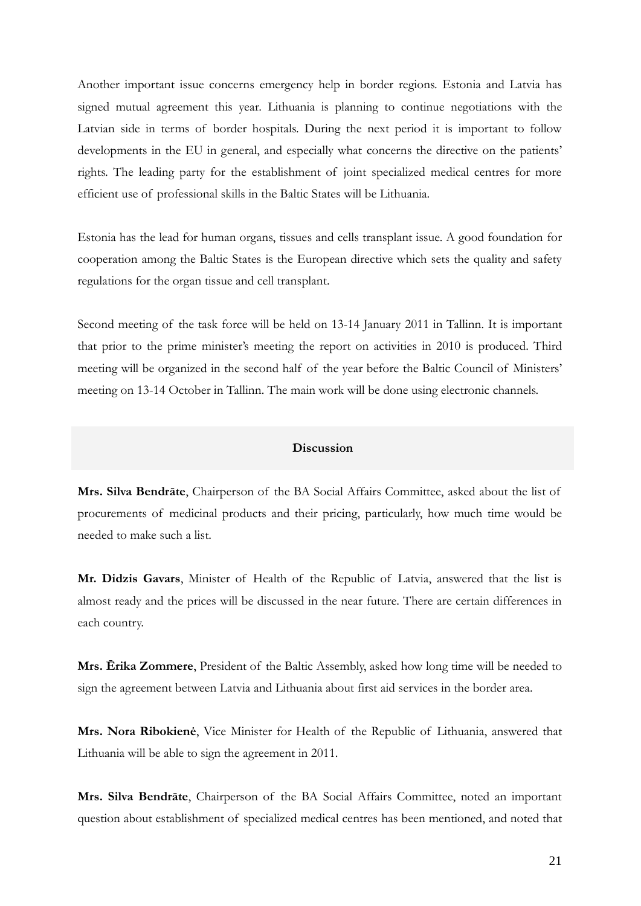Another important issue concerns emergency help in border regions. Estonia and Latvia has signed mutual agreement this year. Lithuania is planning to continue negotiations with the Latvian side in terms of border hospitals. During the next period it is important to follow developments in the EU in general, and especially what concerns the directive on the patients' rights. The leading party for the establishment of joint specialized medical centres for more efficient use of professional skills in the Baltic States will be Lithuania.

Estonia has the lead for human organs, tissues and cells transplant issue. A good foundation for cooperation among the Baltic States is the European directive which sets the quality and safety regulations for the organ tissue and cell transplant.

Second meeting of the task force will be held on 13-14 January 2011 in Tallinn. It is important that prior to the prime minister's meeting the report on activities in 2010 is produced. Third meeting will be organized in the second half of the year before the Baltic Council of Ministers' meeting on 13-14 October in Tallinn. The main work will be done using electronic channels.

**Discussion**

**Mrs. Silva Bendrāte**, Chairperson of the BA Social Affairs Committee, asked about the list of procurements of medicinal products and their pricing, particularly, how much time would be needed to make such a list.

**Mr. Didzis Gavars**, Minister of Health of the Republic of Latvia, answered that the list is almost ready and the prices will be discussed in the near future. There are certain differences in each country.

**Mrs. Ērika Zommere**, President of the Baltic Assembly, asked how long time will be needed to sign the agreement between Latvia and Lithuania about first aid services in the border area.

**Mrs. Nora Ribokienė**, Vice Minister for Health of the Republic of Lithuania, answered that Lithuania will be able to sign the agreement in 2011.

**Mrs. Silva Bendrāte**, Chairperson of the BA Social Affairs Committee, noted an important question about establishment of specialized medical centres has been mentioned, and noted that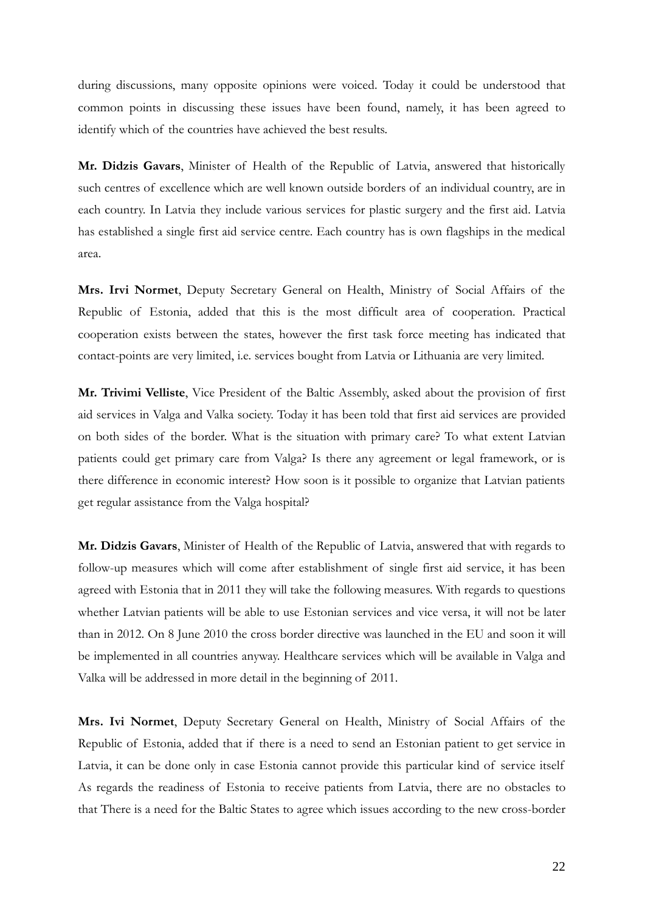during discussions, many opposite opinions were voiced. Today it could be understood that common points in discussing these issues have been found, namely, it has been agreed to identify which of the countries have achieved the best results.

**Mr. Didzis Gavars**, Minister of Health of the Republic of Latvia, answered that historically such centres of excellence which are well known outside borders of an individual country, are in each country. In Latvia they include various services for plastic surgery and the first aid. Latvia has established a single first aid service centre. Each country has is own flagships in the medical area.

**Mrs. Irvi Normet**, Deputy Secretary General on Health, Ministry of Social Affairs of the Republic of Estonia, added that this is the most difficult area of cooperation. Practical cooperation exists between the states, however the first task force meeting has indicated that contact-points are very limited, i.e. services bought from Latvia or Lithuania are very limited.

**Mr. Trivimi Velliste**, Vice President of the Baltic Assembly, asked about the provision of first aid services in Valga and Valka society. Today it has been told that first aid services are provided on both sides of the border. What is the situation with primary care? To what extent Latvian patients could get primary care from Valga? Is there any agreement or legal framework, or is there difference in economic interest? How soon is it possible to organize that Latvian patients get regular assistance from the Valga hospital?

**Mr. Didzis Gavars**, Minister of Health of the Republic of Latvia, answered that with regards to follow-up measures which will come after establishment of single first aid service, it has been agreed with Estonia that in 2011 they will take the following measures. With regards to questions whether Latvian patients will be able to use Estonian services and vice versa, it will not be later than in 2012. On 8 June 2010 the cross border directive was launched in the EU and soon it will be implemented in all countries anyway. Healthcare services which will be available in Valga and Valka will be addressed in more detail in the beginning of 2011.

**Mrs. Ivi Normet**, Deputy Secretary General on Health, Ministry of Social Affairs of the Republic of Estonia, added that if there is a need to send an Estonian patient to get service in Latvia, it can be done only in case Estonia cannot provide this particular kind of service itself As regards the readiness of Estonia to receive patients from Latvia, there are no obstacles to that There is a need for the Baltic States to agree which issues according to the new cross-border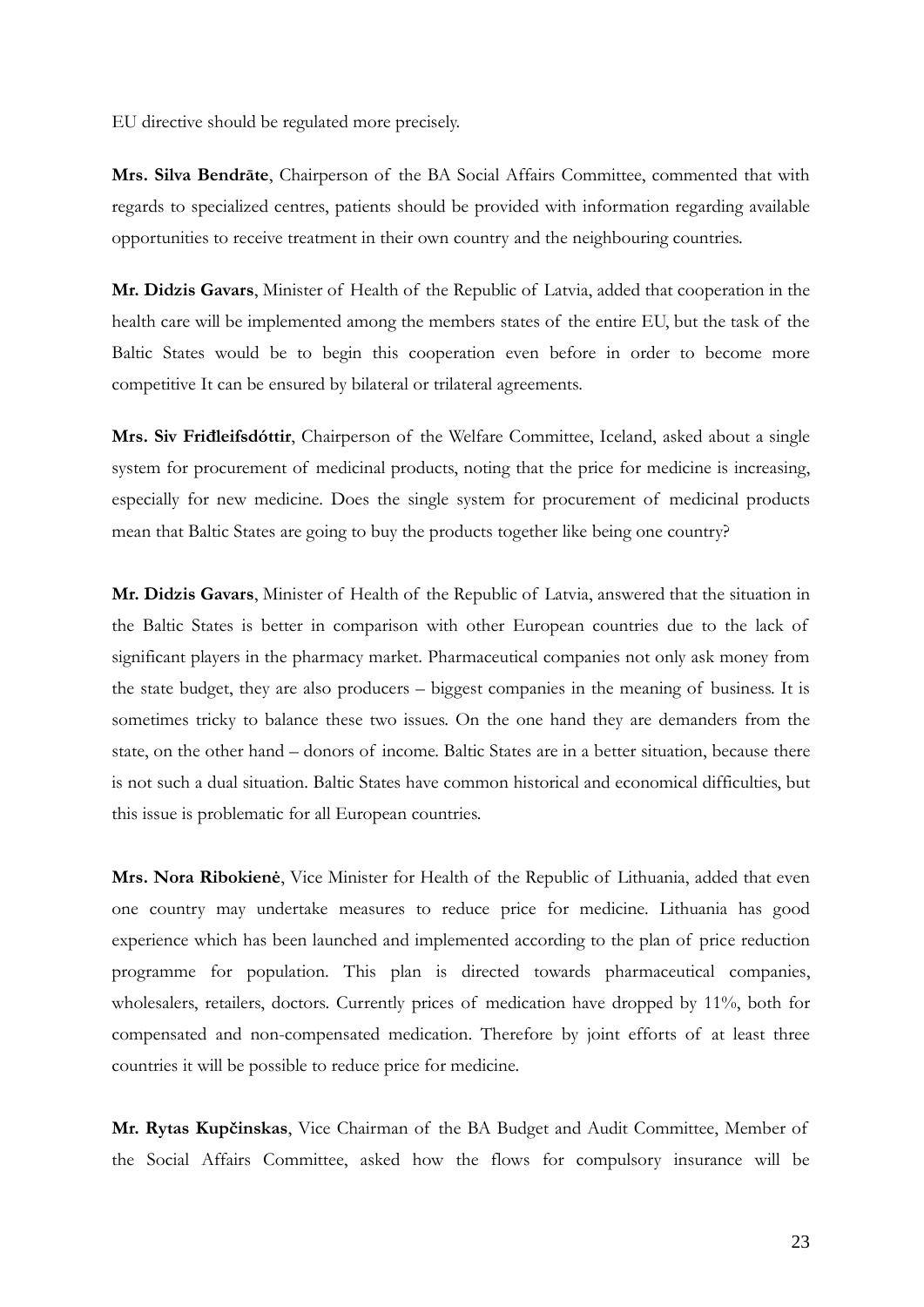EU directive should be regulated more precisely.

**Mrs. Silva Bendrāte**, Chairperson of the BA Social Affairs Committee, commented that with regards to specialized centres, patients should be provided with information regarding available opportunities to receive treatment in their own country and the neighbouring countries.

**Mr. Didzis Gavars**, Minister of Health of the Republic of Latvia, added that cooperation in the health care will be implemented among the members states of the entire EU, but the task of the Baltic States would be to begin this cooperation even before in order to become more competitive It can be ensured by bilateral or trilateral agreements.

**Mrs. Siv Friđleifsdóttir**, Chairperson of the Welfare Committee, Iceland, asked about a single system for procurement of medicinal products, noting that the price for medicine is increasing, especially for new medicine. Does the single system for procurement of medicinal products mean that Baltic States are going to buy the products together like being one country?

**Mr. Didzis Gavars**, Minister of Health of the Republic of Latvia, answered that the situation in the Baltic States is better in comparison with other European countries due to the lack of significant players in the pharmacy market. Pharmaceutical companies not only ask money from the state budget, they are also producers – biggest companies in the meaning of business. It is sometimes tricky to balance these two issues. On the one hand they are demanders from the state, on the other hand – donors of income. Baltic States are in a better situation, because there is not such a dual situation. Baltic States have common historical and economical difficulties, but this issue is problematic for all European countries.

**Mrs. Nora Ribokienė**, Vice Minister for Health of the Republic of Lithuania, added that even one country may undertake measures to reduce price for medicine. Lithuania has good experience which has been launched and implemented according to the plan of price reduction programme for population. This plan is directed towards pharmaceutical companies, wholesalers, retailers, doctors. Currently prices of medication have dropped by 11%, both for compensated and non-compensated medication. Therefore by joint efforts of at least three countries it will be possible to reduce price for medicine.

**Mr. Rytas Kupčinskas**, Vice Chairman of the BA Budget and Audit Committee, Member of the Social Affairs Committee, asked how the flows for compulsory insurance will be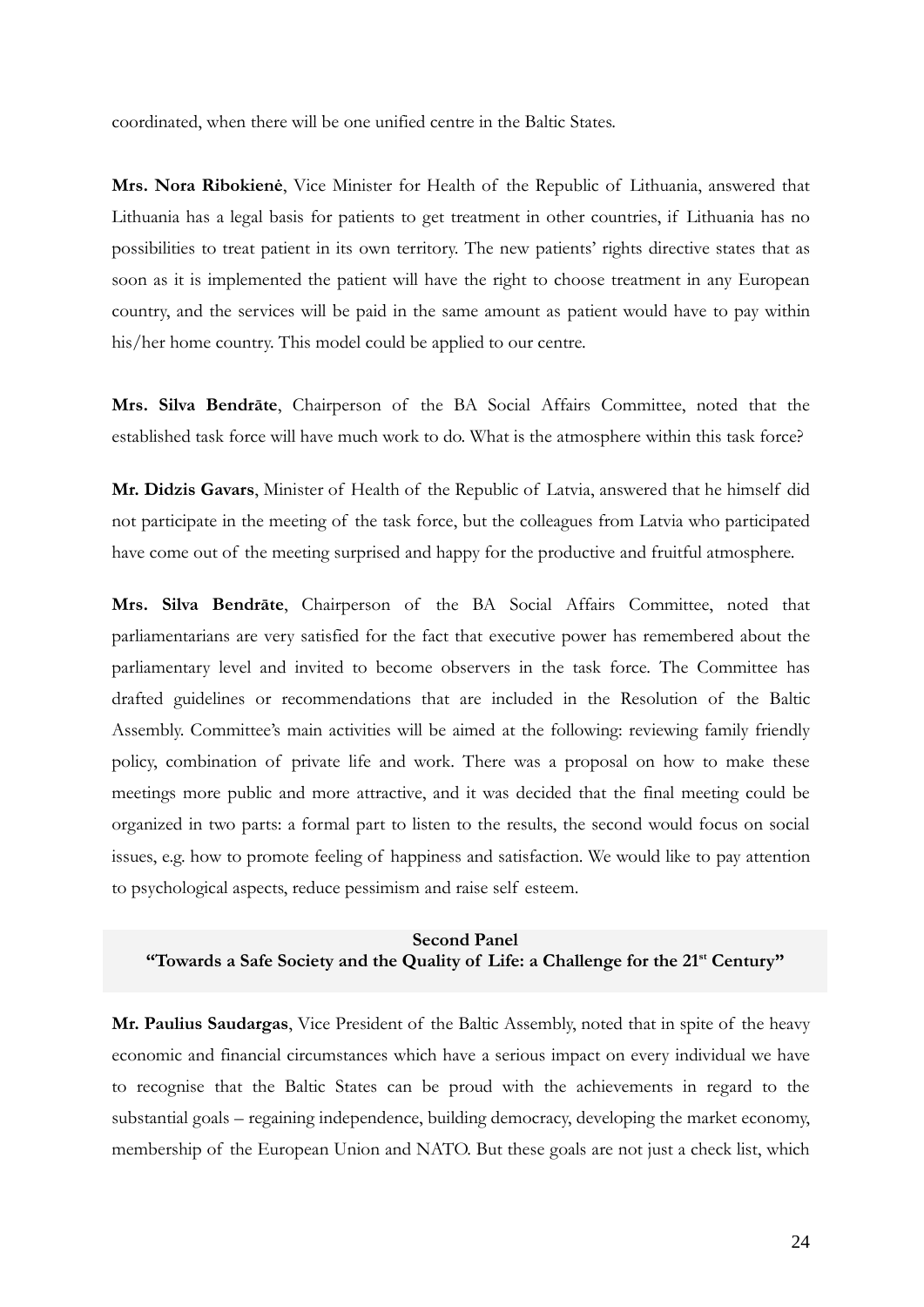coordinated, when there will be one unified centre in the Baltic States.

**Mrs. Nora Ribokienė**, Vice Minister for Health of the Republic of Lithuania, answered that Lithuania has a legal basis for patients to get treatment in other countries, if Lithuania has no possibilities to treat patient in its own territory. The new patients' rights directive states that as soon as it is implemented the patient will have the right to choose treatment in any European country, and the services will be paid in the same amount as patient would have to pay within his/her home country. This model could be applied to our centre.

**Mrs. Silva Bendrāte**, Chairperson of the BA Social Affairs Committee, noted that the established task force will have much work to do. What is the atmosphere within this task force?

**Mr. Didzis Gavars**, Minister of Health of the Republic of Latvia, answered that he himself did not participate in the meeting of the task force, but the colleagues from Latvia who participated have come out of the meeting surprised and happy for the productive and fruitful atmosphere.

**Mrs. Silva Bendrāte**, Chairperson of the BA Social Affairs Committee, noted that parliamentarians are very satisfied for the fact that executive power has remembered about the parliamentary level and invited to become observers in the task force. The Committee has drafted guidelines or recommendations that are included in the Resolution of the Baltic Assembly. Committee's main activities will be aimed at the following: reviewing family friendly policy, combination of private life and work. There was a proposal on how to make these meetings more public and more attractive, and it was decided that the final meeting could be organized in two parts: a formal part to listen to the results, the second would focus on social issues, e.g. how to promote feeling of happiness and satisfaction. We would like to pay attention to psychological aspects, reduce pessimism and raise self esteem.

## Second Panel
## "Towards a Safe Society and the Quality of Life: a Challenge for the 21st Century"

**Mr. Paulius Saudargas**, Vice President of the Baltic Assembly, noted that in spite of the heavy economic and financial circumstances which have a serious impact on every individual we have to recognise that the Baltic States can be proud with the achievements in regard to the substantial goals – regaining independence, building democracy, developing the market economy, membership of the European Union and NATO. But these goals are not just a check list, which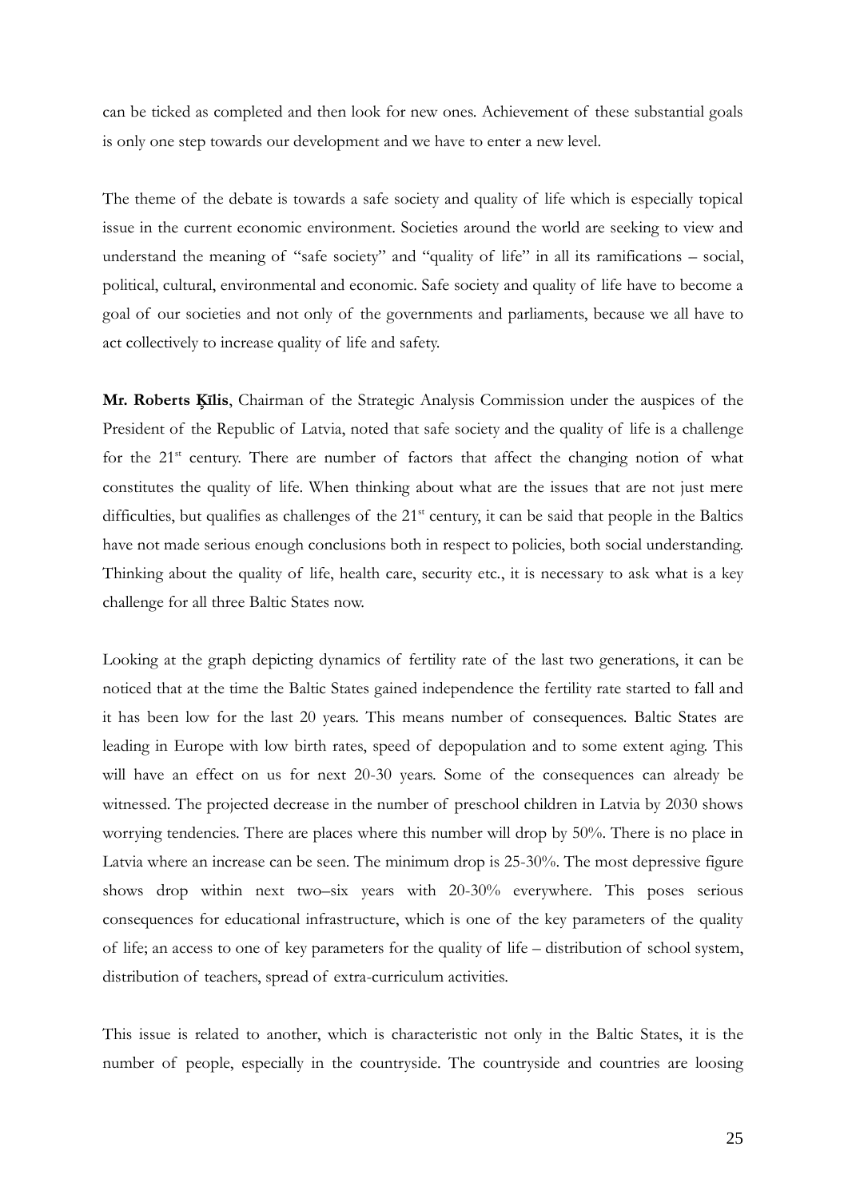can be ticked as completed and then look for new ones. Achievement of these substantial goals is only one step towards our development and we have to enter a new level.

The theme of the debate is towards a safe society and quality of life which is especially topical issue in the current economic environment. Societies around the world are seeking to view and understand the meaning of "safe society" and "quality of life" in all its ramifications – social, political, cultural, environmental and economic. Safe society and quality of life have to become a goal of our societies and not only of the governments and parliaments, because we all have to act collectively to increase quality of life and safety.

**Mr. Roberts Ķīlis**, Chairman of the Strategic Analysis Commission under the auspices of the President of the Republic of Latvia, noted that safe society and the quality of life is a challenge for the 21st century. There are number of factors that affect the changing notion of what constitutes the quality of life. When thinking about what are the issues that are not just mere difficulties, but qualifies as challenges of the 21st century, it can be said that people in the Baltics have not made serious enough conclusions both in respect to policies, both social understanding. Thinking about the quality of life, health care, security etc., it is necessary to ask what is a key challenge for all three Baltic States now.

Looking at the graph depicting dynamics of fertility rate of the last two generations, it can be noticed that at the time the Baltic States gained independence the fertility rate started to fall and it has been low for the last 20 years. This means number of consequences. Baltic States are leading in Europe with low birth rates, speed of depopulation and to some extent aging. This will have an effect on us for next 20-30 years. Some of the consequences can already be witnessed. The projected decrease in the number of preschool children in Latvia by 2030 shows worrying tendencies. There are places where this number will drop by 50%. There is no place in Latvia where an increase can be seen. The minimum drop is 25-30%. The most depressive figure shows drop within next two–six years with 20-30% everywhere. This poses serious consequences for educational infrastructure, which is one of the key parameters of the quality of life; an access to one of key parameters for the quality of life – distribution of school system, distribution of teachers, spread of extra-curriculum activities.

This issue is related to another, which is characteristic not only in the Baltic States, it is the number of people, especially in the countryside. The countryside and countries are loosing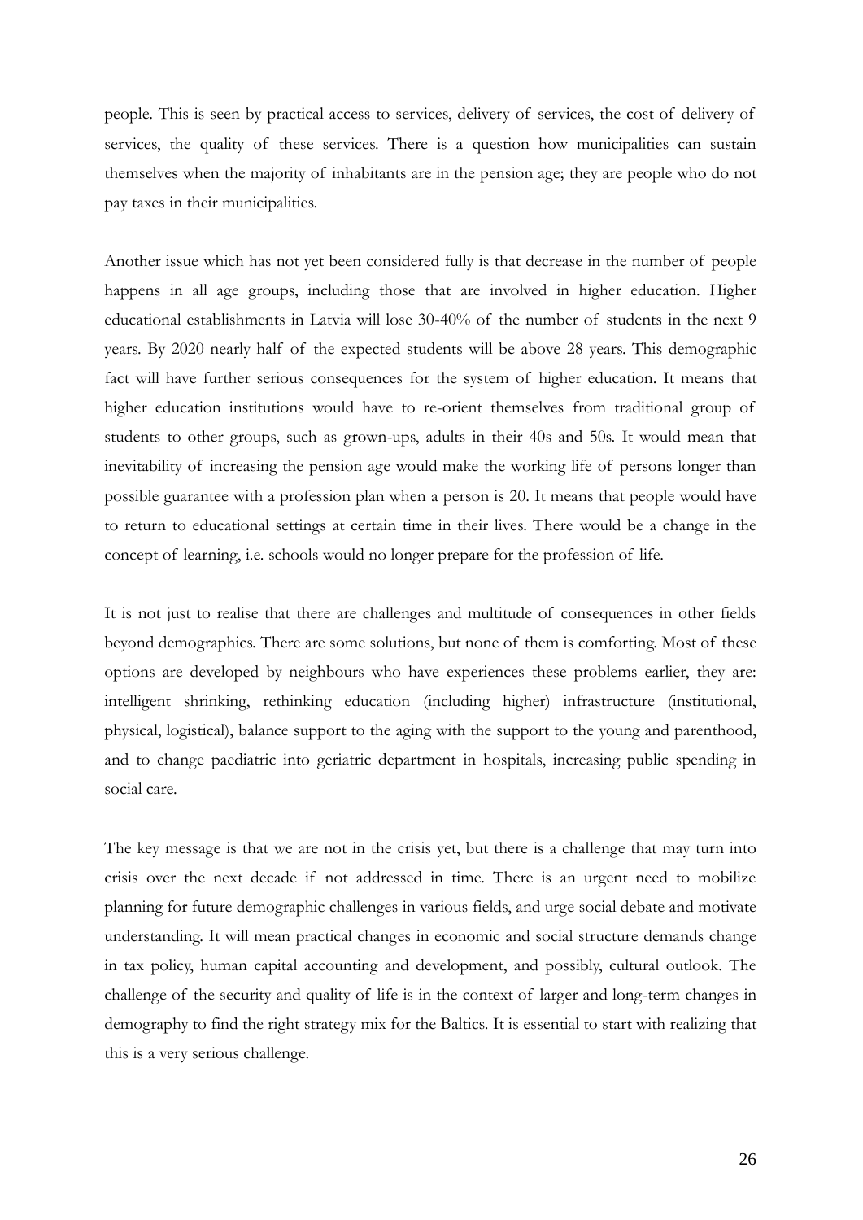people. This is seen by practical access to services, delivery of services, the cost of delivery of services, the quality of these services. There is a question how municipalities can sustain themselves when the majority of inhabitants are in the pension age; they are people who do not pay taxes in their municipalities.

Another issue which has not yet been considered fully is that decrease in the number of people happens in all age groups, including those that are involved in higher education. Higher educational establishments in Latvia will lose 30-40% of the number of students in the next 9 years. By 2020 nearly half of the expected students will be above 28 years. This demographic fact will have further serious consequences for the system of higher education. It means that higher education institutions would have to re-orient themselves from traditional group of students to other groups, such as grown-ups, adults in their 40s and 50s. It would mean that inevitability of increasing the pension age would make the working life of persons longer than possible guarantee with a profession plan when a person is 20. It means that people would have to return to educational settings at certain time in their lives. There would be a change in the concept of learning, i.e. schools would no longer prepare for the profession of life.

It is not just to realise that there are challenges and multitude of consequences in other fields beyond demographics. There are some solutions, but none of them is comforting. Most of these options are developed by neighbours who have experiences these problems earlier, they are: intelligent shrinking, rethinking education (including higher) infrastructure (institutional, physical, logistical), balance support to the aging with the support to the young and parenthood, and to change paediatric into geriatric department in hospitals, increasing public spending in social care.

The key message is that we are not in the crisis yet, but there is a challenge that may turn into crisis over the next decade if not addressed in time. There is an urgent need to mobilize planning for future demographic challenges in various fields, and urge social debate and motivate understanding. It will mean practical changes in economic and social structure demands change in tax policy, human capital accounting and development, and possibly, cultural outlook. The challenge of the security and quality of life is in the context of larger and long-term changes in demography to find the right strategy mix for the Baltics. It is essential to start with realizing that this is a very serious challenge.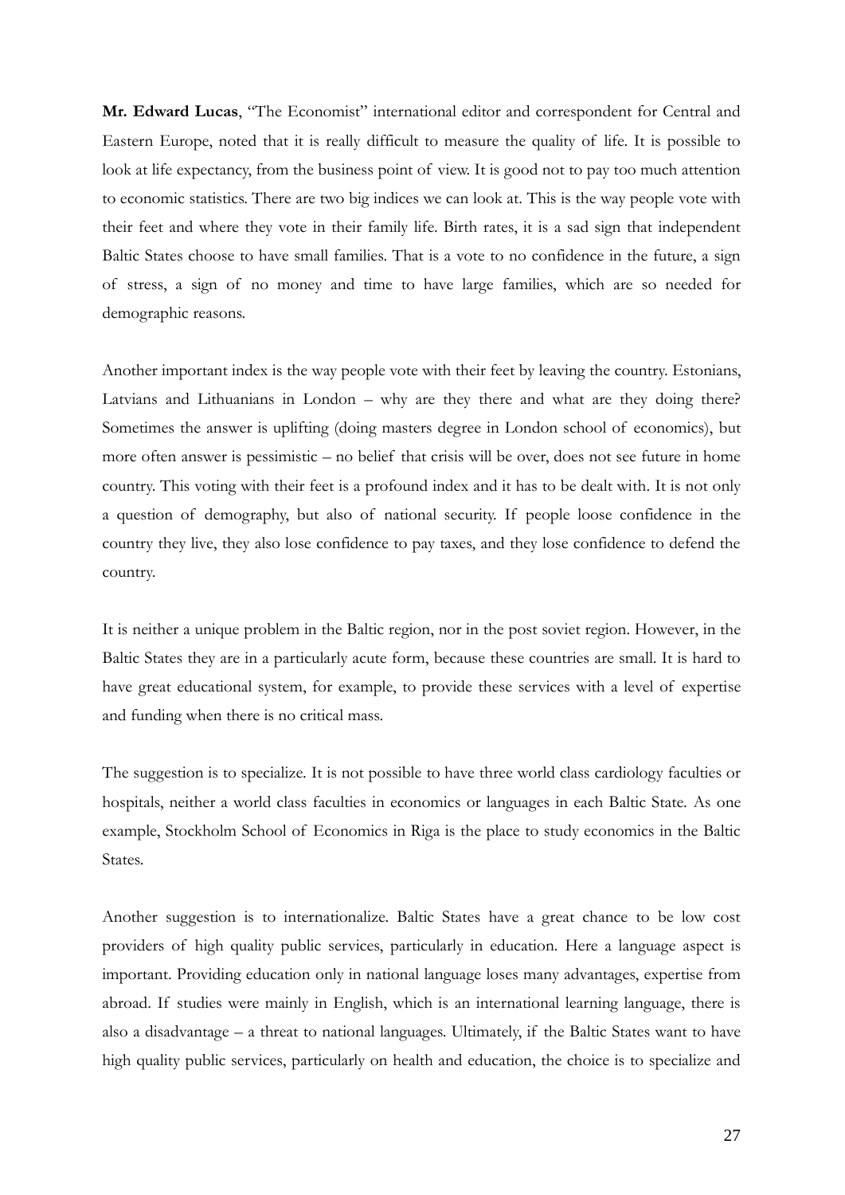**Mr. Edward Lucas**, "The Economist" international editor and correspondent for Central and Eastern Europe, noted that it is really difficult to measure the quality of life. It is possible to look at life expectancy, from the business point of view. It is good not to pay too much attention to economic statistics. There are two big indices we can look at. This is the way people vote with their feet and where they vote in their family life. Birth rates, it is a sad sign that independent Baltic States choose to have small families. That is a vote to no confidence in the future, a sign of stress, a sign of no money and time to have large families, which are so needed for demographic reasons.

Another important index is the way people vote with their feet by leaving the country. Estonians, Latvians and Lithuanians in London – why are they there and what are they doing there? Sometimes the answer is uplifting (doing masters degree in London school of economics), but more often answer is pessimistic – no belief that crisis will be over, does not see future in home country. This voting with their feet is a profound index and it has to be dealt with. It is not only a question of demography, but also of national security. If people loose confidence in the country they live, they also lose confidence to pay taxes, and they lose confidence to defend the country.

It is neither a unique problem in the Baltic region, nor in the post soviet region. However, in the Baltic States they are in a particularly acute form, because these countries are small. It is hard to have great educational system, for example, to provide these services with a level of expertise and funding when there is no critical mass.

The suggestion is to specialize. It is not possible to have three world class cardiology faculties or hospitals, neither a world class faculties in economics or languages in each Baltic State. As one example, Stockholm School of Economics in Riga is the place to study economics in the Baltic States.

Another suggestion is to internationalize. Baltic States have a great chance to be low cost providers of high quality public services, particularly in education. Here a language aspect is important. Providing education only in national language loses many advantages, expertise from abroad. If studies were mainly in English, which is an international learning language, there is also a disadvantage – a threat to national languages. Ultimately, if the Baltic States want to have high quality public services, particularly on health and education, the choice is to specialize and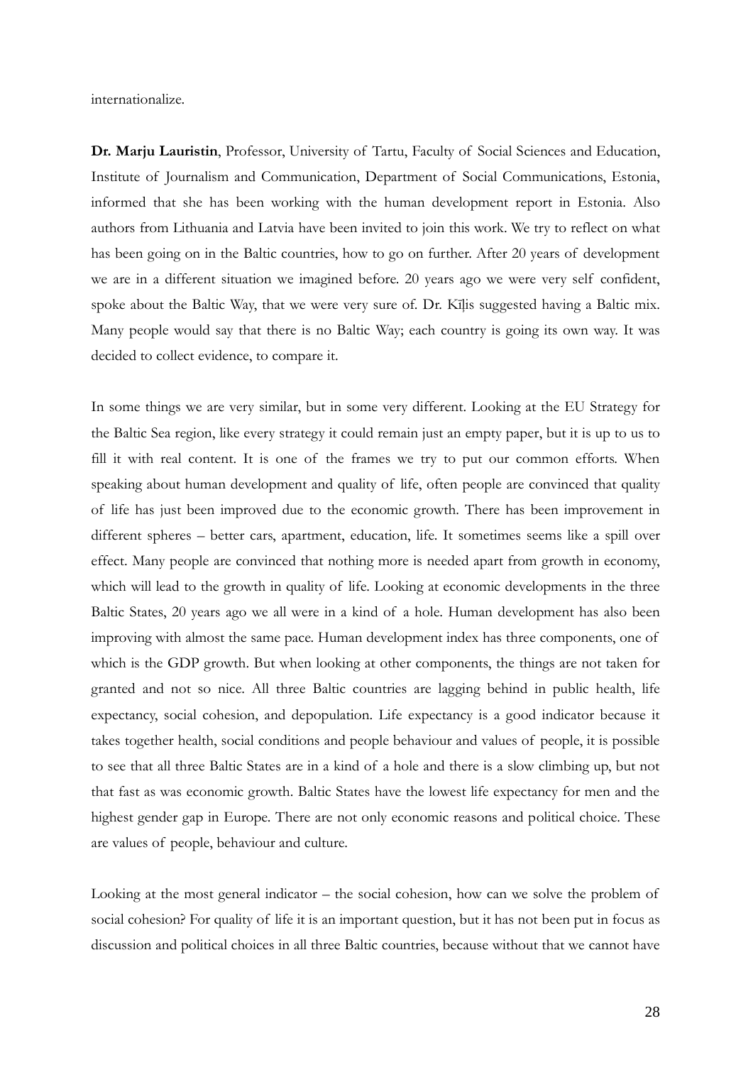internationalize.

**Dr. Marju Lauristin**, Professor, University of Tartu, Faculty of Social Sciences and Education, Institute of Journalism and Communication, Department of Social Communications, Estonia, informed that she has been working with the human development report in Estonia. Also authors from Lithuania and Latvia have been invited to join this work. We try to reflect on what has been going on in the Baltic countries, how to go on further. After 20 years of development we are in a different situation we imagined before. 20 years ago we were very self confident, spoke about the Baltic Way, that we were very sure of. Dr. Kīļis suggested having a Baltic mix. Many people would say that there is no Baltic Way; each country is going its own way. It was decided to collect evidence, to compare it.

In some things we are very similar, but in some very different. Looking at the EU Strategy for the Baltic Sea region, like every strategy it could remain just an empty paper, but it is up to us to fill it with real content. It is one of the frames we try to put our common efforts. When speaking about human development and quality of life, often people are convinced that quality of life has just been improved due to the economic growth. There has been improvement in different spheres – better cars, apartment, education, life. It sometimes seems like a spill over effect. Many people are convinced that nothing more is needed apart from growth in economy, which will lead to the growth in quality of life. Looking at economic developments in the three Baltic States, 20 years ago we all were in a kind of a hole. Human development has also been improving with almost the same pace. Human development index has three components, one of which is the GDP growth. But when looking at other components, the things are not taken for granted and not so nice. All three Baltic countries are lagging behind in public health, life expectancy, social cohesion, and depopulation. Life expectancy is a good indicator because it takes together health, social conditions and people behaviour and values of people, it is possible to see that all three Baltic States are in a kind of a hole and there is a slow climbing up, but not that fast as was economic growth. Baltic States have the lowest life expectancy for men and the highest gender gap in Europe. There are not only economic reasons and political choice. These are values of people, behaviour and culture.

Looking at the most general indicator – the social cohesion, how can we solve the problem of social cohesion? For quality of life it is an important question, but it has not been put in focus as discussion and political choices in all three Baltic countries, because without that we cannot have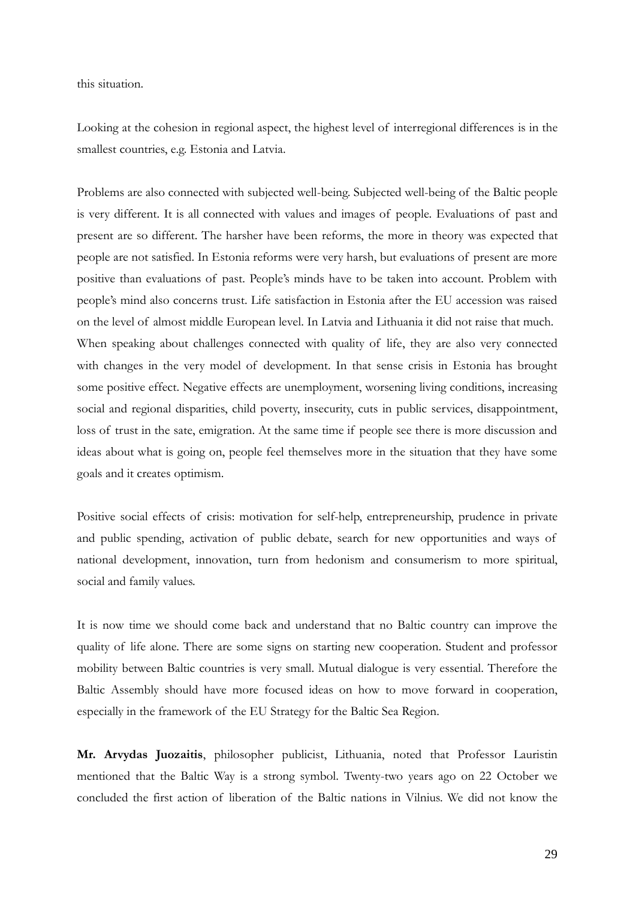this situation.

Looking at the cohesion in regional aspect, the highest level of interregional differences is in the smallest countries, e.g. Estonia and Latvia.

Problems are also connected with subjected well-being. Subjected well-being of the Baltic people is very different. It is all connected with values and images of people. Evaluations of past and present are so different. The harsher have been reforms, the more in theory was expected that people are not satisfied. In Estonia reforms were very harsh, but evaluations of present are more positive than evaluations of past. People's minds have to be taken into account. Problem with people's mind also concerns trust. Life satisfaction in Estonia after the EU accession was raised on the level of almost middle European level. In Latvia and Lithuania it did not raise that much. When speaking about challenges connected with quality of life, they are also very connected with changes in the very model of development. In that sense crisis in Estonia has brought some positive effect. Negative effects are unemployment, worsening living conditions, increasing social and regional disparities, child poverty, insecurity, cuts in public services, disappointment, loss of trust in the sate, emigration. At the same time if people see there is more discussion and ideas about what is going on, people feel themselves more in the situation that they have some goals and it creates optimism.

Positive social effects of crisis: motivation for self-help, entrepreneurship, prudence in private and public spending, activation of public debate, search for new opportunities and ways of national development, innovation, turn from hedonism and consumerism to more spiritual, social and family values.

It is now time we should come back and understand that no Baltic country can improve the quality of life alone. There are some signs on starting new cooperation. Student and professor mobility between Baltic countries is very small. Mutual dialogue is very essential. Therefore the Baltic Assembly should have more focused ideas on how to move forward in cooperation, especially in the framework of the EU Strategy for the Baltic Sea Region.

**Mr. Arvydas Juozaitis**, philosopher publicist, Lithuania, noted that Professor Lauristin mentioned that the Baltic Way is a strong symbol. Twenty-two years ago on 22 October we concluded the first action of liberation of the Baltic nations in Vilnius. We did not know the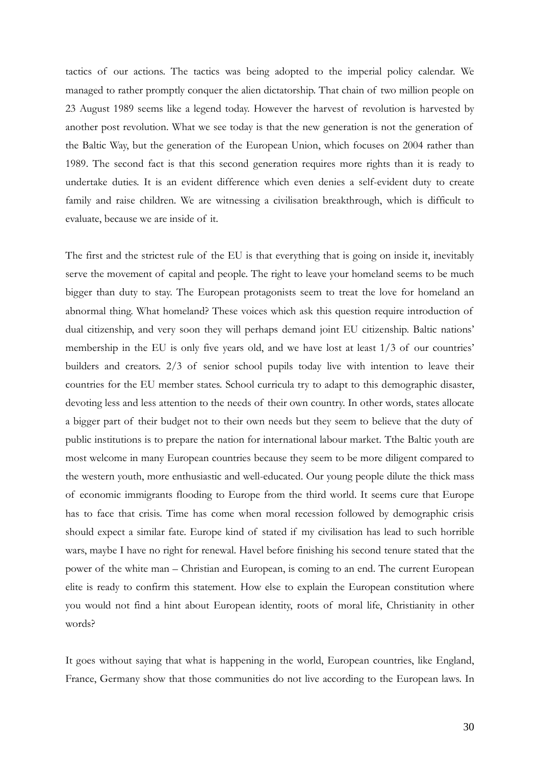tactics of our actions. The tactics was being adopted to the imperial policy calendar. We managed to rather promptly conquer the alien dictatorship. That chain of two million people on 23 August 1989 seems like a legend today. However the harvest of revolution is harvested by another post revolution. What we see today is that the new generation is not the generation of the Baltic Way, but the generation of the European Union, which focuses on 2004 rather than 1989. The second fact is that this second generation requires more rights than it is ready to undertake duties. It is an evident difference which even denies a self-evident duty to create family and raise children. We are witnessing a civilisation breakthrough, which is difficult to evaluate, because we are inside of it.

The first and the strictest rule of the EU is that everything that is going on inside it, inevitably serve the movement of capital and people. The right to leave your homeland seems to be much bigger than duty to stay. The European protagonists seem to treat the love for homeland an abnormal thing. What homeland? These voices which ask this question require introduction of dual citizenship, and very soon they will perhaps demand joint EU citizenship. Baltic nations' membership in the EU is only five years old, and we have lost at least 1/3 of our countries' builders and creators. 2/3 of senior school pupils today live with intention to leave their countries for the EU member states. School curricula try to adapt to this demographic disaster, devoting less and less attention to the needs of their own country. In other words, states allocate a bigger part of their budget not to their own needs but they seem to believe that the duty of public institutions is to prepare the nation for international labour market. Tthe Baltic youth are most welcome in many European countries because they seem to be more diligent compared to the western youth, more enthusiastic and well-educated. Our young people dilute the thick mass of economic immigrants flooding to Europe from the third world. It seems cure that Europe has to face that crisis. Time has come when moral recession followed by demographic crisis should expect a similar fate. Europe kind of stated if my civilisation has lead to such horrible wars, maybe I have no right for renewal. Havel before finishing his second tenure stated that the power of the white man – Christian and European, is coming to an end. The current European elite is ready to confirm this statement. How else to explain the European constitution where you would not find a hint about European identity, roots of moral life, Christianity in other words?

It goes without saying that what is happening in the world, European countries, like England, France, Germany show that those communities do not live according to the European laws. In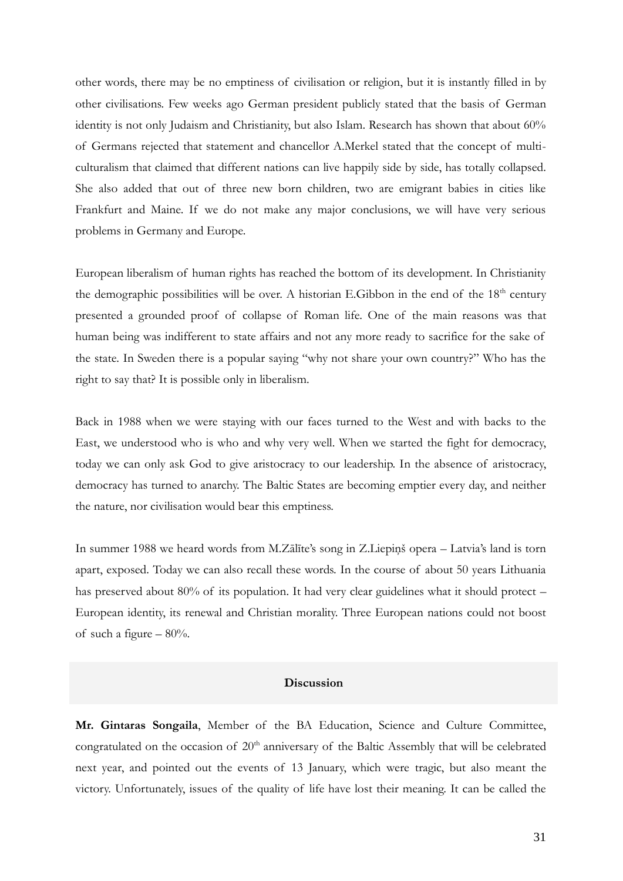other words, there may be no emptiness of civilisation or religion, but it is instantly filled in by other civilisations. Few weeks ago German president publicly stated that the basis of German identity is not only Judaism and Christianity, but also Islam. Research has shown that about 60% of Germans rejected that statement and chancellor A.Merkel stated that the concept of multi-culturalism that claimed that different nations can live happily side by side, has totally collapsed. She also added that out of three new born children, two are emigrant babies in cities like Frankfurt and Maine. If we do not make any major conclusions, we will have very serious problems in Germany and Europe.

European liberalism of human rights has reached the bottom of its development. In Christianity the demographic possibilities will be over. A historian E.Gibbon in the end of the 18th century presented a grounded proof of collapse of Roman life. One of the main reasons was that human being was indifferent to state affairs and not any more ready to sacrifice for the sake of the state. In Sweden there is a popular saying "why not share your own country?" Who has the right to say that? It is possible only in liberalism.

Back in 1988 when we were staying with our faces turned to the West and with backs to the East, we understood who is who and why very well. When we started the fight for democracy, today we can only ask God to give aristocracy to our leadership. In the absence of aristocracy, democracy has turned to anarchy. The Baltic States are becoming emptier every day, and neither the nature, nor civilisation would bear this emptiness.

In summer 1988 we heard words from M.Zālīte's song in Z.Liepiņš opera – Latvia's land is torn apart, exposed. Today we can also recall these words. In the course of about 50 years Lithuania has preserved about 80% of its population. It had very clear guidelines what it should protect – European identity, its renewal and Christian morality. Three European nations could not boost of such a figure – 80%.

## Discussion

**Mr. Gintaras Songaila**, Member of the BA Education, Science and Culture Committee, congratulated on the occasion of 20th anniversary of the Baltic Assembly that will be celebrated next year, and pointed out the events of 13 January, which were tragic, but also meant the victory. Unfortunately, issues of the quality of life have lost their meaning. It can be called the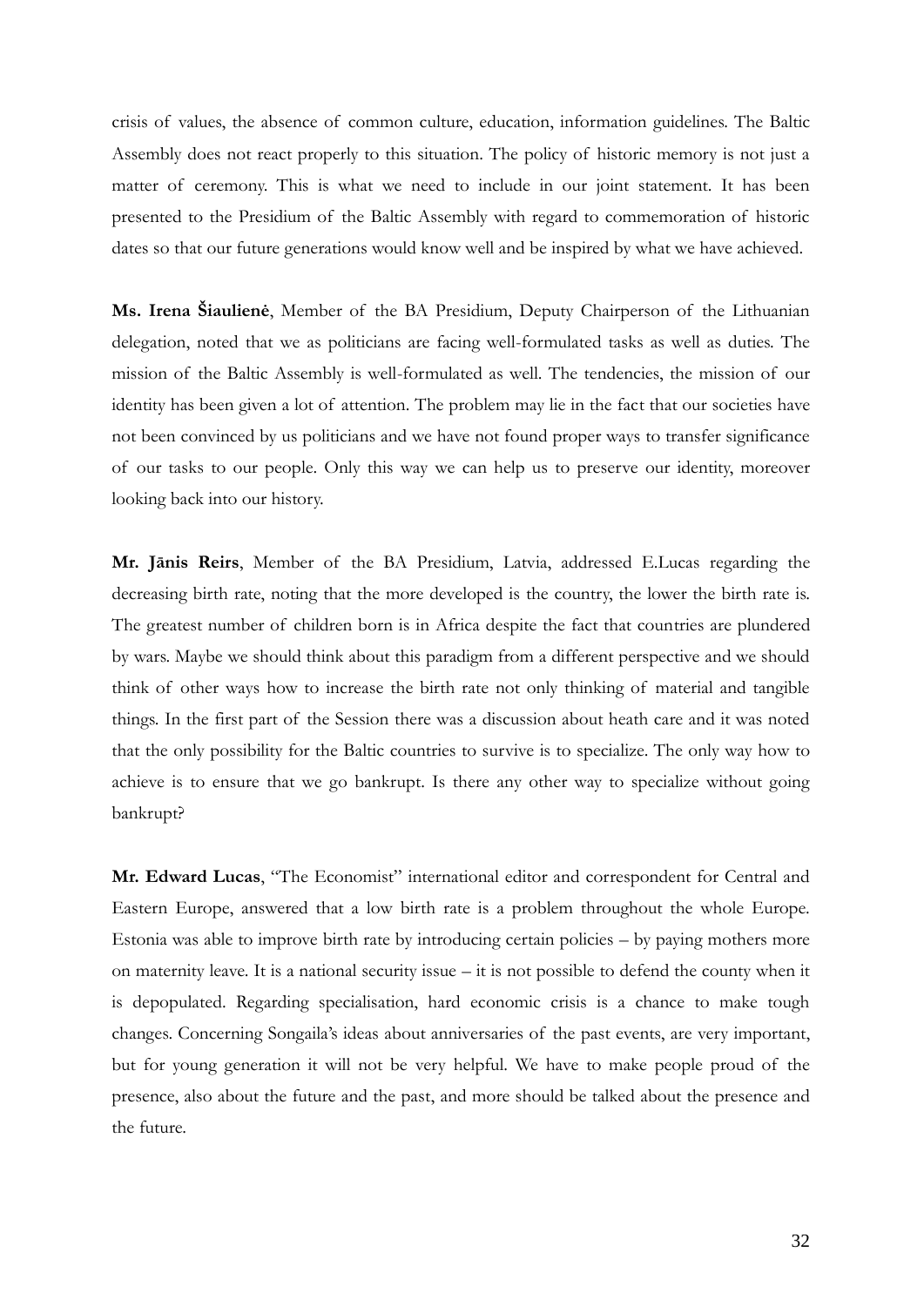crisis of values, the absence of common culture, education, information guidelines. The Baltic Assembly does not react properly to this situation. The policy of historic memory is not just a matter of ceremony. This is what we need to include in our joint statement. It has been presented to the Presidium of the Baltic Assembly with regard to commemoration of historic dates so that our future generations would know well and be inspired by what we have achieved.

**Ms. Irena Šiaulienė**, Member of the BA Presidium, Deputy Chairperson of the Lithuanian delegation, noted that we as politicians are facing well-formulated tasks as well as duties. The mission of the Baltic Assembly is well-formulated as well. The tendencies, the mission of our identity has been given a lot of attention. The problem may lie in the fact that our societies have not been convinced by us politicians and we have not found proper ways to transfer significance of our tasks to our people. Only this way we can help us to preserve our identity, moreover looking back into our history.

**Mr. Jānis Reirs**, Member of the BA Presidium, Latvia, addressed E.Lucas regarding the decreasing birth rate, noting that the more developed is the country, the lower the birth rate is. The greatest number of children born is in Africa despite the fact that countries are plundered by wars. Maybe we should think about this paradigm from a different perspective and we should think of other ways how to increase the birth rate not only thinking of material and tangible things. In the first part of the Session there was a discussion about heath care and it was noted that the only possibility for the Baltic countries to survive is to specialize. The only way how to achieve is to ensure that we go bankrupt. Is there any other way to specialize without going bankrupt?

**Mr. Edward Lucas**, "The Economist" international editor and correspondent for Central and Eastern Europe, answered that a low birth rate is a problem throughout the whole Europe. Estonia was able to improve birth rate by introducing certain policies – by paying mothers more on maternity leave. It is a national security issue – it is not possible to defend the county when it is depopulated. Regarding specialisation, hard economic crisis is a chance to make tough changes. Concerning Songaila's ideas about anniversaries of the past events, are very important, but for young generation it will not be very helpful. We have to make people proud of the presence, also about the future and the past, and more should be talked about the presence and the future.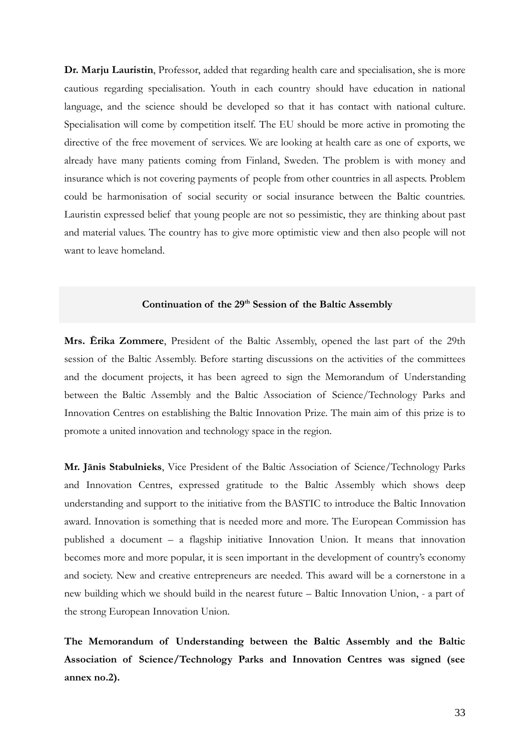**Dr. Marju Lauristin**, Professor, added that regarding health care and specialisation, she is more cautious regarding specialisation. Youth in each country should have education in national language, and the science should be developed so that it has contact with national culture. Specialisation will come by competition itself. The EU should be more active in promoting the directive of the free movement of services. We are looking at health care as one of exports, we already have many patients coming from Finland, Sweden. The problem is with money and insurance which is not covering payments of people from other countries in all aspects. Problem could be harmonisation of social security or social insurance between the Baltic countries. Lauristin expressed belief that young people are not so pessimistic, they are thinking about past and material values. The country has to give more optimistic view and then also people will not want to leave homeland.

## Continuation of the 29th Session of the Baltic Assembly

**Mrs. Ērika Zommere**, President of the Baltic Assembly, opened the last part of the 29th session of the Baltic Assembly. Before starting discussions on the activities of the committees and the document projects, it has been agreed to sign the Memorandum of Understanding between the Baltic Assembly and the Baltic Association of Science/Technology Parks and Innovation Centres on establishing the Baltic Innovation Prize. The main aim of this prize is to promote a united innovation and technology space in the region.

**Mr. Jānis Stabulnieks**, Vice President of the Baltic Association of Science/Technology Parks and Innovation Centres, expressed gratitude to the Baltic Assembly which shows deep understanding and support to the initiative from the BASTIC to introduce the Baltic Innovation award. Innovation is something that is needed more and more. The European Commission has published a document – a flagship initiative Innovation Union. It means that innovation becomes more and more popular, it is seen important in the development of country's economy and society. New and creative entrepreneurs are needed. This award will be a cornerstone in a new building which we should build in the nearest future – Baltic Innovation Union, - a part of the strong European Innovation Union.

**The Memorandum of Understanding between the Baltic Assembly and the Baltic Association of Science/Technology Parks and Innovation Centres was signed (see annex no.2).**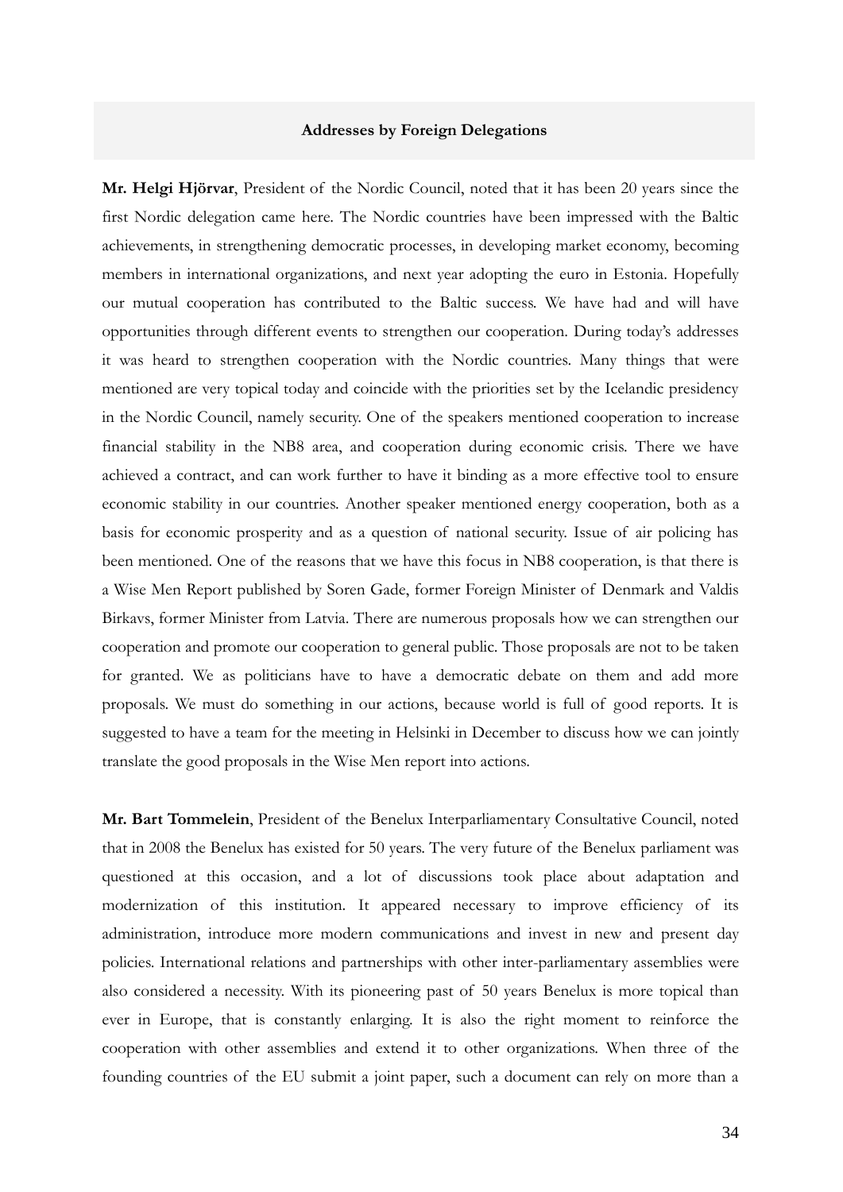## Addresses by Foreign Delegations

**Mr. Helgi Hjörvar**, President of the Nordic Council, noted that it has been 20 years since the first Nordic delegation came here. The Nordic countries have been impressed with the Baltic achievements, in strengthening democratic processes, in developing market economy, becoming members in international organizations, and next year adopting the euro in Estonia. Hopefully our mutual cooperation has contributed to the Baltic success. We have had and will have opportunities through different events to strengthen our cooperation. During today's addresses it was heard to strengthen cooperation with the Nordic countries. Many things that were mentioned are very topical today and coincide with the priorities set by the Icelandic presidency in the Nordic Council, namely security. One of the speakers mentioned cooperation to increase financial stability in the NB8 area, and cooperation during economic crisis. There we have achieved a contract, and can work further to have it binding as a more effective tool to ensure economic stability in our countries. Another speaker mentioned energy cooperation, both as a basis for economic prosperity and as a question of national security. Issue of air policing has been mentioned. One of the reasons that we have this focus in NB8 cooperation, is that there is a Wise Men Report published by Soren Gade, former Foreign Minister of Denmark and Valdis Birkavs, former Minister from Latvia. There are numerous proposals how we can strengthen our cooperation and promote our cooperation to general public. Those proposals are not to be taken for granted. We as politicians have to have a democratic debate on them and add more proposals. We must do something in our actions, because world is full of good reports. It is suggested to have a team for the meeting in Helsinki in December to discuss how we can jointly translate the good proposals in the Wise Men report into actions.

**Mr. Bart Tommelein**, President of the Benelux Interparliamentary Consultative Council, noted that in 2008 the Benelux has existed for 50 years. The very future of the Benelux parliament was questioned at this occasion, and a lot of discussions took place about adaptation and modernization of this institution. It appeared necessary to improve efficiency of its administration, introduce more modern communications and invest in new and present day policies. International relations and partnerships with other inter-parliamentary assemblies were also considered a necessity. With its pioneering past of 50 years Benelux is more topical than ever in Europe, that is constantly enlarging. It is also the right moment to reinforce the cooperation with other assemblies and extend it to other organizations. When three of the founding countries of the EU submit a joint paper, such a document can rely on more than a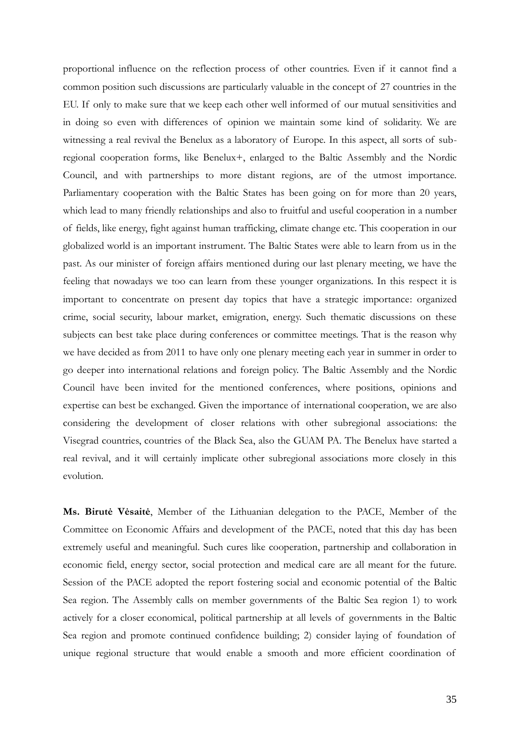proportional influence on the reflection process of other countries. Even if it cannot find a common position such discussions are particularly valuable in the concept of 27 countries in the EU. If only to make sure that we keep each other well informed of our mutual sensitivities and in doing so even with differences of opinion we maintain some kind of solidarity. We are witnessing a real revival the Benelux as a laboratory of Europe. In this aspect, all sorts of sub-regional cooperation forms, like Benelux+, enlarged to the Baltic Assembly and the Nordic Council, and with partnerships to more distant regions, are of the utmost importance. Parliamentary cooperation with the Baltic States has been going on for more than 20 years, which lead to many friendly relationships and also to fruitful and useful cooperation in a number of fields, like energy, fight against human trafficking, climate change etc. This cooperation in our globalized world is an important instrument. The Baltic States were able to learn from us in the past. As our minister of foreign affairs mentioned during our last plenary meeting, we have the feeling that nowadays we too can learn from these younger organizations. In this respect it is important to concentrate on present day topics that have a strategic importance: organized crime, social security, labour market, emigration, energy. Such thematic discussions on these subjects can best take place during conferences or committee meetings. That is the reason why we have decided as from 2011 to have only one plenary meeting each year in summer in order to go deeper into international relations and foreign policy. The Baltic Assembly and the Nordic Council have been invited for the mentioned conferences, where positions, opinions and expertise can best be exchanged. Given the importance of international cooperation, we are also considering the development of closer relations with other subregional associations: the Visegrad countries, countries of the Black Sea, also the GUAM PA. The Benelux have started a real revival, and it will certainly implicate other subregional associations more closely in this evolution.

**Ms. Birutė Vėsaitė**, Member of the Lithuanian delegation to the PACE, Member of the Committee on Economic Affairs and development of the PACE, noted that this day has been extremely useful and meaningful. Such cures like cooperation, partnership and collaboration in economic field, energy sector, social protection and medical care are all meant for the future. Session of the PACE adopted the report fostering social and economic potential of the Baltic Sea region. The Assembly calls on member governments of the Baltic Sea region 1) to work actively for a closer economical, political partnership at all levels of governments in the Baltic Sea region and promote continued confidence building; 2) consider laying of foundation of unique regional structure that would enable a smooth and more efficient coordination of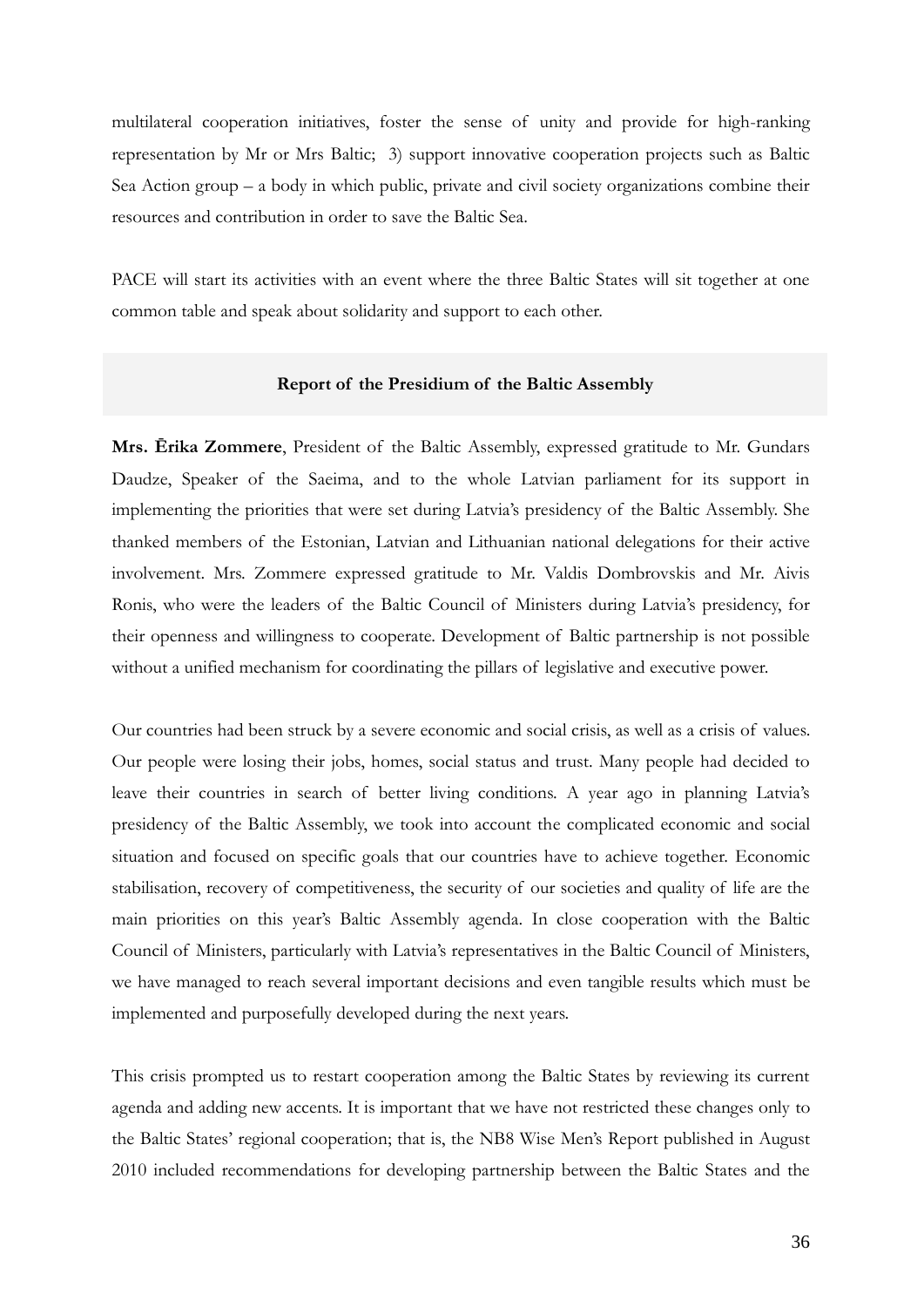multilateral cooperation initiatives, foster the sense of unity and provide for high-ranking representation by Mr or Mrs Baltic; 3) support innovative cooperation projects such as Baltic Sea Action group – a body in which public, private and civil society organizations combine their resources and contribution in order to save the Baltic Sea.

PACE will start its activities with an event where the three Baltic States will sit together at one common table and speak about solidarity and support to each other.

## Report of the Presidium of the Baltic Assembly

**Mrs. Ērika Zommere**, President of the Baltic Assembly, expressed gratitude to Mr. Gundars Daudze, Speaker of the Saeima, and to the whole Latvian parliament for its support in implementing the priorities that were set during Latvia's presidency of the Baltic Assembly. She thanked members of the Estonian, Latvian and Lithuanian national delegations for their active involvement. Mrs. Zommere expressed gratitude to Mr. Valdis Dombrovskis and Mr. Aivis Ronis, who were the leaders of the Baltic Council of Ministers during Latvia's presidency, for their openness and willingness to cooperate. Development of Baltic partnership is not possible without a unified mechanism for coordinating the pillars of legislative and executive power.

Our countries had been struck by a severe economic and social crisis, as well as a crisis of values. Our people were losing their jobs, homes, social status and trust. Many people had decided to leave their countries in search of better living conditions. A year ago in planning Latvia's presidency of the Baltic Assembly, we took into account the complicated economic and social situation and focused on specific goals that our countries have to achieve together. Economic stabilisation, recovery of competitiveness, the security of our societies and quality of life are the main priorities on this year's Baltic Assembly agenda. In close cooperation with the Baltic Council of Ministers, particularly with Latvia's representatives in the Baltic Council of Ministers, we have managed to reach several important decisions and even tangible results which must be implemented and purposefully developed during the next years.

This crisis prompted us to restart cooperation among the Baltic States by reviewing its current agenda and adding new accents. It is important that we have not restricted these changes only to the Baltic States' regional cooperation; that is, the NB8 Wise Men's Report published in August 2010 included recommendations for developing partnership between the Baltic States and the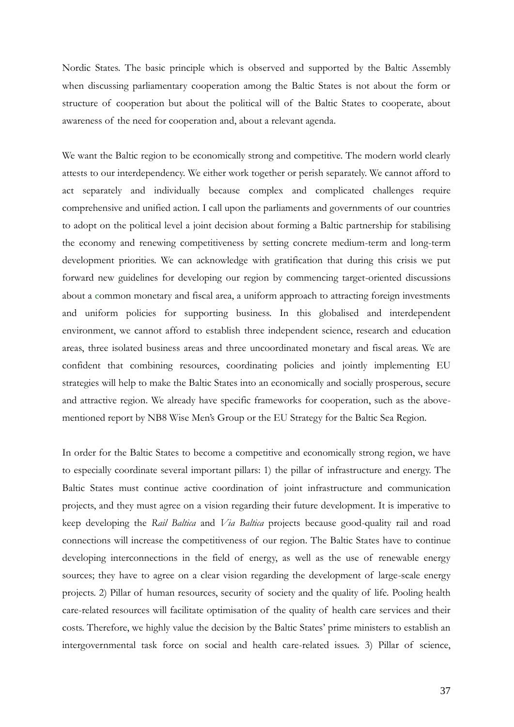Nordic States. The basic principle which is observed and supported by the Baltic Assembly when discussing parliamentary cooperation among the Baltic States is not about the form or structure of cooperation but about the political will of the Baltic States to cooperate, about awareness of the need for cooperation and, about a relevant agenda.

We want the Baltic region to be economically strong and competitive. The modern world clearly attests to our interdependency. We either work together or perish separately. We cannot afford to act separately and individually because complex and complicated challenges require comprehensive and unified action. I call upon the parliaments and governments of our countries to adopt on the political level a joint decision about forming a Baltic partnership for stabilising the economy and renewing competitiveness by setting concrete medium-term and long-term development priorities. We can acknowledge with gratification that during this crisis we put forward new guidelines for developing our region by commencing target-oriented discussions about a common monetary and fiscal area, a uniform approach to attracting foreign investments and uniform policies for supporting business. In this globalised and interdependent environment, we cannot afford to establish three independent science, research and education areas, three isolated business areas and three uncoordinated monetary and fiscal areas. We are confident that combining resources, coordinating policies and jointly implementing EU strategies will help to make the Baltic States into an economically and socially prosperous, secure and attractive region. We already have specific frameworks for cooperation, such as the above-mentioned report by NB8 Wise Men's Group or the EU Strategy for the Baltic Sea Region.

In order for the Baltic States to become a competitive and economically strong region, we have to especially coordinate several important pillars: 1) the pillar of infrastructure and energy. The Baltic States must continue active coordination of joint infrastructure and communication projects, and they must agree on a vision regarding their future development. It is imperative to keep developing the *Rail Baltica* and *Via Baltica* projects because good-quality rail and road connections will increase the competitiveness of our region. The Baltic States have to continue developing interconnections in the field of energy, as well as the use of renewable energy sources; they have to agree on a clear vision regarding the development of large-scale energy projects. 2) Pillar of human resources, security of society and the quality of life. Pooling health care-related resources will facilitate optimisation of the quality of health care services and their costs. Therefore, we highly value the decision by the Baltic States' prime ministers to establish an intergovernmental task force on social and health care-related issues. 3) Pillar of science,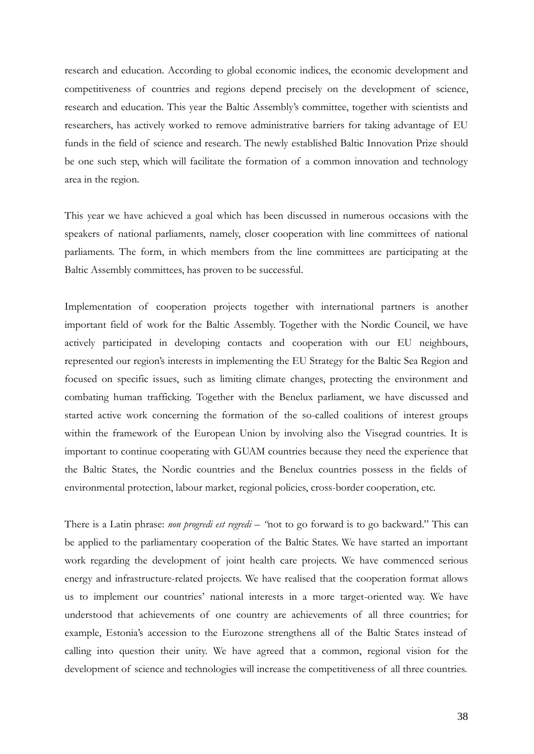research and education. According to global economic indices, the economic development and competitiveness of countries and regions depend precisely on the development of science, research and education. This year the Baltic Assembly's committee, together with scientists and researchers, has actively worked to remove administrative barriers for taking advantage of EU funds in the field of science and research. The newly established Baltic Innovation Prize should be one such step, which will facilitate the formation of a common innovation and technology area in the region.

This year we have achieved a goal which has been discussed in numerous occasions with the speakers of national parliaments, namely, closer cooperation with line committees of national parliaments. The form, in which members from the line committees are participating at the Baltic Assembly committees, has proven to be successful.

Implementation of cooperation projects together with international partners is another important field of work for the Baltic Assembly. Together with the Nordic Council, we have actively participated in developing contacts and cooperation with our EU neighbours, represented our region's interests in implementing the EU Strategy for the Baltic Sea Region and focused on specific issues, such as limiting climate changes, protecting the environment and combating human trafficking. Together with the Benelux parliament, we have discussed and started active work concerning the formation of the so-called coalitions of interest groups within the framework of the European Union by involving also the Visegrad countries. It is important to continue cooperating with GUAM countries because they need the experience that the Baltic States, the Nordic countries and the Benelux countries possess in the fields of environmental protection, labour market, regional policies, cross-border cooperation, etc.

There is a Latin phrase: *non progredi est regredi* – "not to go forward is to go backward." This can be applied to the parliamentary cooperation of the Baltic States. We have started an important work regarding the development of joint health care projects. We have commenced serious energy and infrastructure-related projects. We have realised that the cooperation format allows us to implement our countries' national interests in a more target-oriented way. We have understood that achievements of one country are achievements of all three countries; for example, Estonia's accession to the Eurozone strengthens all of the Baltic States instead of calling into question their unity. We have agreed that a common, regional vision for the development of science and technologies will increase the competitiveness of all three countries.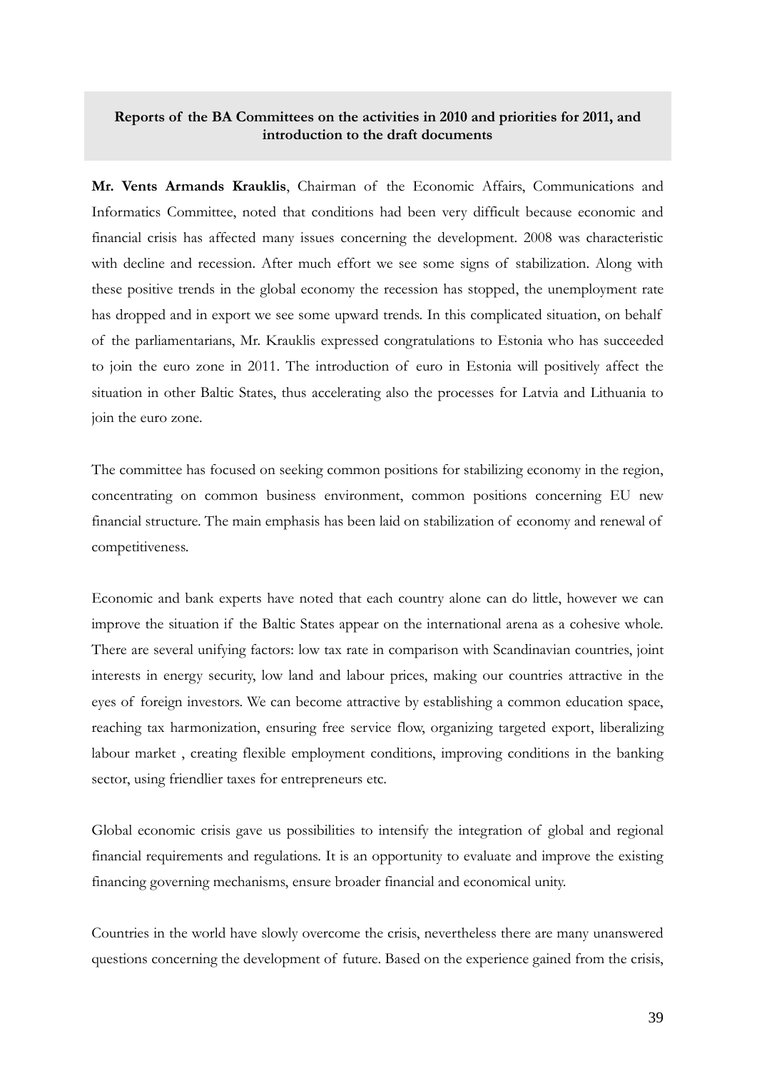**Reports of the BA Committees on the activities in 2010 and priorities for 2011, and introduction to the draft documents**

**Mr. Vents Armands Krauklis**, Chairman of the Economic Affairs, Communications and Informatics Committee, noted that conditions had been very difficult because economic and financial crisis has affected many issues concerning the development. 2008 was characteristic with decline and recession. After much effort we see some signs of stabilization. Along with these positive trends in the global economy the recession has stopped, the unemployment rate has dropped and in export we see some upward trends. In this complicated situation, on behalf of the parliamentarians, Mr. Krauklis expressed congratulations to Estonia who has succeeded to join the euro zone in 2011. The introduction of euro in Estonia will positively affect the situation in other Baltic States, thus accelerating also the processes for Latvia and Lithuania to join the euro zone.

The committee has focused on seeking common positions for stabilizing economy in the region, concentrating on common business environment, common positions concerning EU new financial structure. The main emphasis has been laid on stabilization of economy and renewal of competitiveness.

Economic and bank experts have noted that each country alone can do little, however we can improve the situation if the Baltic States appear on the international arena as a cohesive whole. There are several unifying factors: low tax rate in comparison with Scandinavian countries, joint interests in energy security, low land and labour prices, making our countries attractive in the eyes of foreign investors. We can become attractive by establishing a common education space, reaching tax harmonization, ensuring free service flow, organizing targeted export, liberalizing labour market , creating flexible employment conditions, improving conditions in the banking sector, using friendlier taxes for entrepreneurs etc.

Global economic crisis gave us possibilities to intensify the integration of global and regional financial requirements and regulations. It is an opportunity to evaluate and improve the existing financing governing mechanisms, ensure broader financial and economical unity.

Countries in the world have slowly overcome the crisis, nevertheless there are many unanswered questions concerning the development of future. Based on the experience gained from the crisis,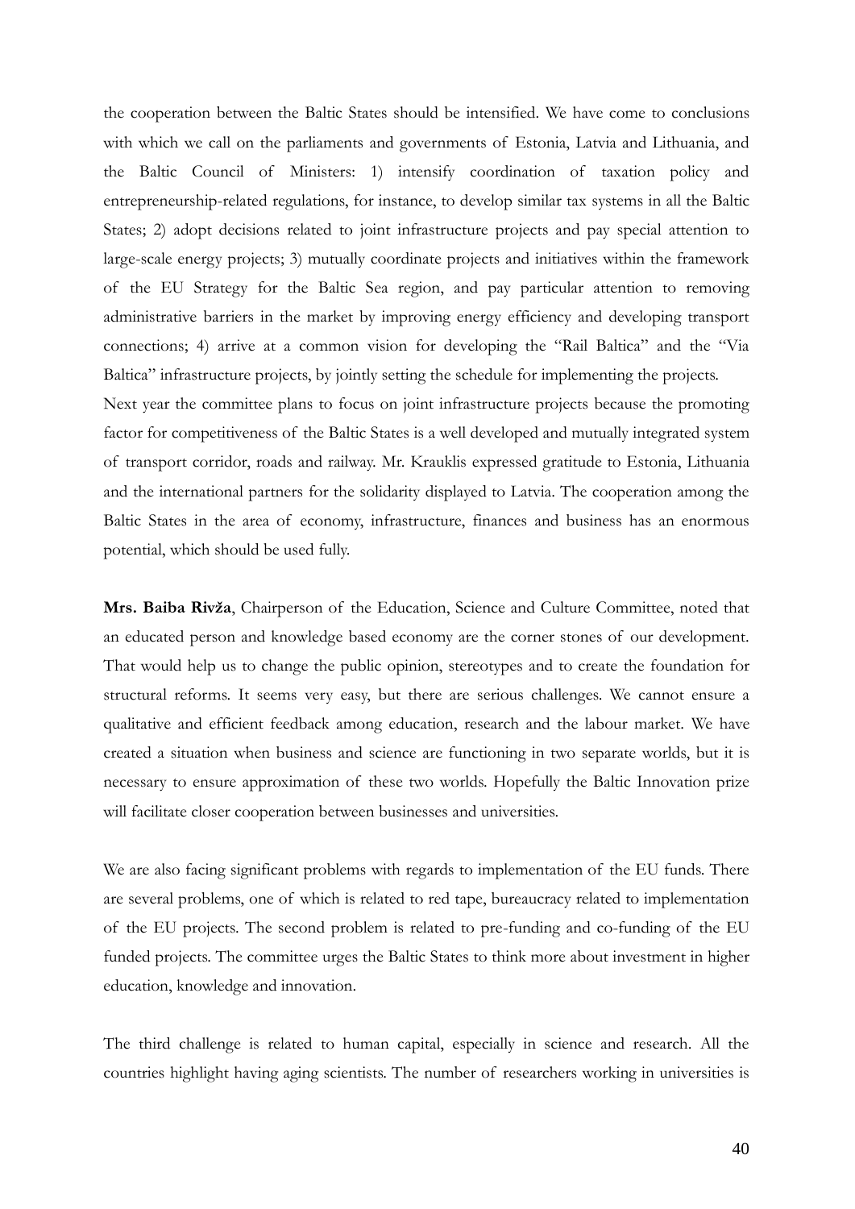the cooperation between the Baltic States should be intensified. We have come to conclusions with which we call on the parliaments and governments of Estonia, Latvia and Lithuania, and the Baltic Council of Ministers: 1) intensify coordination of taxation policy and entrepreneurship-related regulations, for instance, to develop similar tax systems in all the Baltic States; 2) adopt decisions related to joint infrastructure projects and pay special attention to large-scale energy projects; 3) mutually coordinate projects and initiatives within the framework of the EU Strategy for the Baltic Sea region, and pay particular attention to removing administrative barriers in the market by improving energy efficiency and developing transport connections; 4) arrive at a common vision for developing the "Rail Baltica" and the "Via Baltica" infrastructure projects, by jointly setting the schedule for implementing the projects.
Next year the committee plans to focus on joint infrastructure projects because the promoting factor for competitiveness of the Baltic States is a well developed and mutually integrated system of transport corridor, roads and railway. Mr. Krauklis expressed gratitude to Estonia, Lithuania and the international partners for the solidarity displayed to Latvia. The cooperation among the Baltic States in the area of economy, infrastructure, finances and business has an enormous potential, which should be used fully.

**Mrs. Baiba Rivža**, Chairperson of the Education, Science and Culture Committee, noted that an educated person and knowledge based economy are the corner stones of our development. That would help us to change the public opinion, stereotypes and to create the foundation for structural reforms. It seems very easy, but there are serious challenges. We cannot ensure a qualitative and efficient feedback among education, research and the labour market. We have created a situation when business and science are functioning in two separate worlds, but it is necessary to ensure approximation of these two worlds. Hopefully the Baltic Innovation prize will facilitate closer cooperation between businesses and universities.

We are also facing significant problems with regards to implementation of the EU funds. There are several problems, one of which is related to red tape, bureaucracy related to implementation of the EU projects. The second problem is related to pre-funding and co-funding of the EU funded projects. The committee urges the Baltic States to think more about investment in higher education, knowledge and innovation.

The third challenge is related to human capital, especially in science and research. All the countries highlight having aging scientists. The number of researchers working in universities is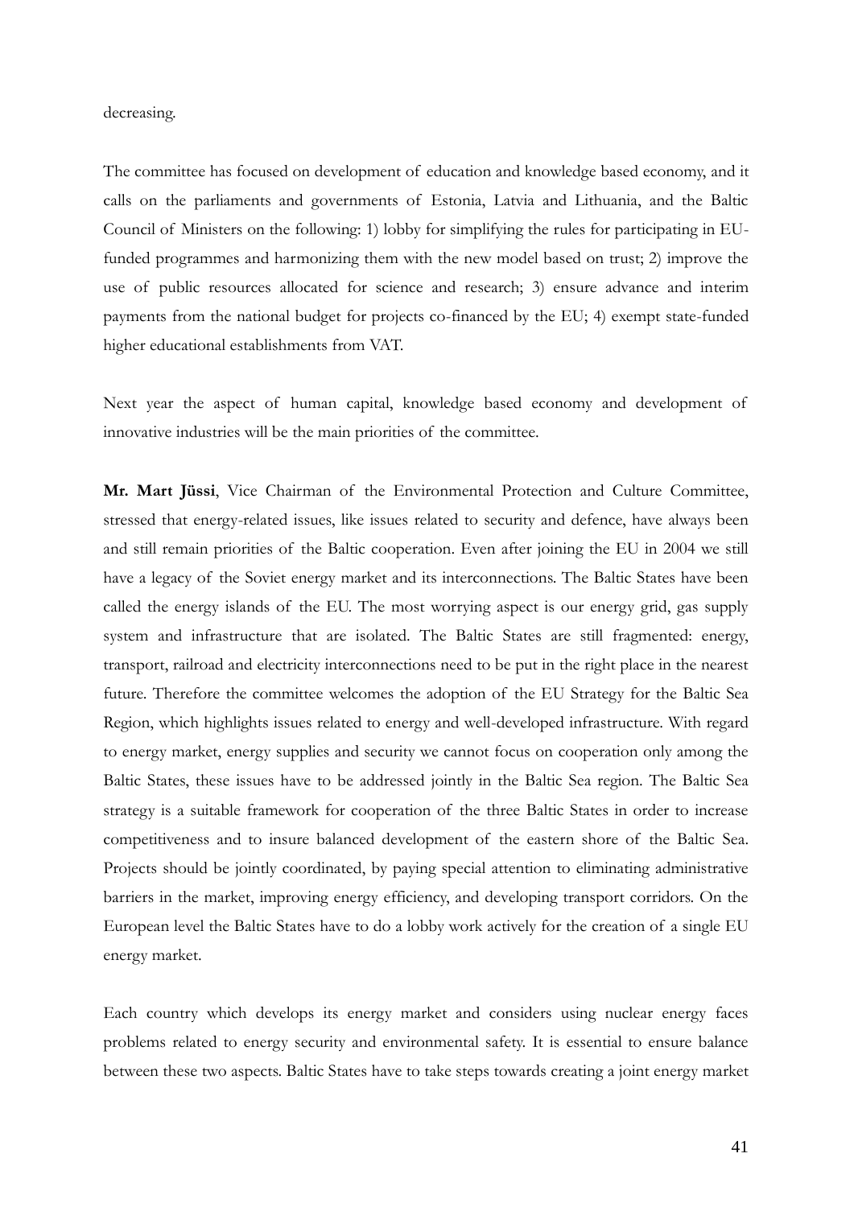decreasing.

The committee has focused on development of education and knowledge based economy, and it calls on the parliaments and governments of Estonia, Latvia and Lithuania, and the Baltic Council of Ministers on the following: 1) lobby for simplifying the rules for participating in EU-funded programmes and harmonizing them with the new model based on trust; 2) improve the use of public resources allocated for science and research; 3) ensure advance and interim payments from the national budget for projects co-financed by the EU; 4) exempt state-funded higher educational establishments from VAT.

Next year the aspect of human capital, knowledge based economy and development of innovative industries will be the main priorities of the committee.

**Mr. Mart Jüssi**, Vice Chairman of the Environmental Protection and Culture Committee, stressed that energy-related issues, like issues related to security and defence, have always been and still remain priorities of the Baltic cooperation. Even after joining the EU in 2004 we still have a legacy of the Soviet energy market and its interconnections. The Baltic States have been called the energy islands of the EU. The most worrying aspect is our energy grid, gas supply system and infrastructure that are isolated. The Baltic States are still fragmented: energy, transport, railroad and electricity interconnections need to be put in the right place in the nearest future. Therefore the committee welcomes the adoption of the EU Strategy for the Baltic Sea Region, which highlights issues related to energy and well-developed infrastructure. With regard to energy market, energy supplies and security we cannot focus on cooperation only among the Baltic States, these issues have to be addressed jointly in the Baltic Sea region. The Baltic Sea strategy is a suitable framework for cooperation of the three Baltic States in order to increase competitiveness and to insure balanced development of the eastern shore of the Baltic Sea. Projects should be jointly coordinated, by paying special attention to eliminating administrative barriers in the market, improving energy efficiency, and developing transport corridors. On the European level the Baltic States have to do a lobby work actively for the creation of a single EU energy market.

Each country which develops its energy market and considers using nuclear energy faces problems related to energy security and environmental safety. It is essential to ensure balance between these two aspects. Baltic States have to take steps towards creating a joint energy market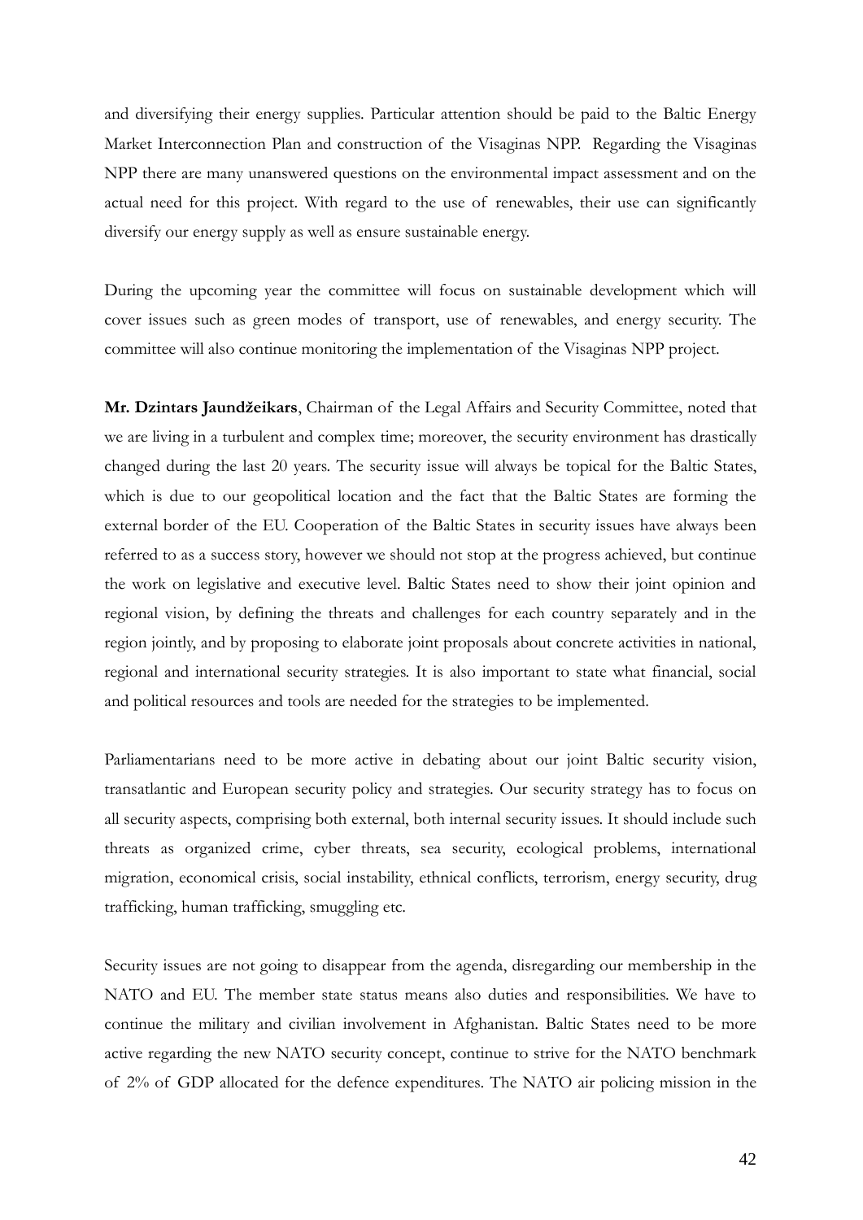and diversifying their energy supplies. Particular attention should be paid to the Baltic Energy Market Interconnection Plan and construction of the Visaginas NPP. Regarding the Visaginas NPP there are many unanswered questions on the environmental impact assessment and on the actual need for this project. With regard to the use of renewables, their use can significantly diversify our energy supply as well as ensure sustainable energy.

During the upcoming year the committee will focus on sustainable development which will cover issues such as green modes of transport, use of renewables, and energy security. The committee will also continue monitoring the implementation of the Visaginas NPP project.

**Mr. Dzintars Jaundžeikars**, Chairman of the Legal Affairs and Security Committee, noted that we are living in a turbulent and complex time; moreover, the security environment has drastically changed during the last 20 years. The security issue will always be topical for the Baltic States, which is due to our geopolitical location and the fact that the Baltic States are forming the external border of the EU. Cooperation of the Baltic States in security issues have always been referred to as a success story, however we should not stop at the progress achieved, but continue the work on legislative and executive level. Baltic States need to show their joint opinion and regional vision, by defining the threats and challenges for each country separately and in the region jointly, and by proposing to elaborate joint proposals about concrete activities in national, regional and international security strategies. It is also important to state what financial, social and political resources and tools are needed for the strategies to be implemented.

Parliamentarians need to be more active in debating about our joint Baltic security vision, transatlantic and European security policy and strategies. Our security strategy has to focus on all security aspects, comprising both external, both internal security issues. It should include such threats as organized crime, cyber threats, sea security, ecological problems, international migration, economical crisis, social instability, ethnical conflicts, terrorism, energy security, drug trafficking, human trafficking, smuggling etc.

Security issues are not going to disappear from the agenda, disregarding our membership in the NATO and EU. The member state status means also duties and responsibilities. We have to continue the military and civilian involvement in Afghanistan. Baltic States need to be more active regarding the new NATO security concept, continue to strive for the NATO benchmark of 2% of GDP allocated for the defence expenditures. The NATO air policing mission in the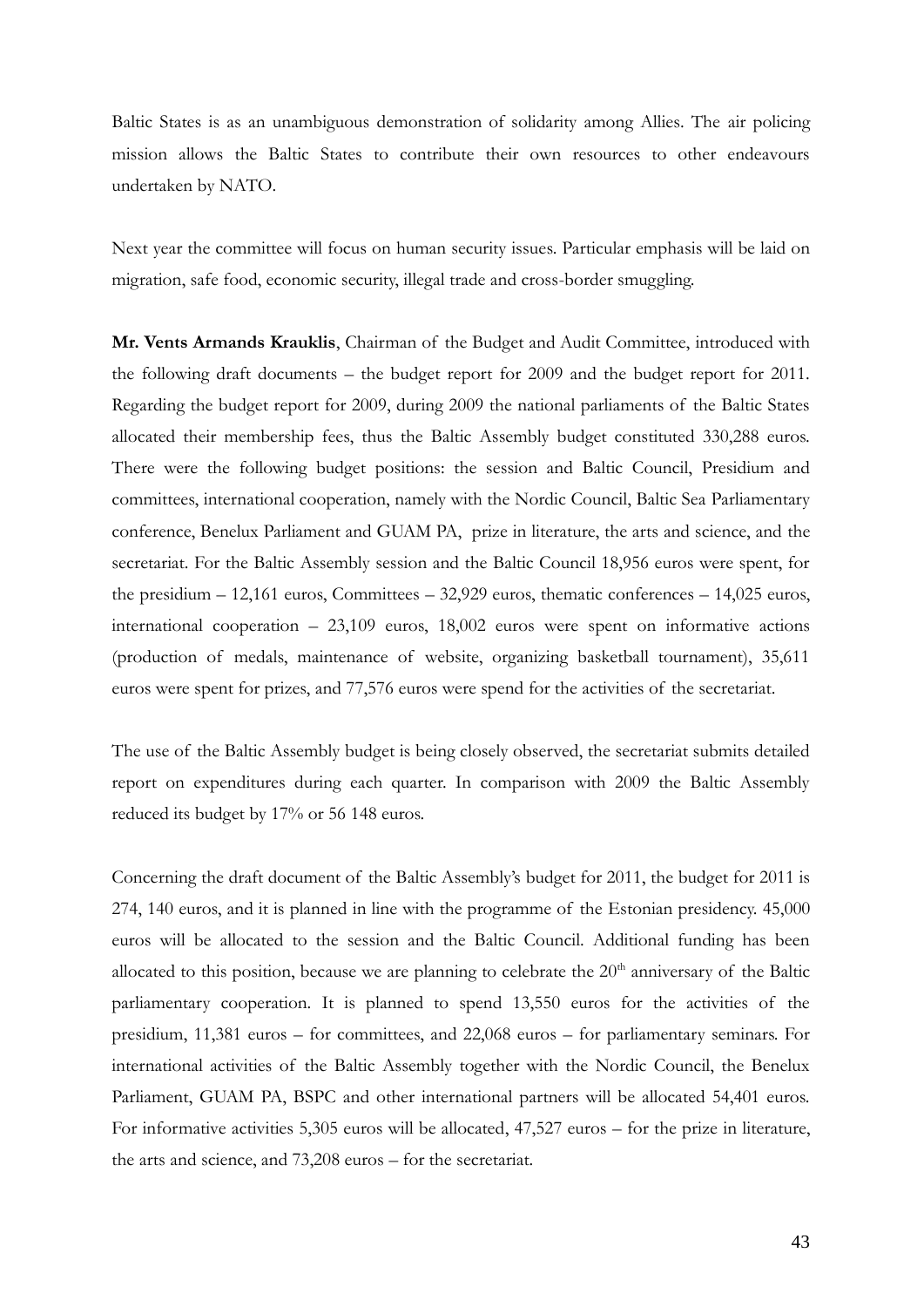Baltic States is as an unambiguous demonstration of solidarity among Allies. The air policing mission allows the Baltic States to contribute their own resources to other endeavours undertaken by NATO.

Next year the committee will focus on human security issues. Particular emphasis will be laid on migration, safe food, economic security, illegal trade and cross-border smuggling.

**Mr. Vents Armands Krauklis**, Chairman of the Budget and Audit Committee, introduced with the following draft documents – the budget report for 2009 and the budget report for 2011. Regarding the budget report for 2009, during 2009 the national parliaments of the Baltic States allocated their membership fees, thus the Baltic Assembly budget constituted 330,288 euros. There were the following budget positions: the session and Baltic Council, Presidium and committees, international cooperation, namely with the Nordic Council, Baltic Sea Parliamentary conference, Benelux Parliament and GUAM PA, prize in literature, the arts and science, and the secretariat. For the Baltic Assembly session and the Baltic Council 18,956 euros were spent, for the presidium – 12,161 euros, Committees – 32,929 euros, thematic conferences – 14,025 euros, international cooperation – 23,109 euros, 18,002 euros were spent on informative actions (production of medals, maintenance of website, organizing basketball tournament), 35,611 euros were spent for prizes, and 77,576 euros were spend for the activities of the secretariat.

The use of the Baltic Assembly budget is being closely observed, the secretariat submits detailed report on expenditures during each quarter. In comparison with 2009 the Baltic Assembly reduced its budget by 17% or 56 148 euros.

Concerning the draft document of the Baltic Assembly's budget for 2011, the budget for 2011 is 274, 140 euros, and it is planned in line with the programme of the Estonian presidency. 45,000 euros will be allocated to the session and the Baltic Council. Additional funding has been allocated to this position, because we are planning to celebrate the 20th anniversary of the Baltic parliamentary cooperation. It is planned to spend 13,550 euros for the activities of the presidium, 11,381 euros – for committees, and 22,068 euros – for parliamentary seminars. For international activities of the Baltic Assembly together with the Nordic Council, the Benelux Parliament, GUAM PA, BSPC and other international partners will be allocated 54,401 euros. For informative activities 5,305 euros will be allocated, 47,527 euros – for the prize in literature, the arts and science, and 73,208 euros – for the secretariat.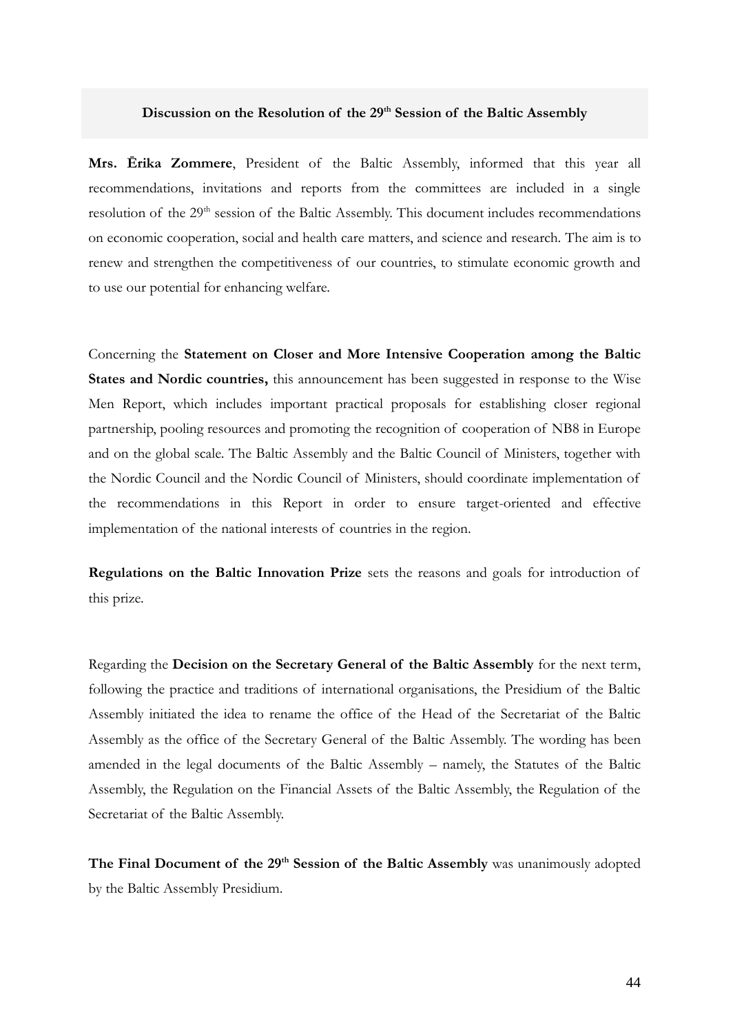## Discussion on the Resolution of the 29th Session of the Baltic Assembly

**Mrs. Ērika Zommere**, President of the Baltic Assembly, informed that this year all recommendations, invitations and reports from the committees are included in a single resolution of the 29th session of the Baltic Assembly. This document includes recommendations on economic cooperation, social and health care matters, and science and research. The aim is to renew and strengthen the competitiveness of our countries, to stimulate economic growth and to use our potential for enhancing welfare.

Concerning the **Statement on Closer and More Intensive Cooperation among the Baltic States and Nordic countries,** this announcement has been suggested in response to the Wise Men Report, which includes important practical proposals for establishing closer regional partnership, pooling resources and promoting the recognition of cooperation of NB8 in Europe and on the global scale. The Baltic Assembly and the Baltic Council of Ministers, together with the Nordic Council and the Nordic Council of Ministers, should coordinate implementation of the recommendations in this Report in order to ensure target-oriented and effective implementation of the national interests of countries in the region.

**Regulations on the Baltic Innovation Prize** sets the reasons and goals for introduction of this prize.

Regarding the **Decision on the Secretary General of the Baltic Assembly** for the next term, following the practice and traditions of international organisations, the Presidium of the Baltic Assembly initiated the idea to rename the office of the Head of the Secretariat of the Baltic Assembly as the office of the Secretary General of the Baltic Assembly. The wording has been amended in the legal documents of the Baltic Assembly – namely, the Statutes of the Baltic Assembly, the Regulation on the Financial Assets of the Baltic Assembly, the Regulation of the Secretariat of the Baltic Assembly.

**The Final Document of the 29th Session of the Baltic Assembly** was unanimously adopted by the Baltic Assembly Presidium.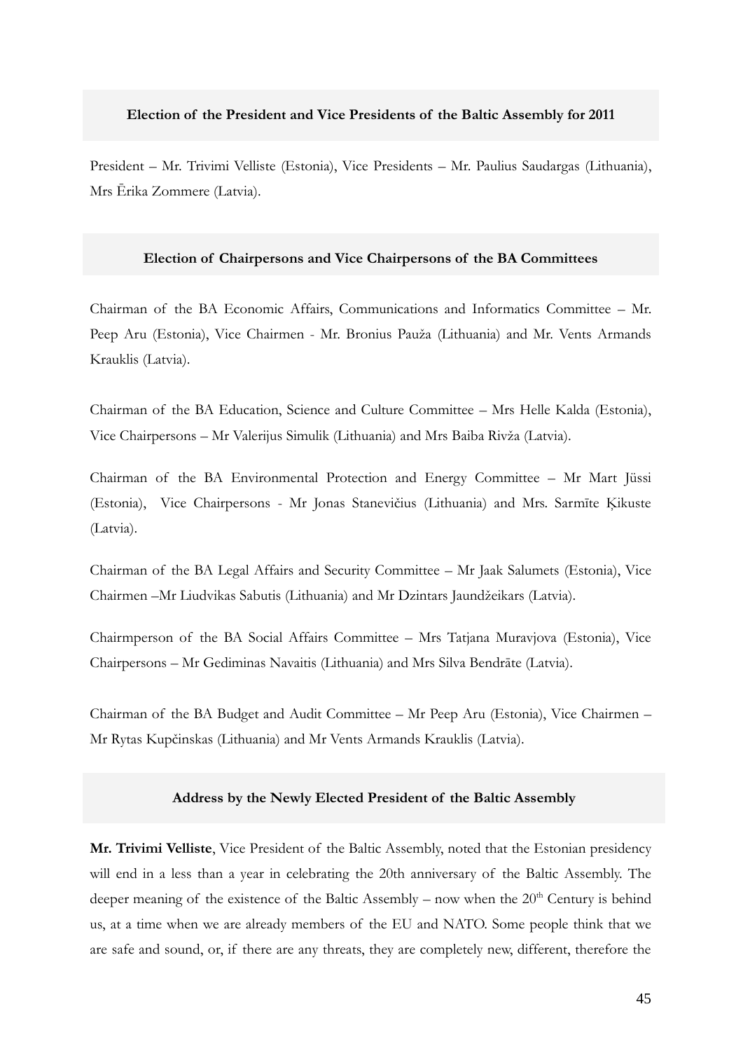## Election of the President and Vice Presidents of the Baltic Assembly for 2011

President – Mr. Trivimi Velliste (Estonia), Vice Presidents – Mr. Paulius Saudargas (Lithuania), Mrs Ērika Zommere (Latvia).

## Election of Chairpersons and Vice Chairpersons of the BA Committees

Chairman of the BA Economic Affairs, Communications and Informatics Committee – Mr. Peep Aru (Estonia), Vice Chairmen - Mr. Bronius Pauža (Lithuania) and Mr. Vents Armands Krauklis (Latvia).

Chairman of the BA Education, Science and Culture Committee – Mrs Helle Kalda (Estonia), Vice Chairpersons – Mr Valerijus Simulik (Lithuania) and Mrs Baiba Rivža (Latvia).

Chairman of the BA Environmental Protection and Energy Committee – Mr Mart Jüssi (Estonia), Vice Chairpersons - Mr Jonas Stanevičius (Lithuania) and Mrs. Sarmīte Ķikuste (Latvia).

Chairman of the BA Legal Affairs and Security Committee – Mr Jaak Salumets (Estonia), Vice Chairmen –Mr Liudvikas Sabutis (Lithuania) and Mr Dzintars Jaundžeikars (Latvia).

Chairmperson of the BA Social Affairs Committee – Mrs Tatjana Muravjova (Estonia), Vice Chairpersons – Mr Gediminas Navaitis (Lithuania) and Mrs Silva Bendrāte (Latvia).

Chairman of the BA Budget and Audit Committee – Mr Peep Aru (Estonia), Vice Chairmen – Mr Rytas Kupčinskas (Lithuania) and Mr Vents Armands Krauklis (Latvia).

## Address by the Newly Elected President of the Baltic Assembly

**Mr. Trivimi Velliste**, Vice President of the Baltic Assembly, noted that the Estonian presidency will end in a less than a year in celebrating the 20th anniversary of the Baltic Assembly. The deeper meaning of the existence of the Baltic Assembly – now when the 20th Century is behind us, at a time when we are already members of the EU and NATO. Some people think that we are safe and sound, or, if there are any threats, they are completely new, different, therefore the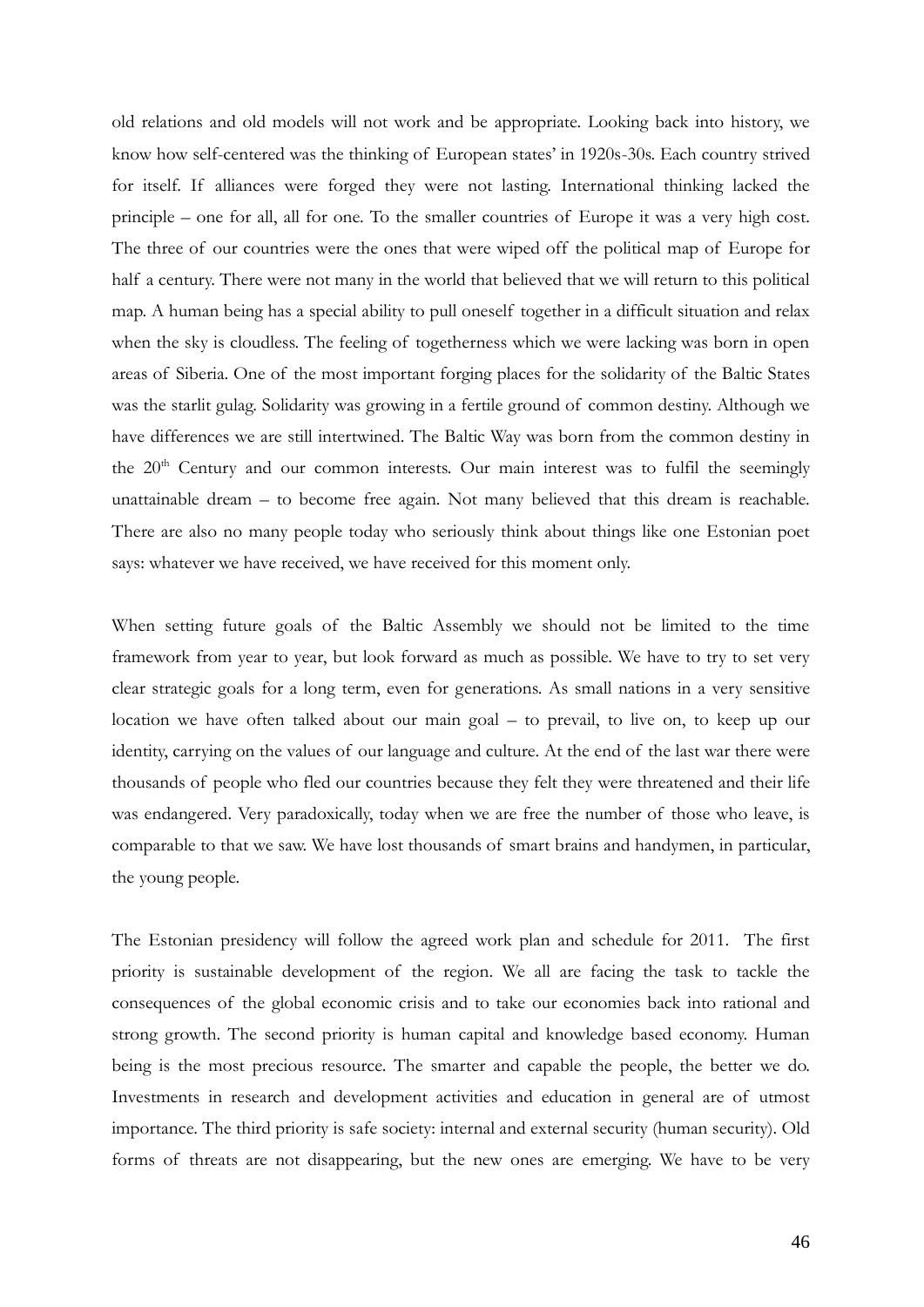old relations and old models will not work and be appropriate. Looking back into history, we know how self-centered was the thinking of European states' in 1920s-30s. Each country strived for itself. If alliances were forged they were not lasting. International thinking lacked the principle – one for all, all for one. To the smaller countries of Europe it was a very high cost. The three of our countries were the ones that were wiped off the political map of Europe for half a century. There were not many in the world that believed that we will return to this political map. A human being has a special ability to pull oneself together in a difficult situation and relax when the sky is cloudless. The feeling of togetherness which we were lacking was born in open areas of Siberia. One of the most important forging places for the solidarity of the Baltic States was the starlit gulag. Solidarity was growing in a fertile ground of common destiny. Although we have differences we are still intertwined. The Baltic Way was born from the common destiny in the 20th Century and our common interests. Our main interest was to fulfil the seemingly unattainable dream – to become free again. Not many believed that this dream is reachable. There are also no many people today who seriously think about things like one Estonian poet says: whatever we have received, we have received for this moment only.

When setting future goals of the Baltic Assembly we should not be limited to the time framework from year to year, but look forward as much as possible. We have to try to set very clear strategic goals for a long term, even for generations. As small nations in a very sensitive location we have often talked about our main goal – to prevail, to live on, to keep up our identity, carrying on the values of our language and culture. At the end of the last war there were thousands of people who fled our countries because they felt they were threatened and their life was endangered. Very paradoxically, today when we are free the number of those who leave, is comparable to that we saw. We have lost thousands of smart brains and handymen, in particular, the young people.

The Estonian presidency will follow the agreed work plan and schedule for 2011. The first priority is sustainable development of the region. We all are facing the task to tackle the consequences of the global economic crisis and to take our economies back into rational and strong growth. The second priority is human capital and knowledge based economy. Human being is the most precious resource. The smarter and capable the people, the better we do. Investments in research and development activities and education in general are of utmost importance. The third priority is safe society: internal and external security (human security). Old forms of threats are not disappearing, but the new ones are emerging. We have to be very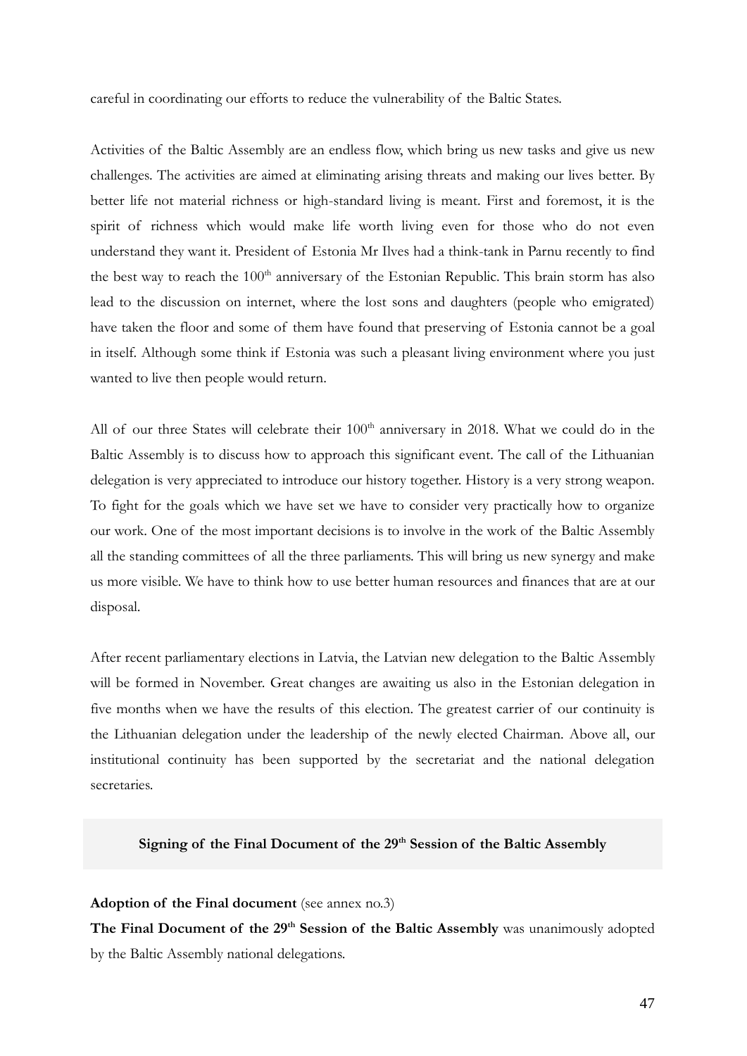careful in coordinating our efforts to reduce the vulnerability of the Baltic States.

Activities of the Baltic Assembly are an endless flow, which bring us new tasks and give us new challenges. The activities are aimed at eliminating arising threats and making our lives better. By better life not material richness or high-standard living is meant. First and foremost, it is the spirit of richness which would make life worth living even for those who do not even understand they want it. President of Estonia Mr Ilves had a think-tank in Parnu recently to find the best way to reach the 100th anniversary of the Estonian Republic. This brain storm has also lead to the discussion on internet, where the lost sons and daughters (people who emigrated) have taken the floor and some of them have found that preserving of Estonia cannot be a goal in itself. Although some think if Estonia was such a pleasant living environment where you just wanted to live then people would return.

All of our three States will celebrate their 100th anniversary in 2018. What we could do in the Baltic Assembly is to discuss how to approach this significant event. The call of the Lithuanian delegation is very appreciated to introduce our history together. History is a very strong weapon. To fight for the goals which we have set we have to consider very practically how to organize our work. One of the most important decisions is to involve in the work of the Baltic Assembly all the standing committees of all the three parliaments. This will bring us new synergy and make us more visible. We have to think how to use better human resources and finances that are at our disposal.

After recent parliamentary elections in Latvia, the Latvian new delegation to the Baltic Assembly will be formed in November. Great changes are awaiting us also in the Estonian delegation in five months when we have the results of this election. The greatest carrier of our continuity is the Lithuanian delegation under the leadership of the newly elected Chairman. Above all, our institutional continuity has been supported by the secretariat and the national delegation secretaries.

## Signing of the Final Document of the 29th Session of the Baltic Assembly

**Adoption of the Final document** (see annex no.3)

**The Final Document of the 29th Session of the Baltic Assembly** was unanimously adopted by the Baltic Assembly national delegations.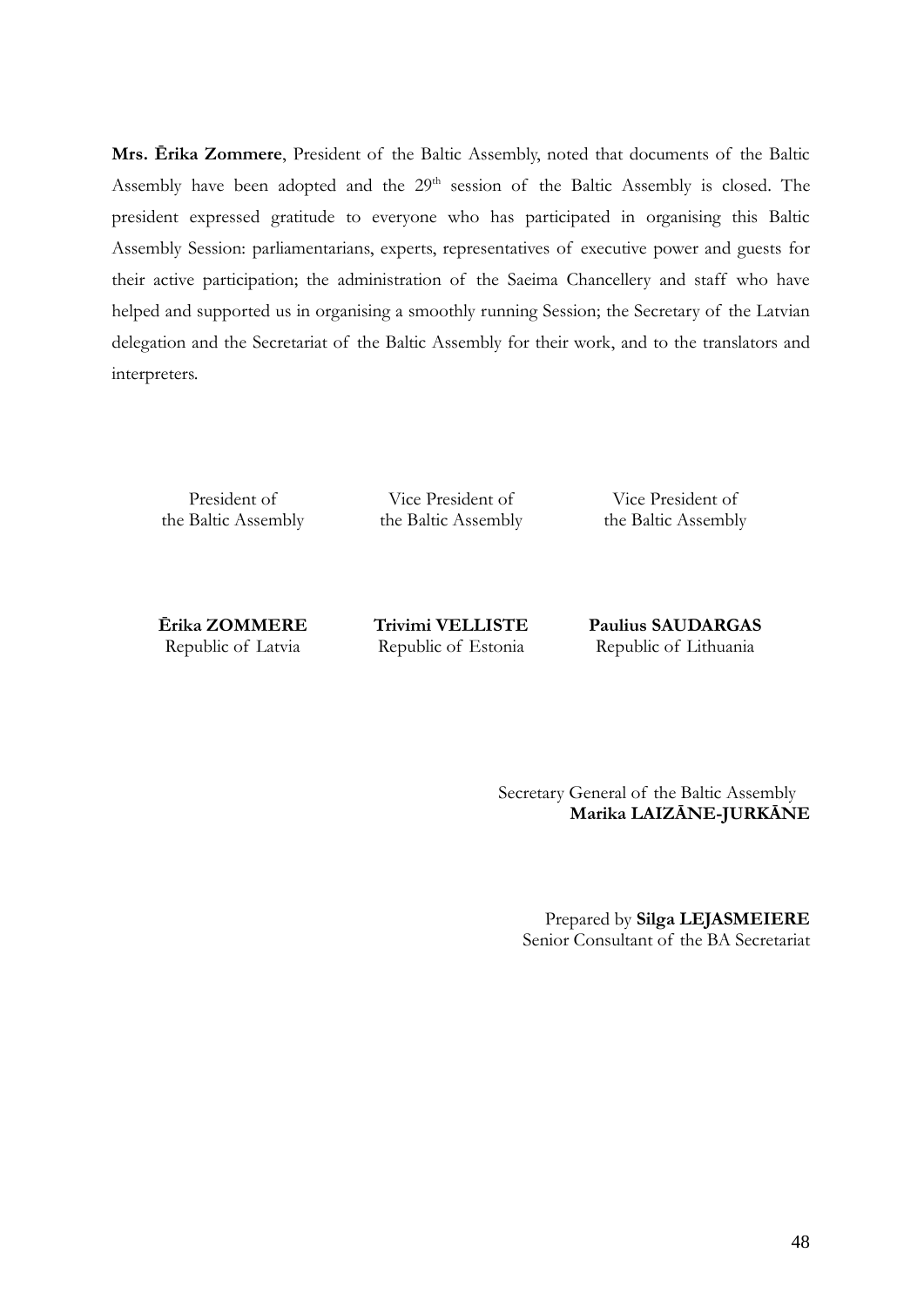**Mrs. Ērika Zommere**, President of the Baltic Assembly, noted that documents of the Baltic Assembly have been adopted and the 29th session of the Baltic Assembly is closed. The president expressed gratitude to everyone who has participated in organising this Baltic Assembly Session: parliamentarians, experts, representatives of executive power and guests for their active participation; the administration of the Saeima Chancellery and staff who have helped and supported us in organising a smoothly running Session; the Secretary of the Latvian delegation and the Secretariat of the Baltic Assembly for their work, and to the translators and interpreters.

| | | |
|---|---|---|
| President of the Baltic Assembly | Vice President of the Baltic Assembly | Vice President of the Baltic Assembly |
| **Ērika ZOMMERE** Republic of Latvia | **Trivimi VELLISTE** Republic of Estonia | **Paulius SAUDARGAS** Republic of Lithuania |

Secretary General of the Baltic Assembly
**Marika LAIZĀNE-JURKĀNE**

Prepared by **Silga LEJASMEIERE**
Senior Consultant of the BA Secretariat